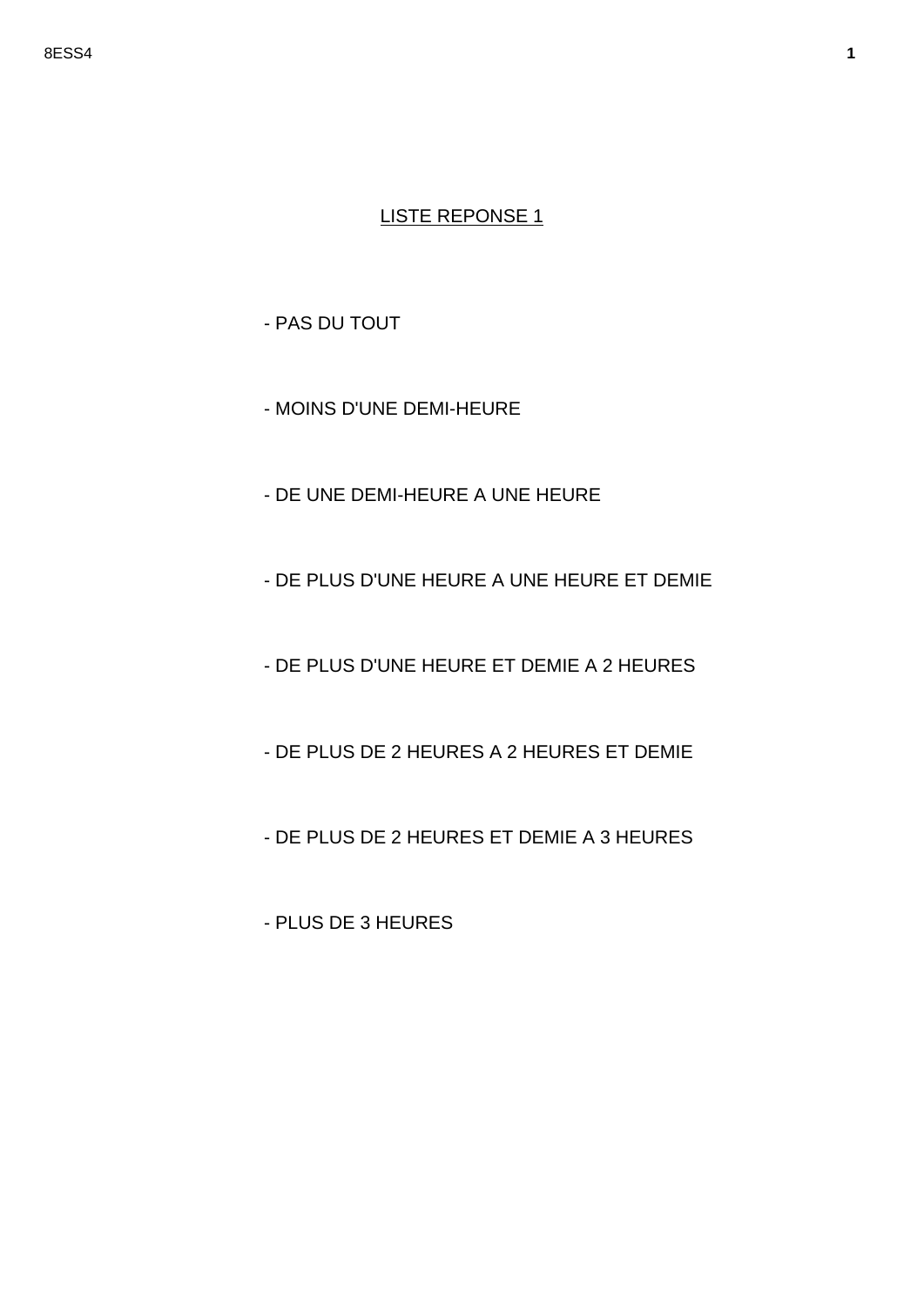## LISTE REPONSE 1

- PAS DU TOUT
- MOINS D'UNE DEMI-HEURE
- DE UNE DEMI-HEURE A UNE HEURE
- DE PLUS D'UNE HEURE A UNE HEURE ET DEMIE
- DE PLUS D'UNE HEURE ET DEMIE A 2 HEURES
- DE PLUS DE 2 HEURES A 2 HEURES ET DEMIE
- DE PLUS DE 2 HEURES ET DEMIE A 3 HEURES
- PLUS DE 3 HEURES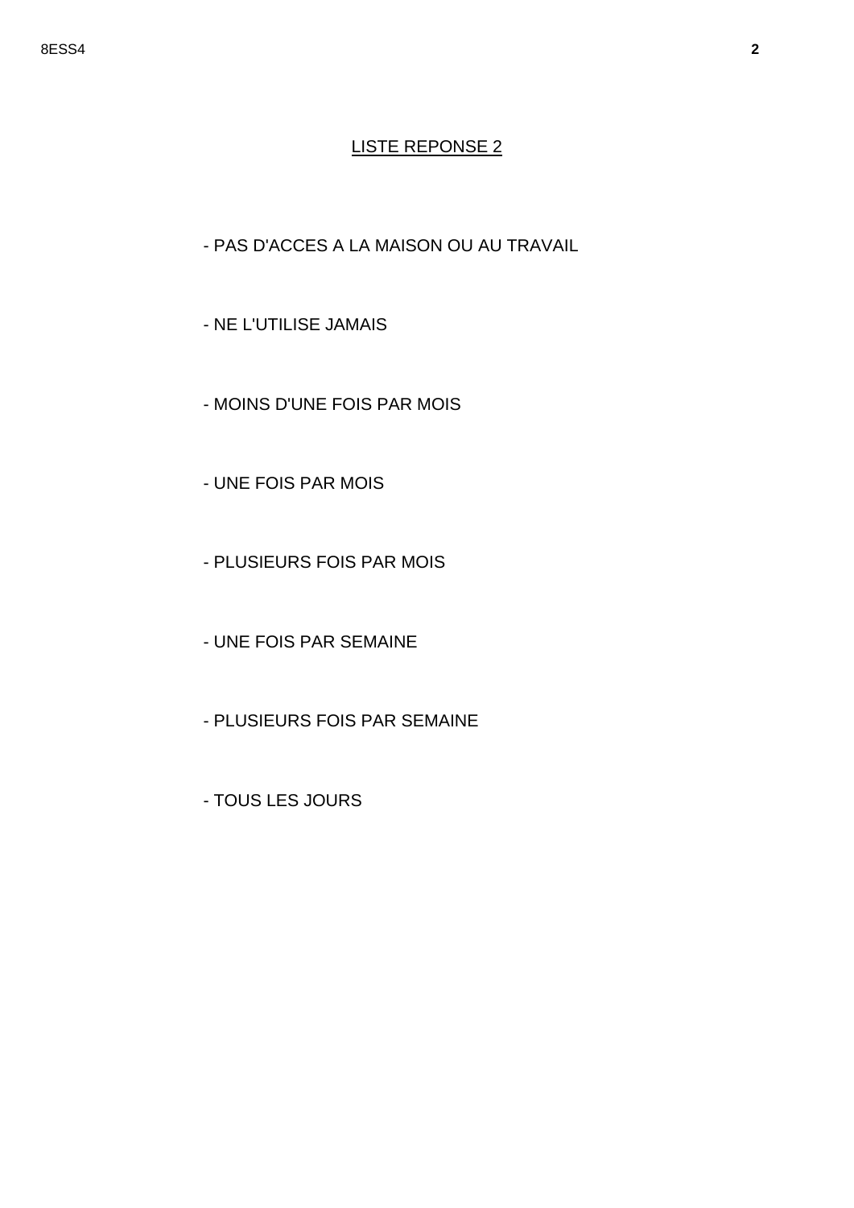## LISTE REPONSE 2

- PAS D'ACCES A LA MAISON OU AU TRAVAIL
- NE L'UTILISE JAMAIS
- MOINS D'UNE FOIS PAR MOIS
- UNE FOIS PAR MOIS
- PLUSIEURS FOIS PAR MOIS
- UNE FOIS PAR SEMAINE
- PLUSIEURS FOIS PAR SEMAINE
- TOUS LES JOURS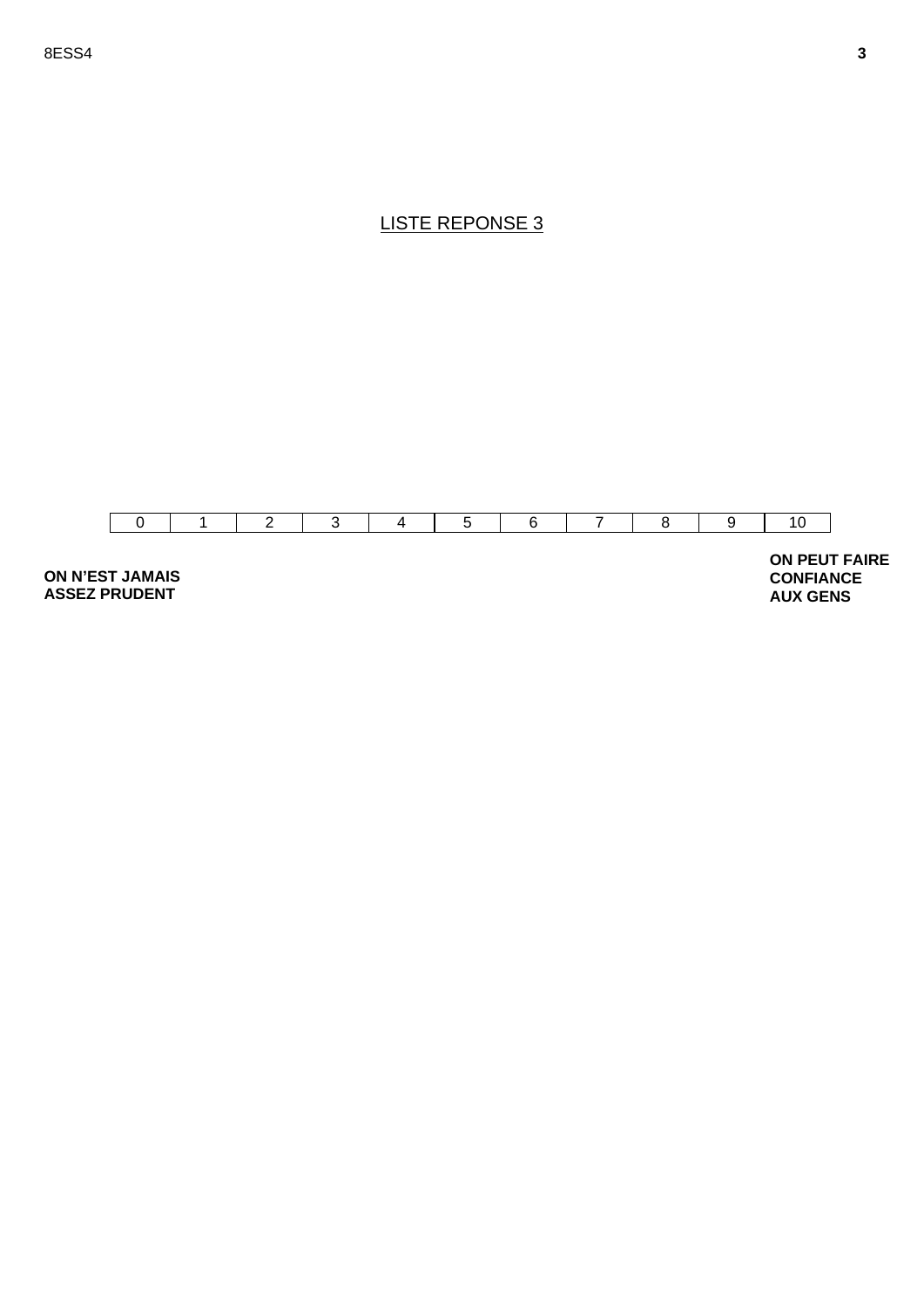LISTE REPONSE 3

| 0 | 1 | 2 | 3 | 4 | 5 | 6 | 7 | 8 | 9 | 10 |
|---|---|---|---|---|---|---|---|---|---|---|

**ON N'EST JAMAIS ASSEZ PRUDENT**

**ON PEUT FAIRE CONFIANCE AUX GENS**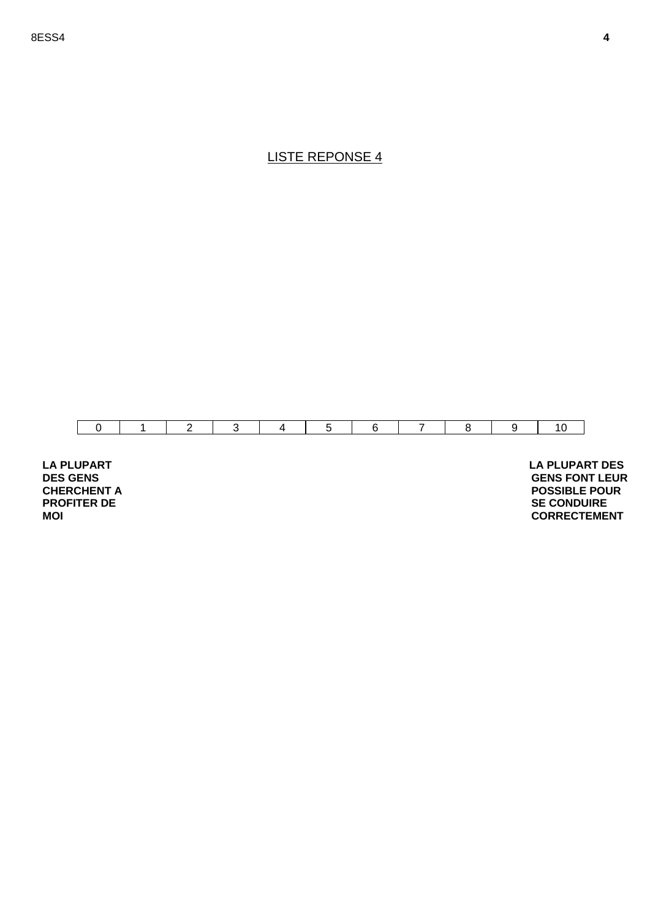LISTE REPONSE 4

| 0 | 1 | 2 | 3 | 4 | 5 | 6 | 7 | 8 | 9 | 10 |
|---|---|---|---|---|---|---|---|---|---|---|

**LA PLUPART DES GENS CHERCHENT A PROFITER DE MOI**

**LA PLUPART DES GENS FONT LEUR POSSIBLE POUR SE CONDUIRE CORRECTEMENT**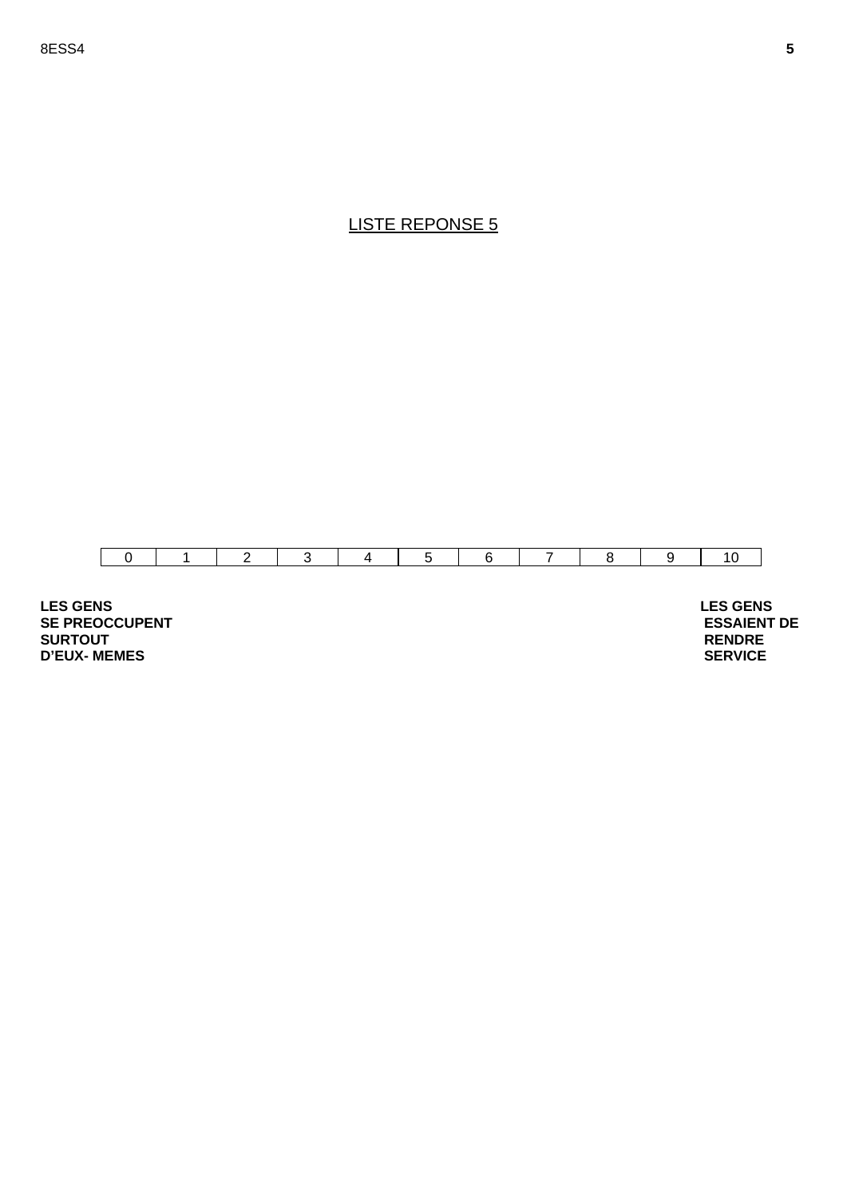<u>LISTE REPONSE 5</u>

| 0 | 1 | 2 | 3 | 4 | 5 | 6 | 7 | 8 | 9 | 10 |
|---|---|---|---|---|---|---|---|---|---|---|

**LES GENS SE PREOCCUPENT SURTOUT D'EUX- MEMES**

**LES GENS ESSAIENT DE RENDRE SERVICE**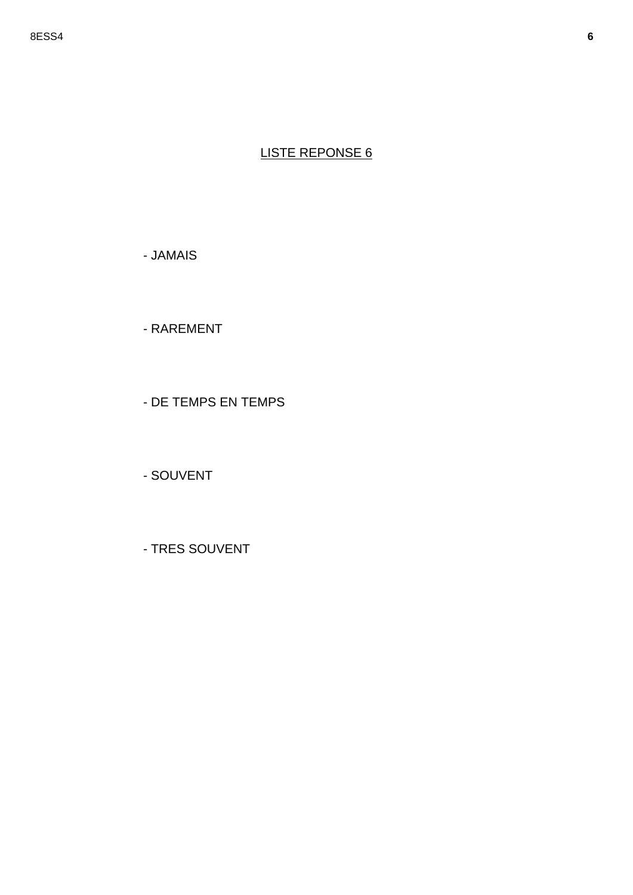## LISTE REPONSE 6

- JAMAIS
- RAREMENT
- DE TEMPS EN TEMPS
- SOUVENT
- TRES SOUVENT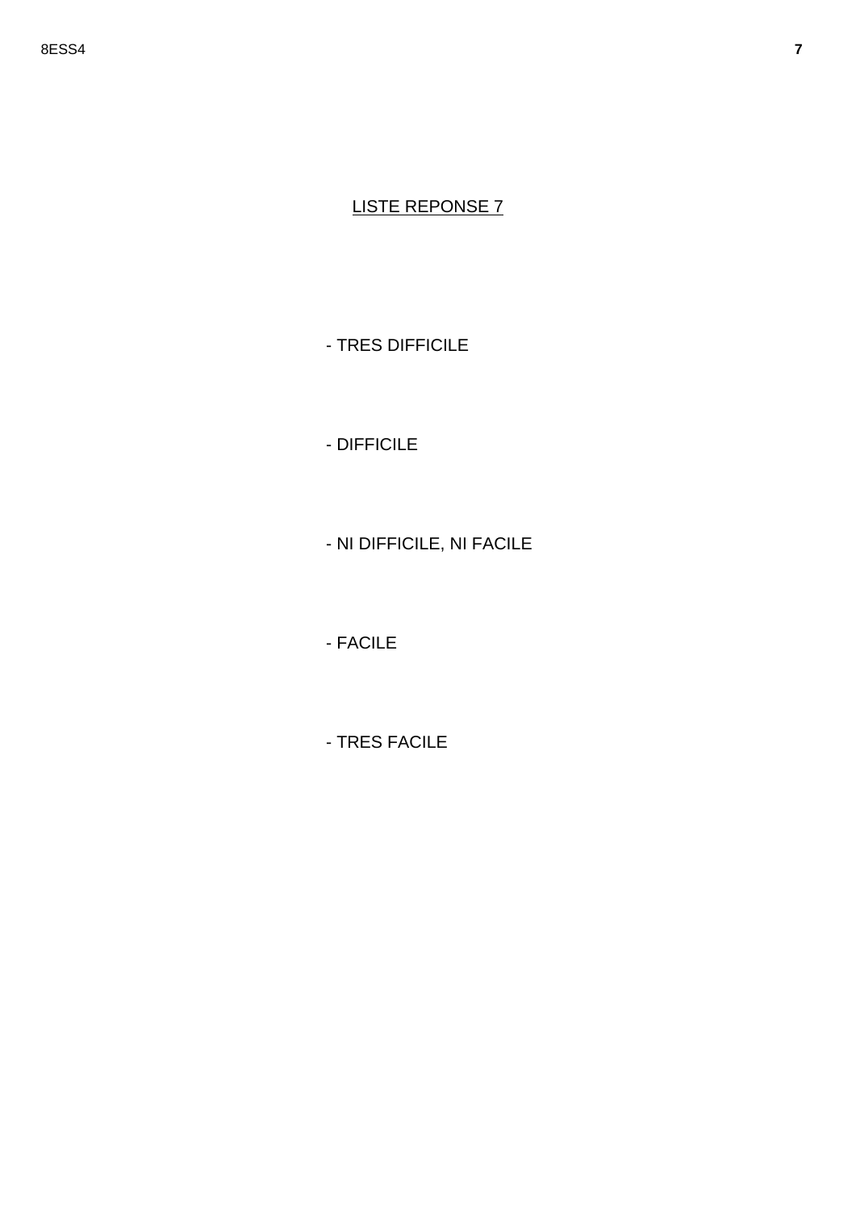<u>LISTE REPONSE 7</u>

- TRES DIFFICILE
- DIFFICILE
- NI DIFFICILE, NI FACILE
- FACILE
- TRES FACILE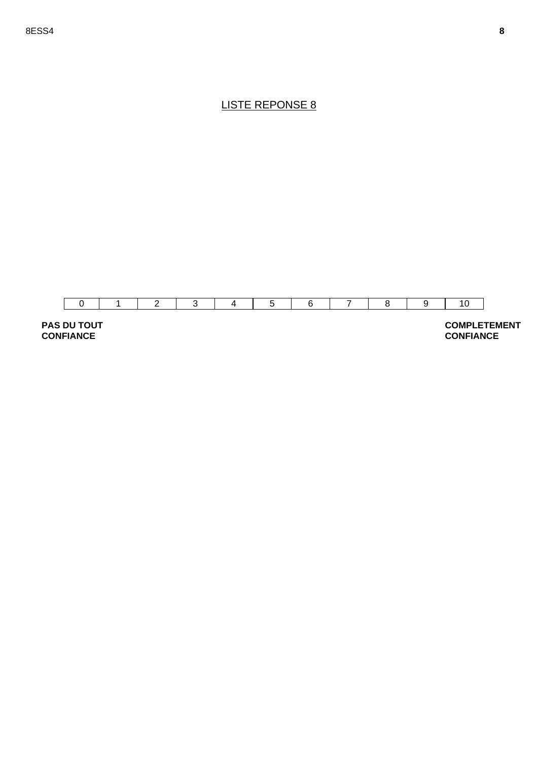LISTE REPONSE 8

| 0 | 1 | 2 | 3 | 4 | 5 | 6 | 7 | 8 | 9 | 10 |
|---|---|---|---|---|---|---|---|---|---|---|

**PAS DU TOUT CONFIANCE** — **COMPLETEMENT CONFIANCE**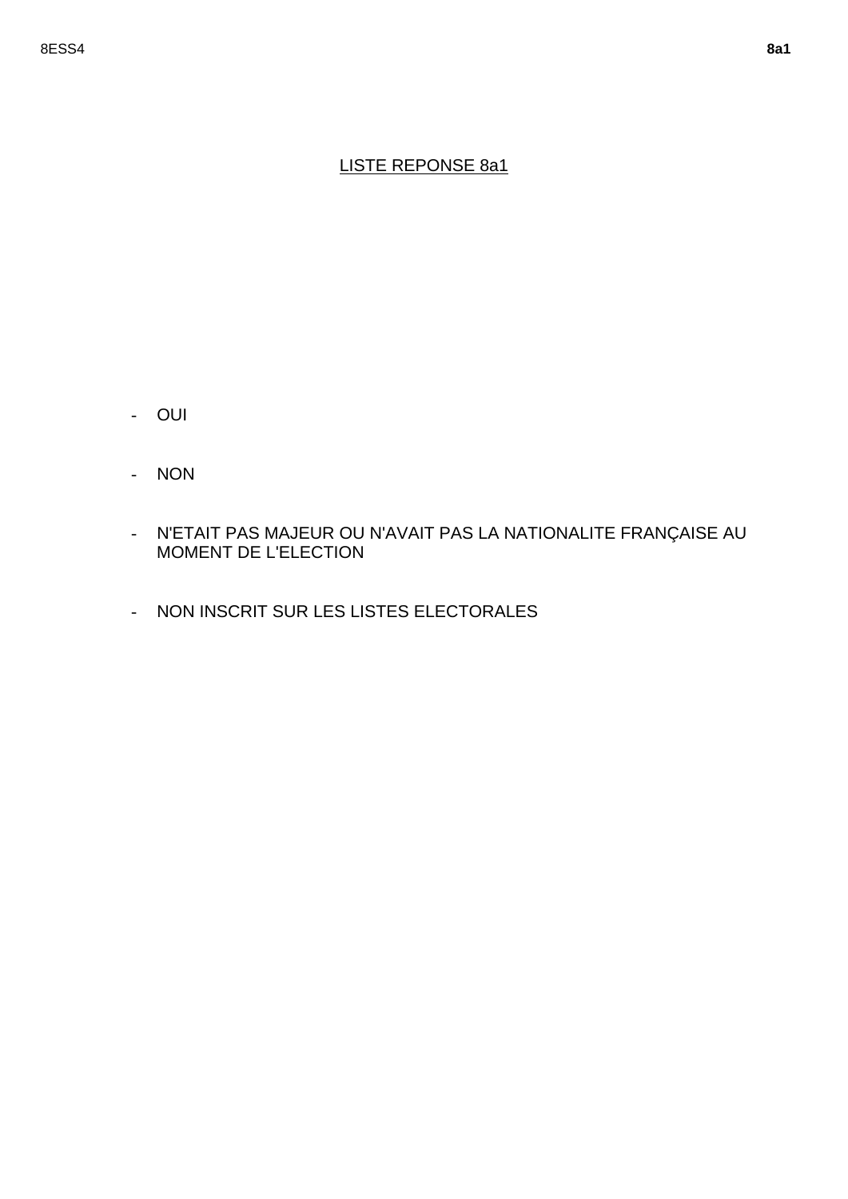LISTE REPONSE 8a1

- OUI
- NON
- N'ETAIT PAS MAJEUR OU N'AVAIT PAS LA NATIONALITE FRANÇAISE AU MOMENT DE L'ELECTION
- NON INSCRIT SUR LES LISTES ELECTORALES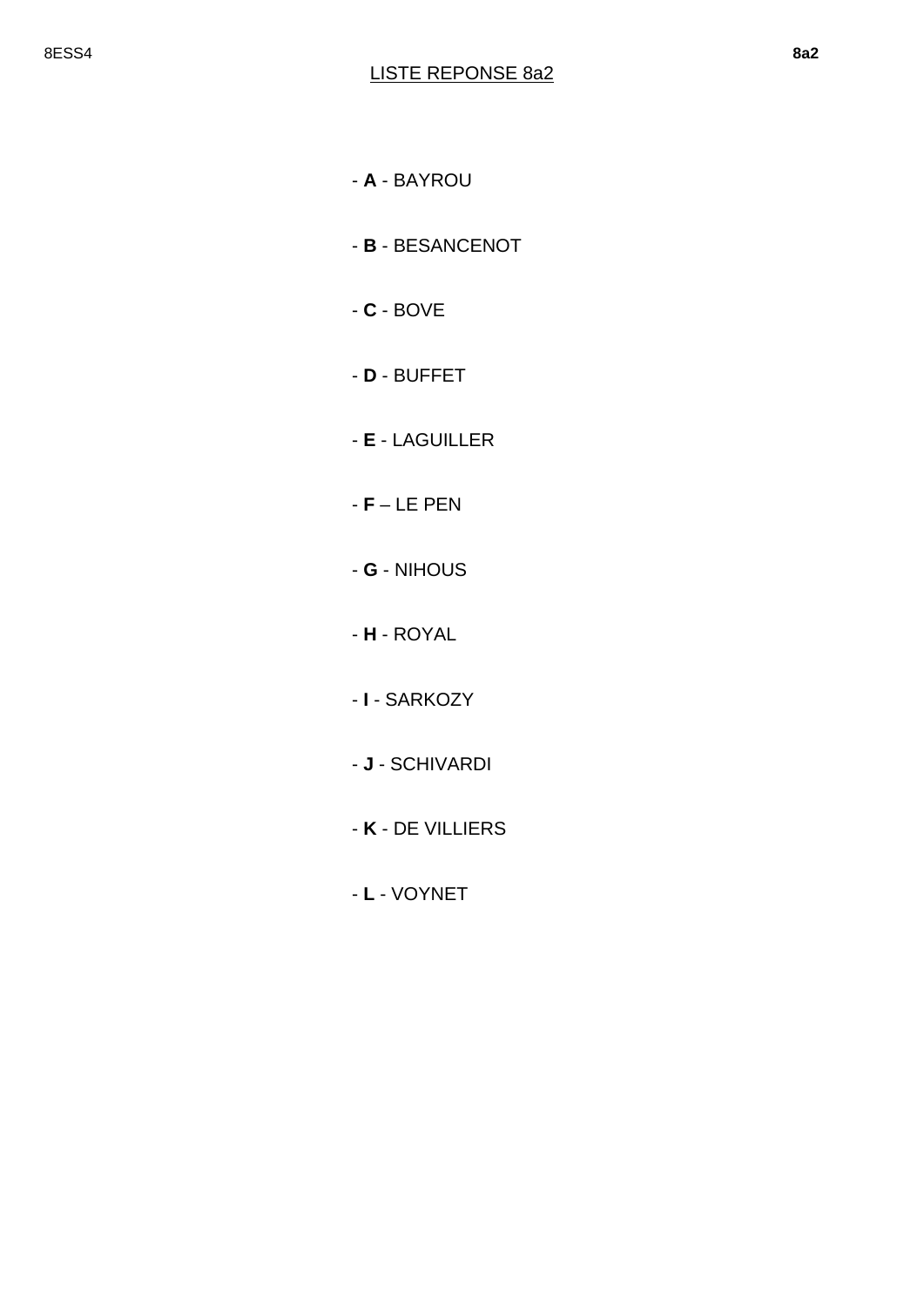## LISTE REPONSE 8a2

- **A** - BAYROU

- **B** - BESANCENOT

- **C** - BOVE

- **D** - BUFFET

- **E** - LAGUILLER

- **F** – LE PEN

- **G** - NIHOUS

- **H** - ROYAL

- **I** - SARKOZY

- **J** - SCHIVARDI

- **K** - DE VILLIERS

- **L** - VOYNET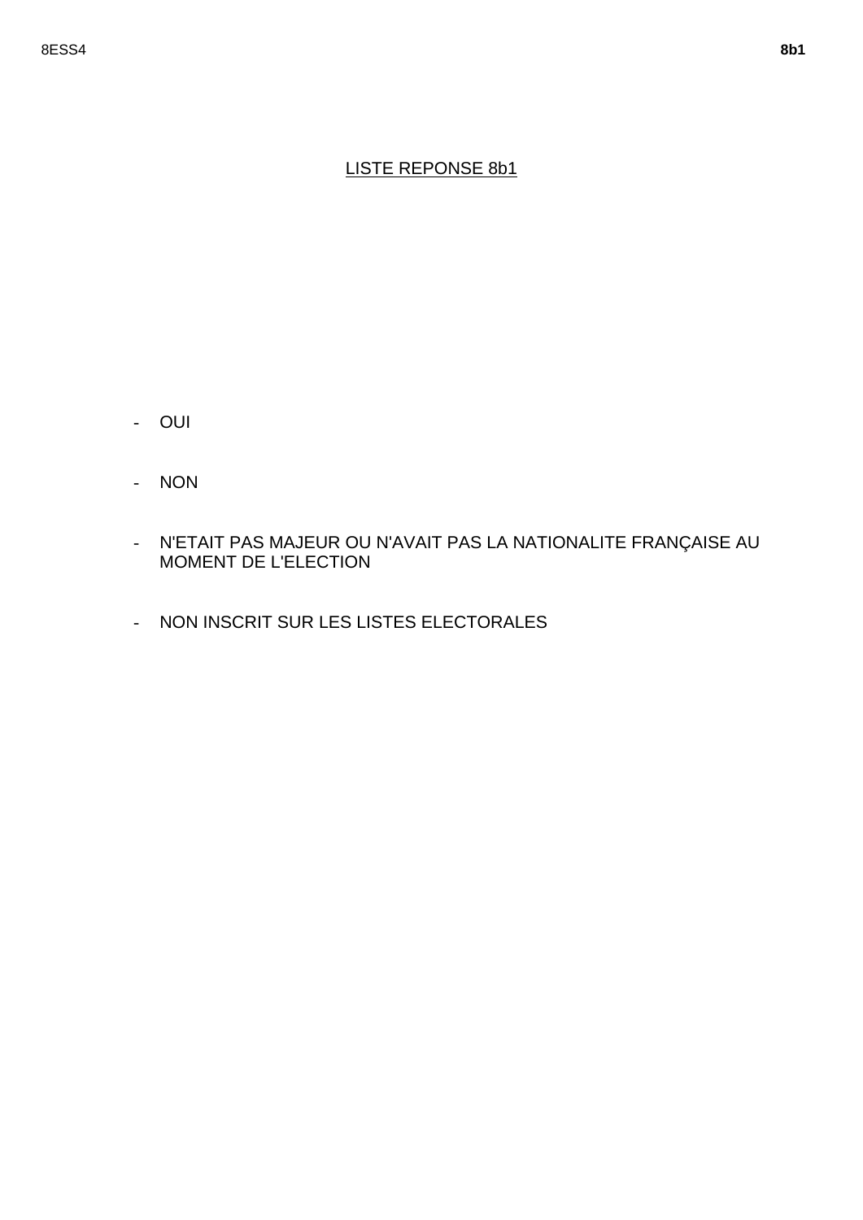LISTE REPONSE 8b1

- OUI
- NON
- N'ETAIT PAS MAJEUR OU N'AVAIT PAS LA NATIONALITE FRANÇAISE AU MOMENT DE L'ELECTION
- NON INSCRIT SUR LES LISTES ELECTORALES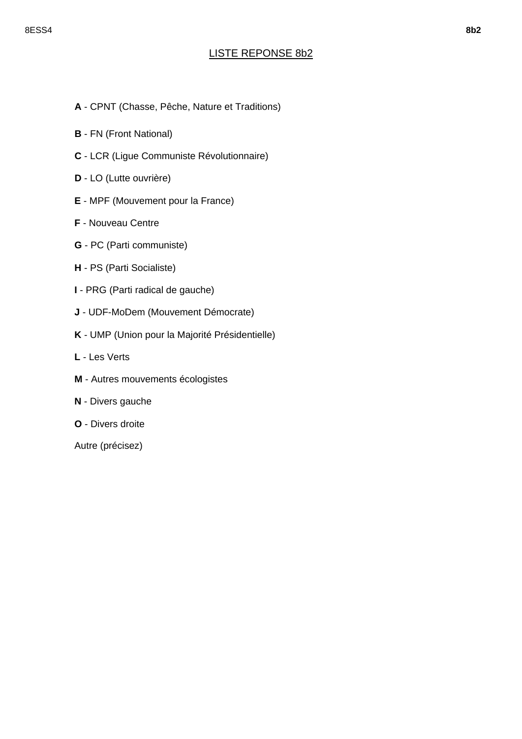## LISTE REPONSE 8b2

**A** - CPNT (Chasse, Pêche, Nature et Traditions)

**B** - FN (Front National)

**C** - LCR (Ligue Communiste Révolutionnaire)

**D** - LO (Lutte ouvrière)

**E** - MPF (Mouvement pour la France)

**F** - Nouveau Centre

**G** - PC (Parti communiste)

**H** - PS (Parti Socialiste)

**I** - PRG (Parti radical de gauche)

**J** - UDF-MoDem (Mouvement Démocrate)

**K** - UMP (Union pour la Majorité Présidentielle)

**L** - Les Verts

**M** - Autres mouvements écologistes

**N** - Divers gauche

**O** - Divers droite

Autre (précisez)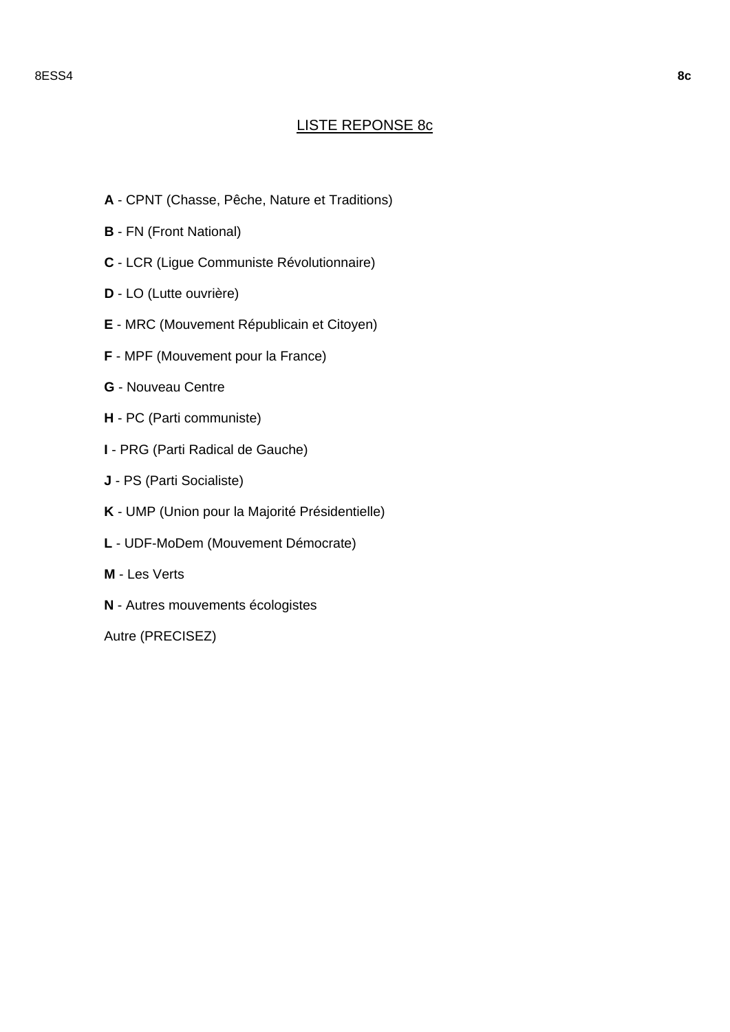<u>LISTE REPONSE 8c</u>

**A** - CPNT (Chasse, Pêche, Nature et Traditions)

**B** - FN (Front National)

**C** - LCR (Ligue Communiste Révolutionnaire)

**D** - LO (Lutte ouvrière)

**E** - MRC (Mouvement Républicain et Citoyen)

**F** - MPF (Mouvement pour la France)

**G** - Nouveau Centre

**H** - PC (Parti communiste)

**I** - PRG (Parti Radical de Gauche)

**J** - PS (Parti Socialiste)

**K** - UMP (Union pour la Majorité Présidentielle)

**L** - UDF-MoDem (Mouvement Démocrate)

**M** - Les Verts

**N** - Autres mouvements écologistes

Autre (PRECISEZ)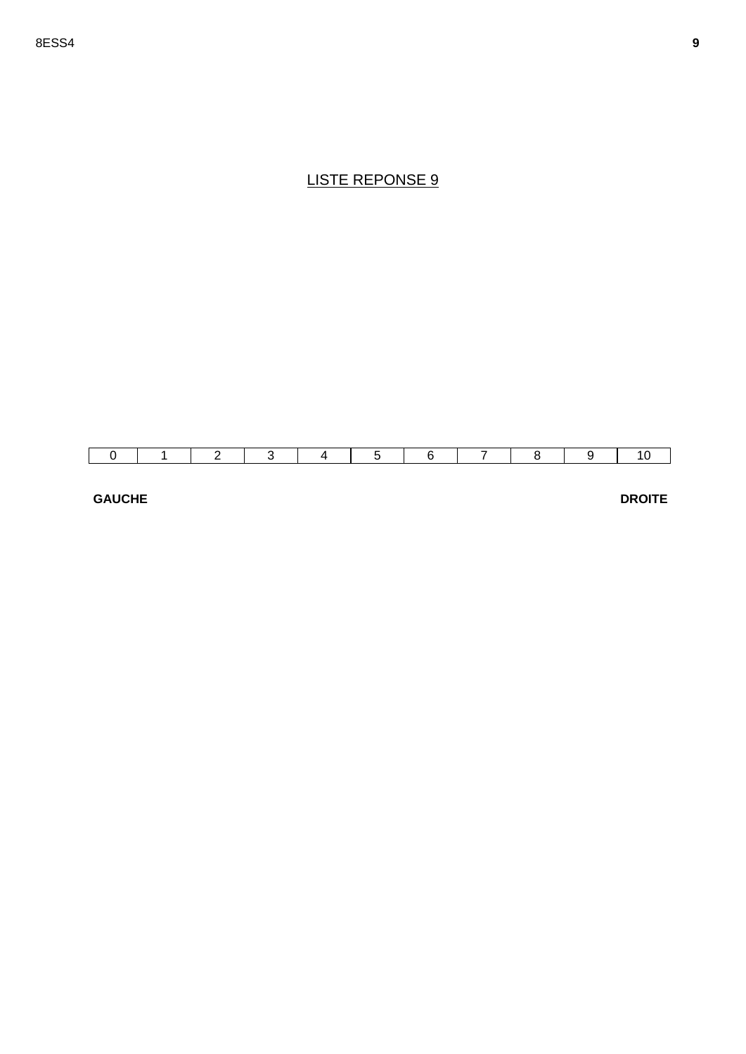LISTE REPONSE 9

| 0 | 1 | 2 | 3 | 4 | 5 | 6 | 7 | 8 | 9 | 10 |
|---|---|---|---|---|---|---|---|---|---|---|

**GAUCHE** **DROITE**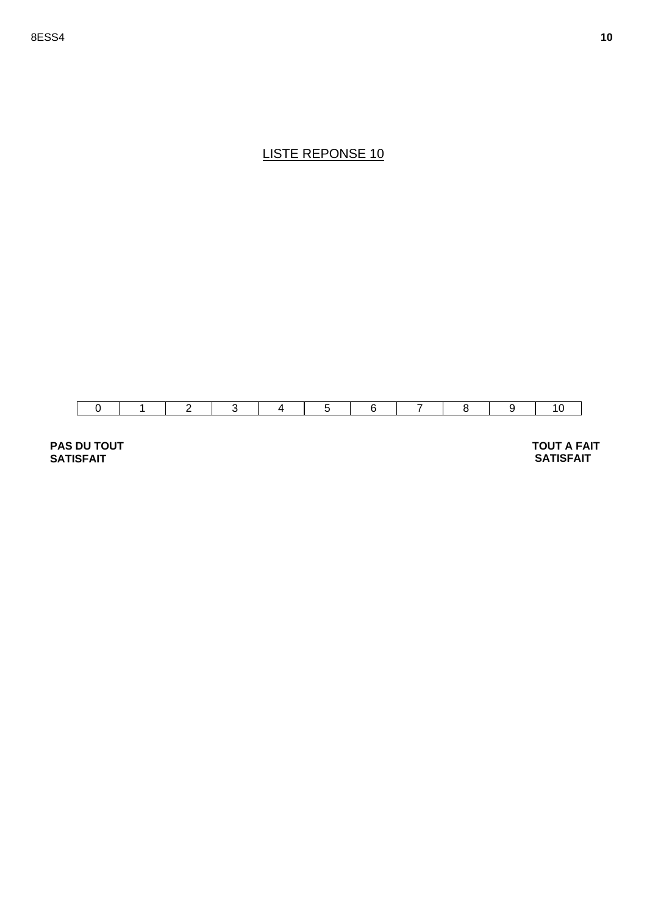## LISTE REPONSE 10

| 0 | 1 | 2 | 3 | 4 | 5 | 6 | 7 | 8 | 9 | 10 |
|---|---|---|---|---|---|---|---|---|---|---|

**PAS DU TOUT SATISFAIT**

**TOUT A FAIT SATISFAIT**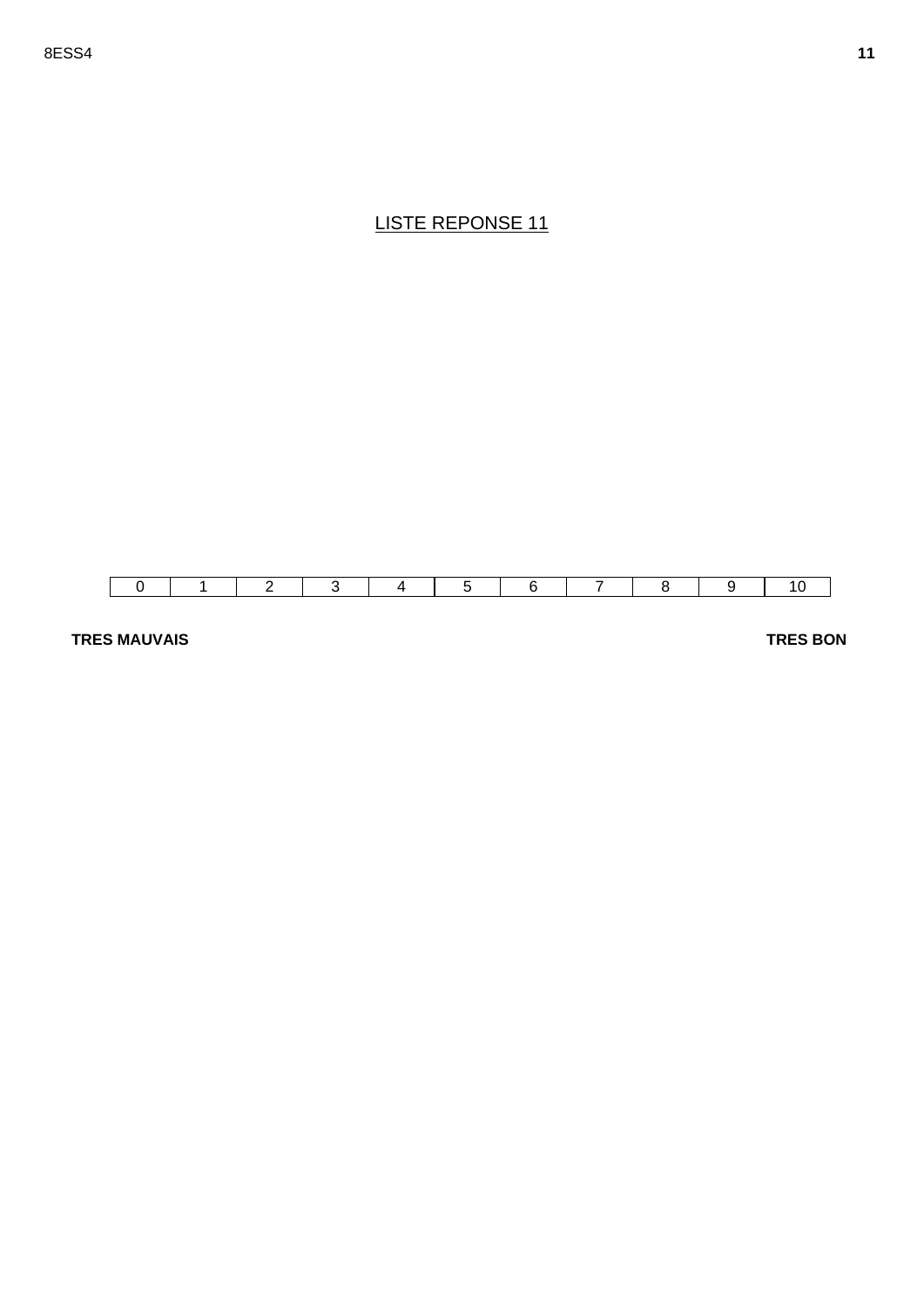## LISTE REPONSE 11

| 0 | 1 | 2 | 3 | 4 | 5 | 6 | 7 | 8 | 9 | 10 |
|---|---|---|---|---|---|---|---|---|---|---|

**TRES MAUVAIS** **TRES BON**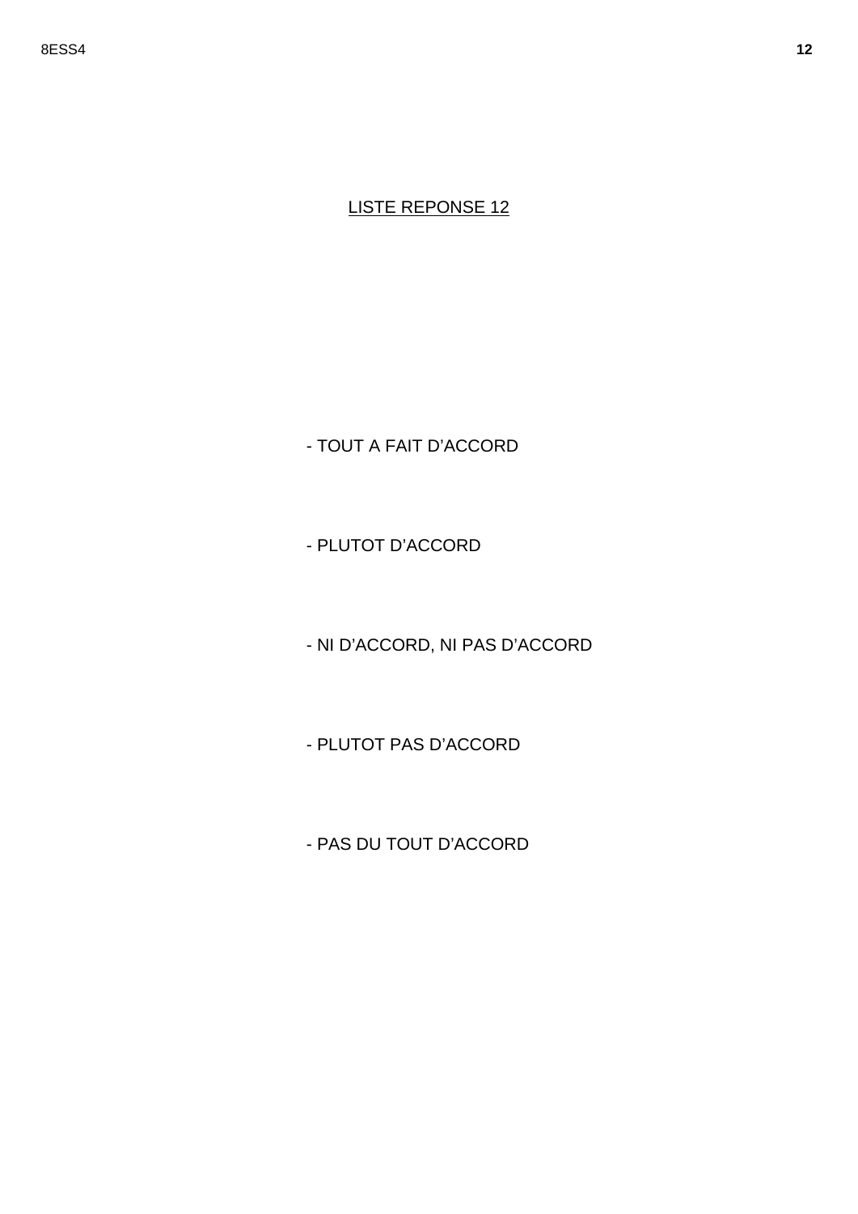LISTE REPONSE 12

- TOUT A FAIT D’ACCORD

- PLUTOT D’ACCORD

- NI D’ACCORD, NI PAS D’ACCORD

- PLUTOT PAS D’ACCORD

- PAS DU TOUT D’ACCORD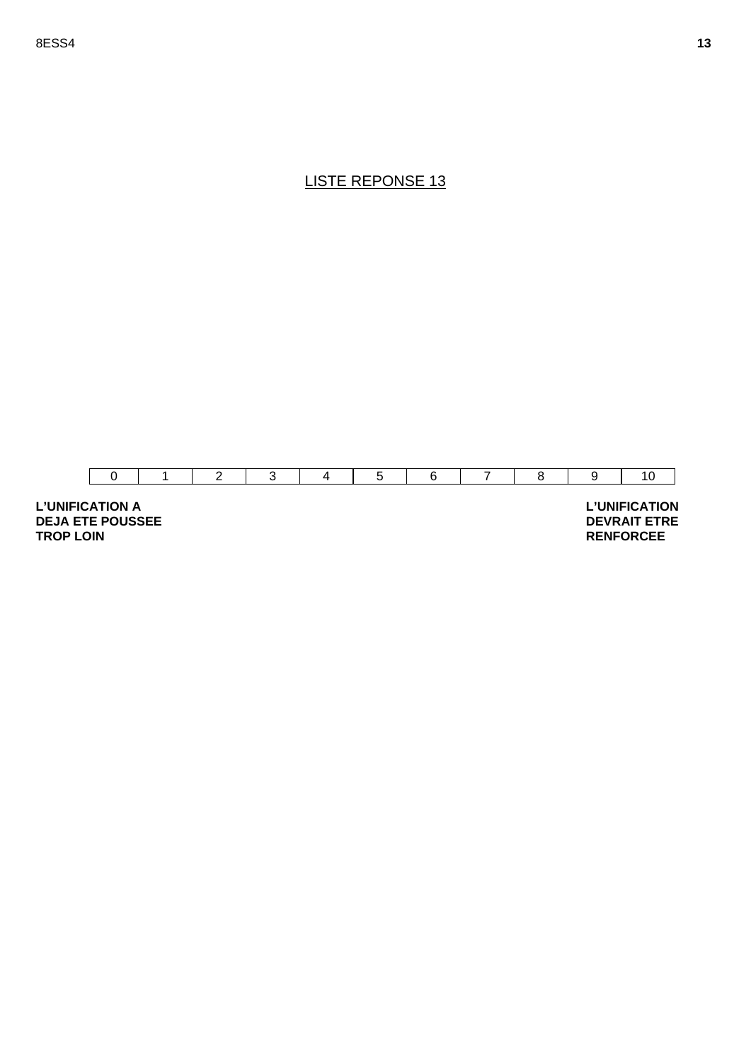LISTE REPONSE 13

| 0 | 1 | 2 | 3 | 4 | 5 | 6 | 7 | 8 | 9 | 10 |
|---|---|---|---|---|---|---|---|---|---|---|

**L'UNIFICATION A DEJA ETE POUSSEE TROP LOIN**

**L'UNIFICATION DEVRAIT ETRE RENFORCEE**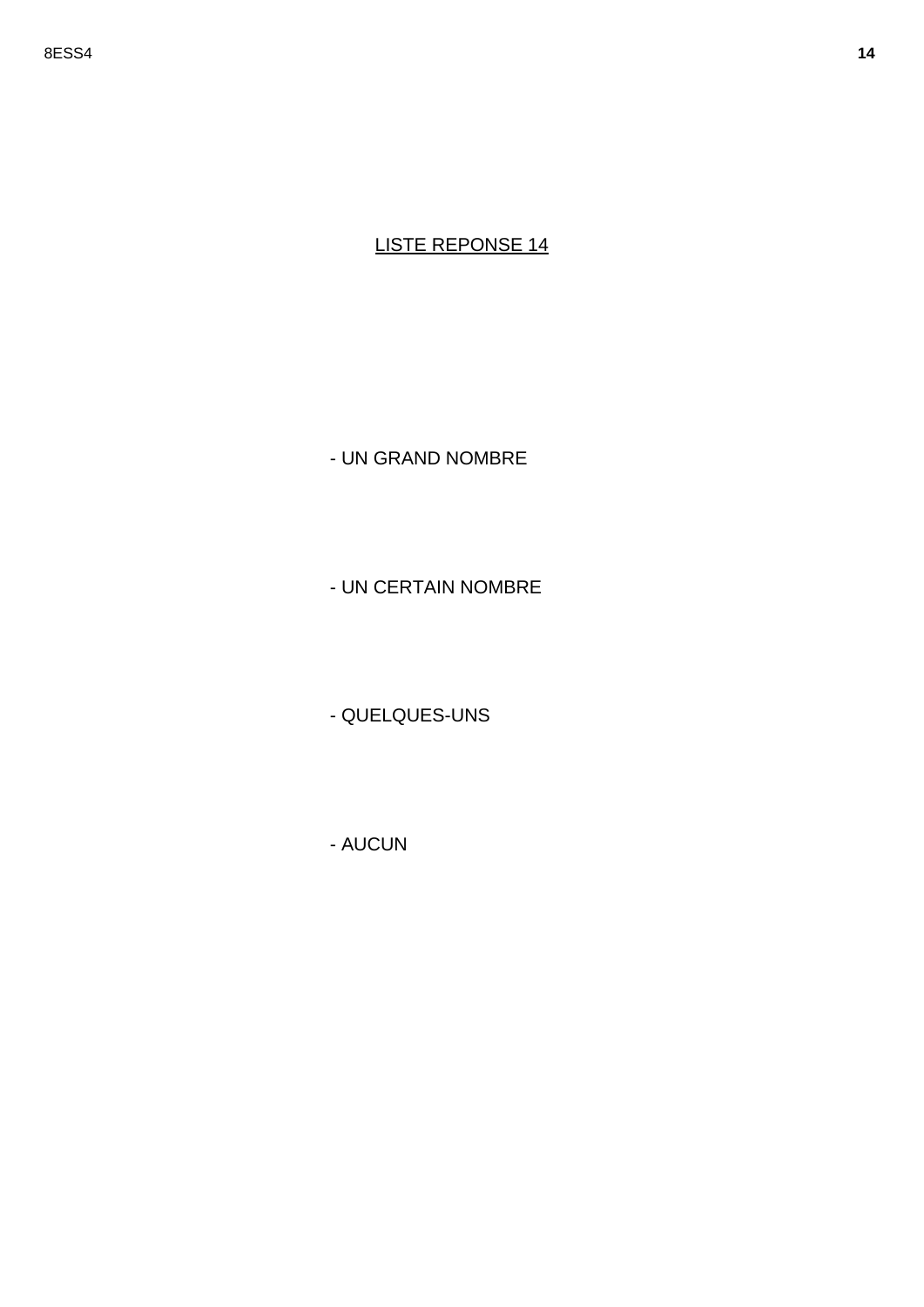LISTE REPONSE 14

- UN GRAND NOMBRE

- UN CERTAIN NOMBRE

- QUELQUES-UNS

- AUCUN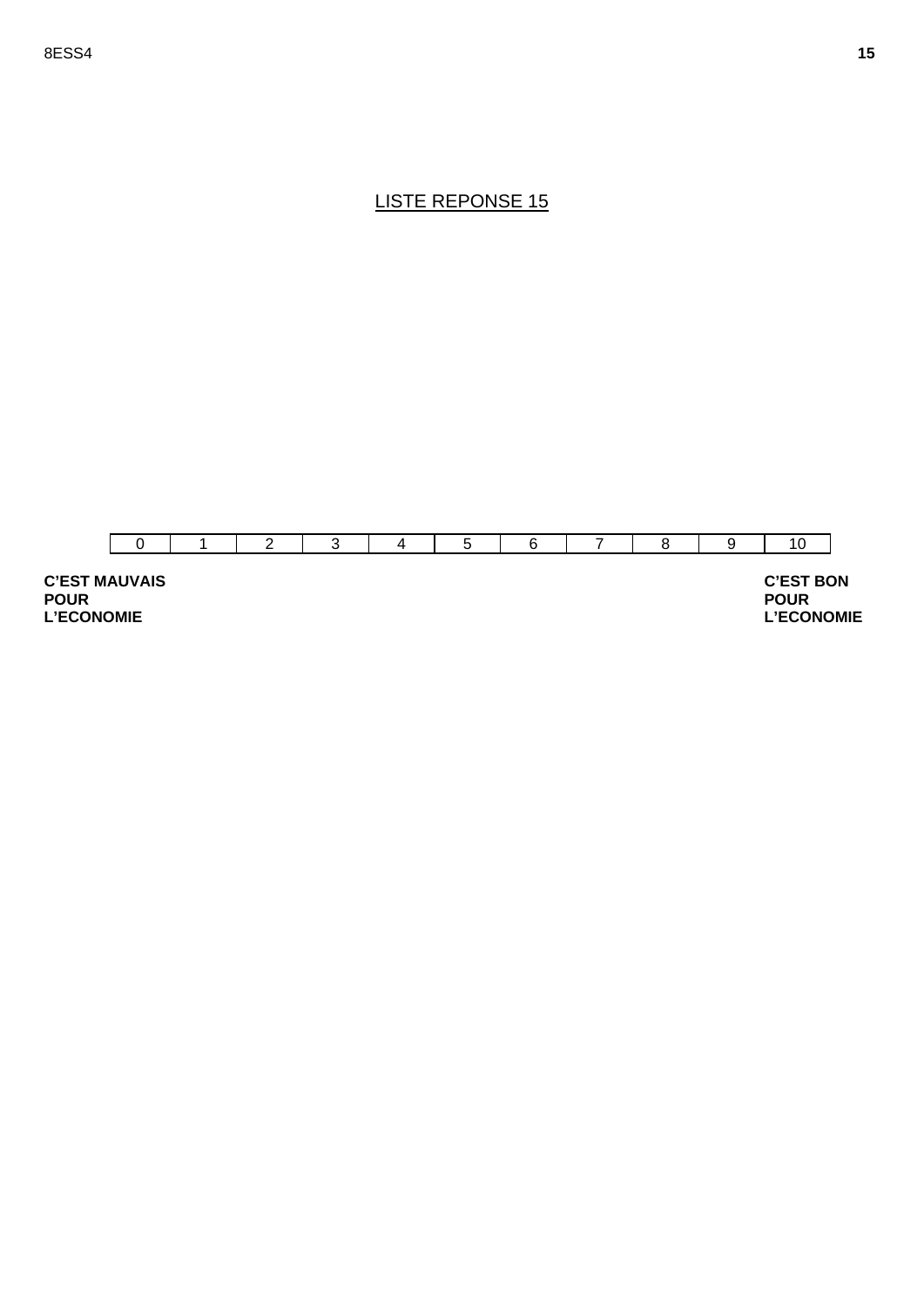LISTE REPONSE 15

| 0 | 1 | 2 | 3 | 4 | 5 | 6 | 7 | 8 | 9 | 10 |
|---|---|---|---|---|---|---|---|---|---|---|

**C'EST MAUVAIS POUR L'ECONOMIE**

**C'EST BON POUR L'ECONOMIE**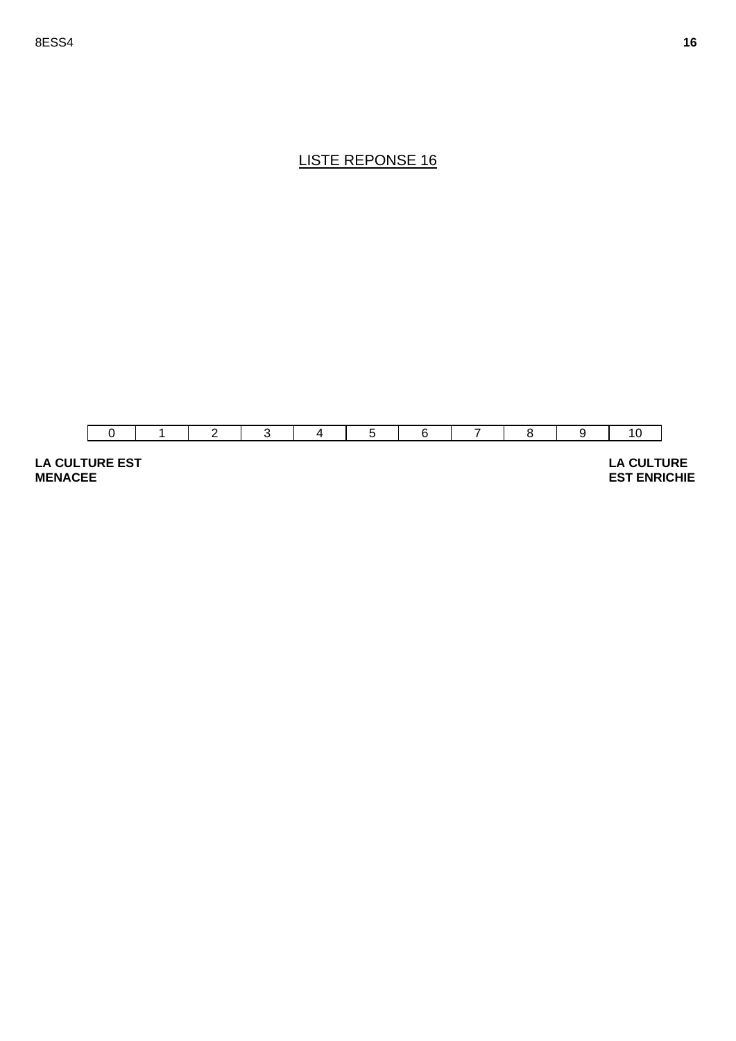LISTE REPONSE 16

| 0 | 1 | 2 | 3 | 4 | 5 | 6 | 7 | 8 | 9 | 10 |
|---|---|---|---|---|---|---|---|---|---|---|

**LA CULTURE EST MENACEE**

**LA CULTURE EST ENRICHIE**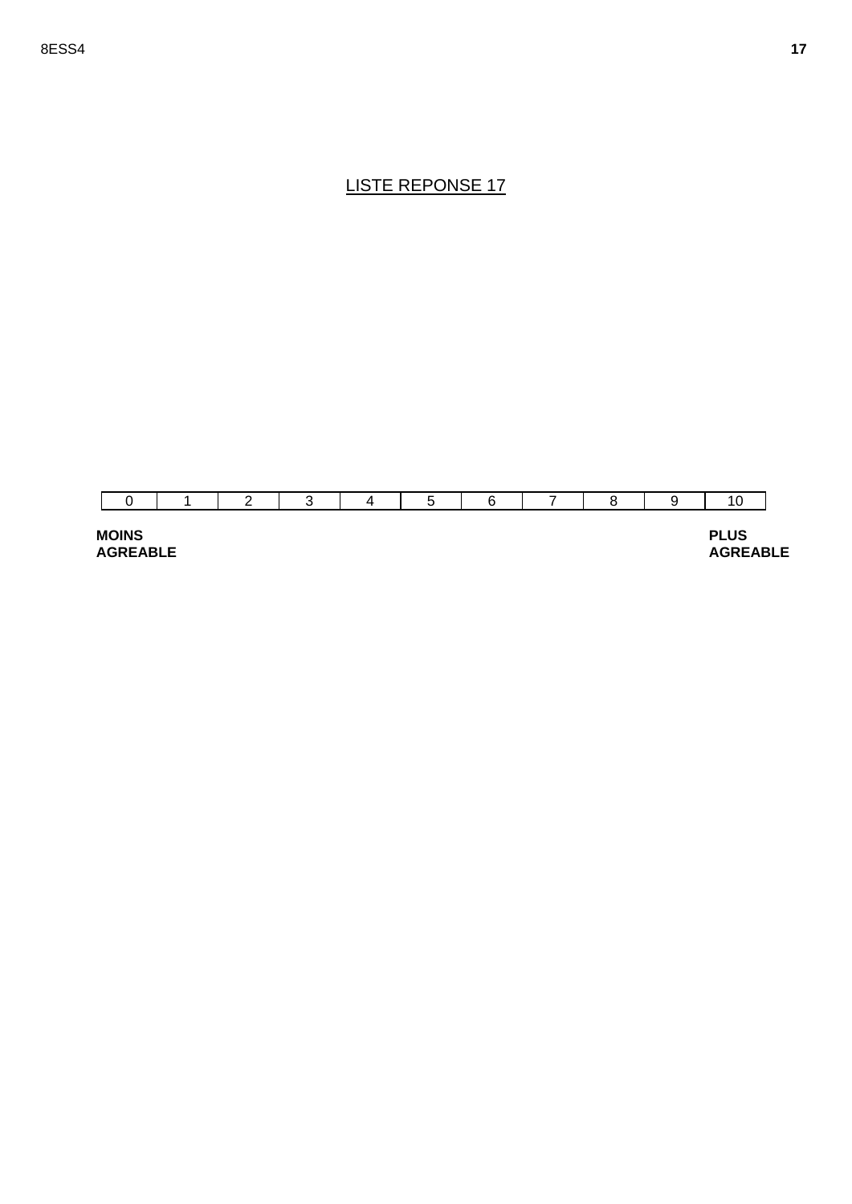## LISTE REPONSE 17

| 0 | 1 | 2 | 3 | 4 | 5 | 6 | 7 | 8 | 9 | 10 |
|---|---|---|---|---|---|---|---|---|---|---|

**MOINS AGREABLE** &nbsp;&nbsp;&nbsp;&nbsp;&nbsp;&nbsp;&nbsp;&nbsp;&nbsp;&nbsp; **PLUS AGREABLE**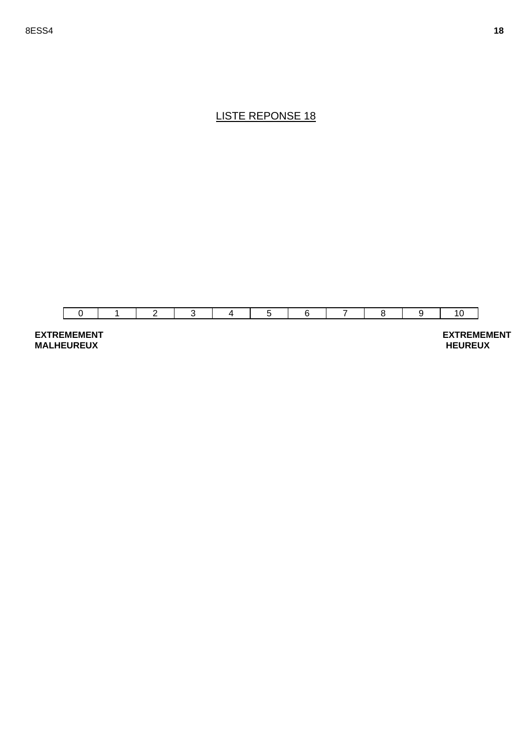LISTE REPONSE 18

| 0 | 1 | 2 | 3 | 4 | 5 | 6 | 7 | 8 | 9 | 10 |
|---|---|---|---|---|---|---|---|---|---|---|

**EXTREMEMENT MALHEUREUX** **EXTREMEMENT HEUREUX**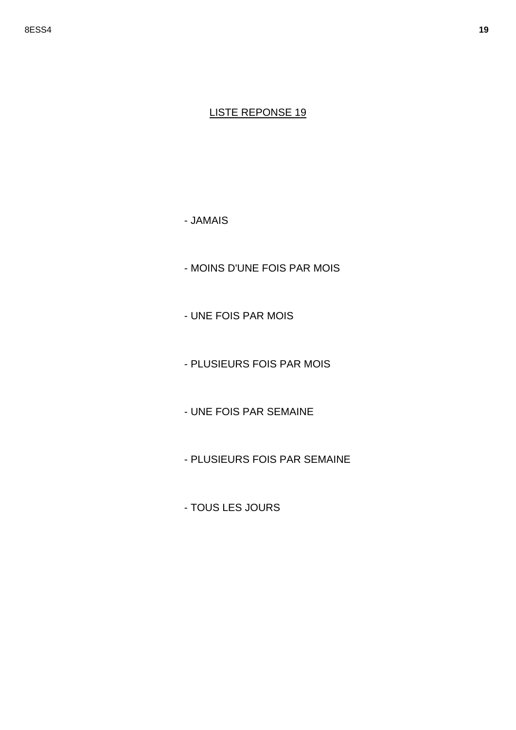LISTE REPONSE 19

- JAMAIS
- MOINS D'UNE FOIS PAR MOIS
- UNE FOIS PAR MOIS
- PLUSIEURS FOIS PAR MOIS
- UNE FOIS PAR SEMAINE
- PLUSIEURS FOIS PAR SEMAINE
- TOUS LES JOURS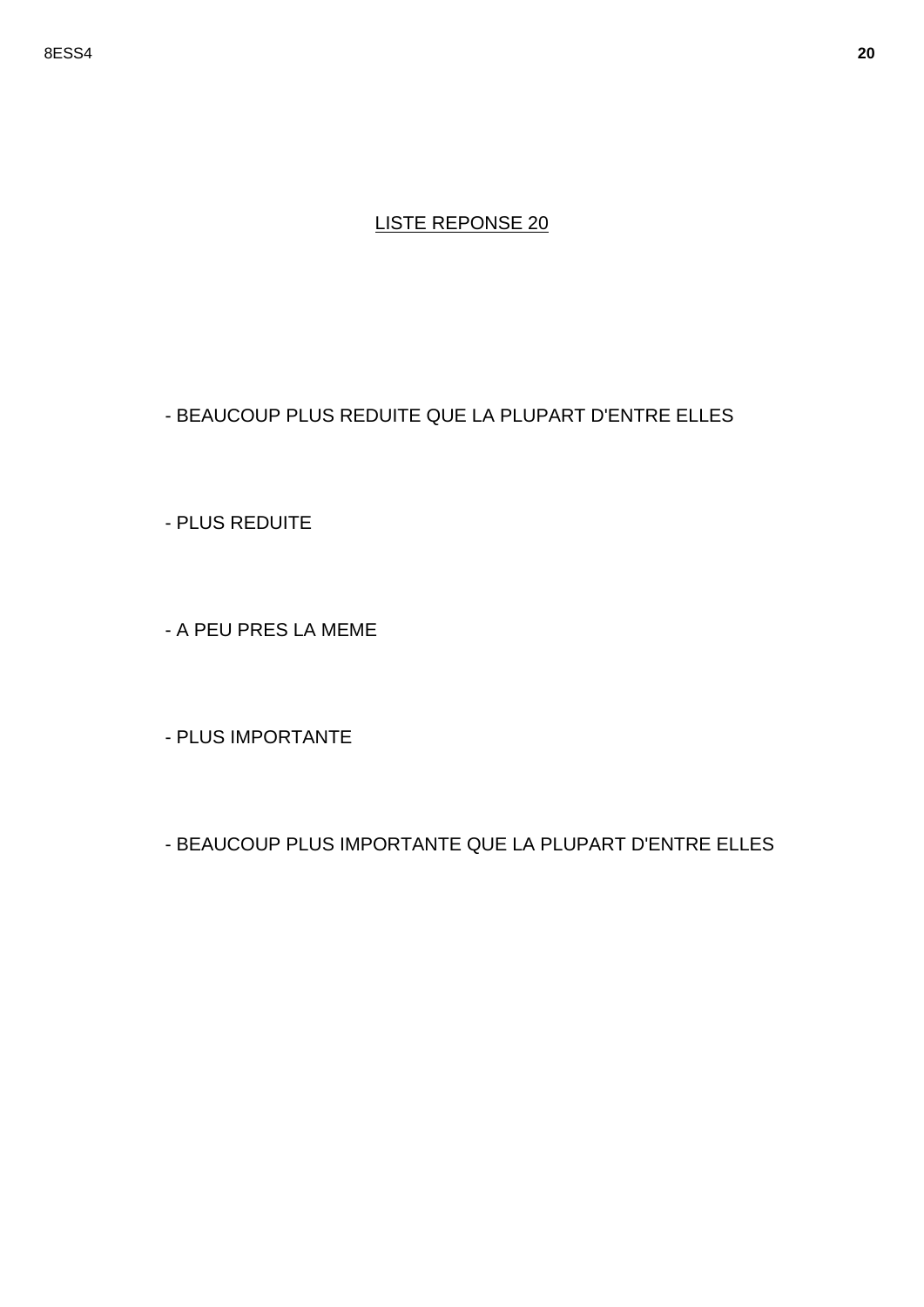## LISTE REPONSE 20

- BEAUCOUP PLUS REDUITE QUE LA PLUPART D'ENTRE ELLES

- PLUS REDUITE

- A PEU PRES LA MEME

- PLUS IMPORTANTE

- BEAUCOUP PLUS IMPORTANTE QUE LA PLUPART D'ENTRE ELLES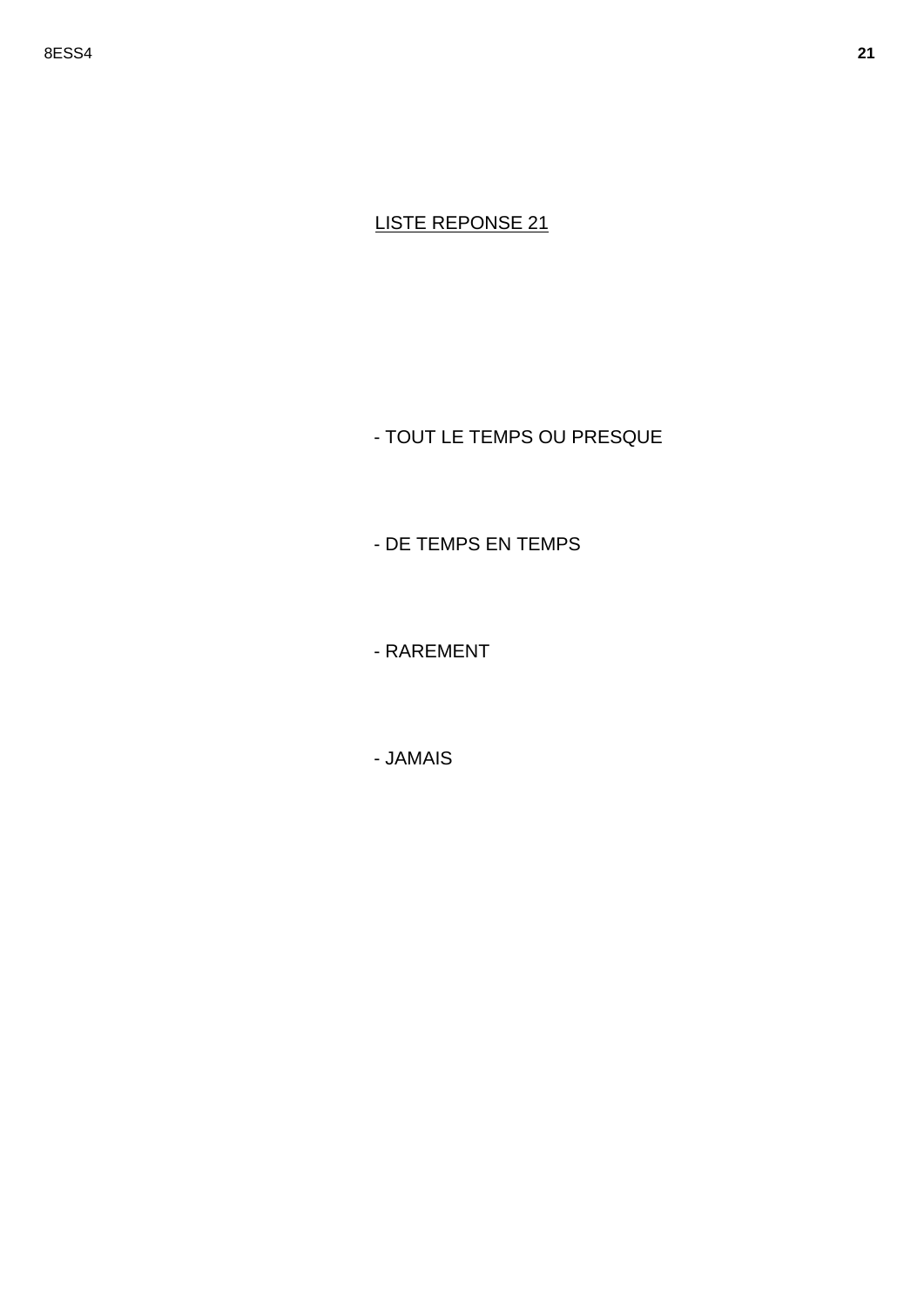<u>LISTE REPONSE 21</u>

- TOUT LE TEMPS OU PRESQUE

- DE TEMPS EN TEMPS

- RAREMENT

- JAMAIS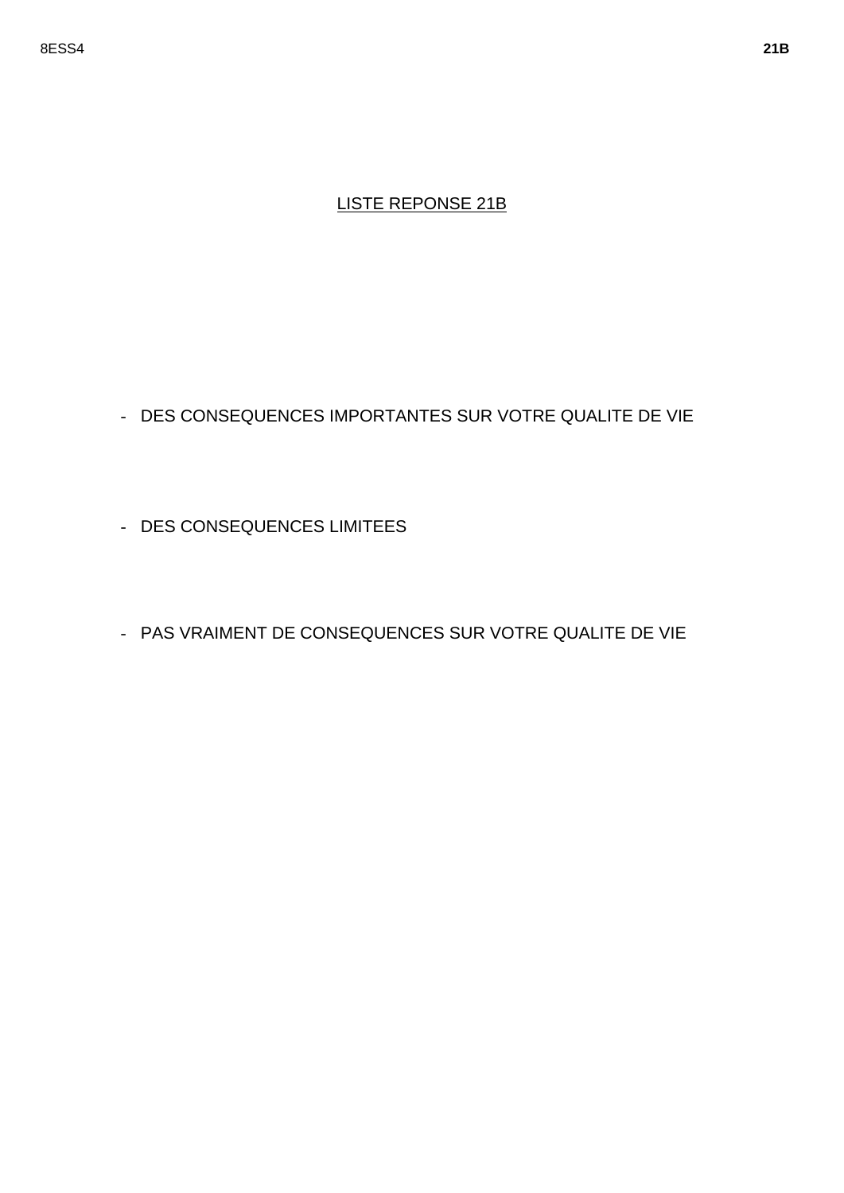LISTE REPONSE 21B

- DES CONSEQUENCES IMPORTANTES SUR VOTRE QUALITE DE VIE
- DES CONSEQUENCES LIMITEES
- PAS VRAIMENT DE CONSEQUENCES SUR VOTRE QUALITE DE VIE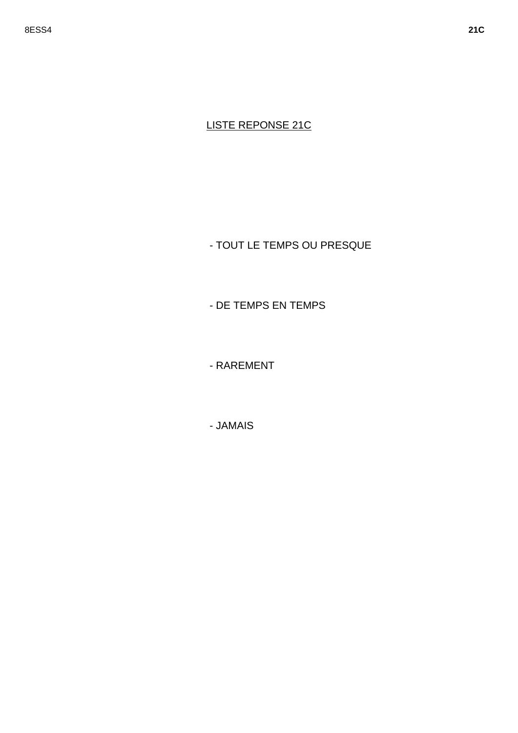LISTE REPONSE 21C

- TOUT LE TEMPS OU PRESQUE

- DE TEMPS EN TEMPS

- RAREMENT

- JAMAIS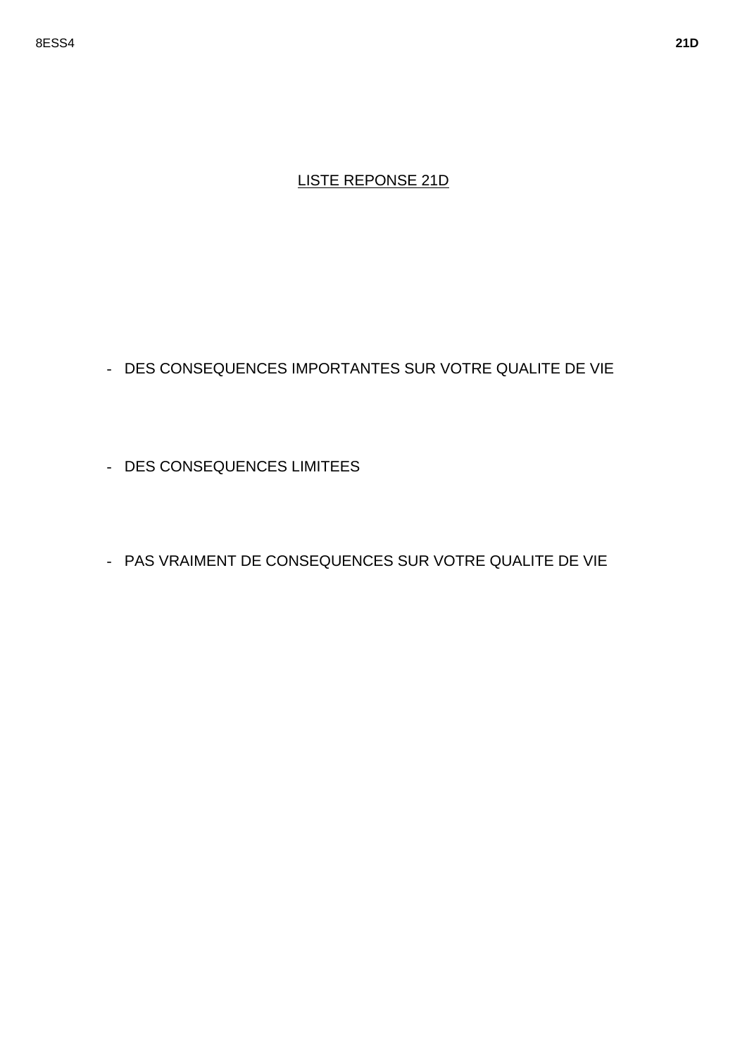LISTE REPONSE 21D

- DES CONSEQUENCES IMPORTANTES SUR VOTRE QUALITE DE VIE

- DES CONSEQUENCES LIMITEES

- PAS VRAIMENT DE CONSEQUENCES SUR VOTRE QUALITE DE VIE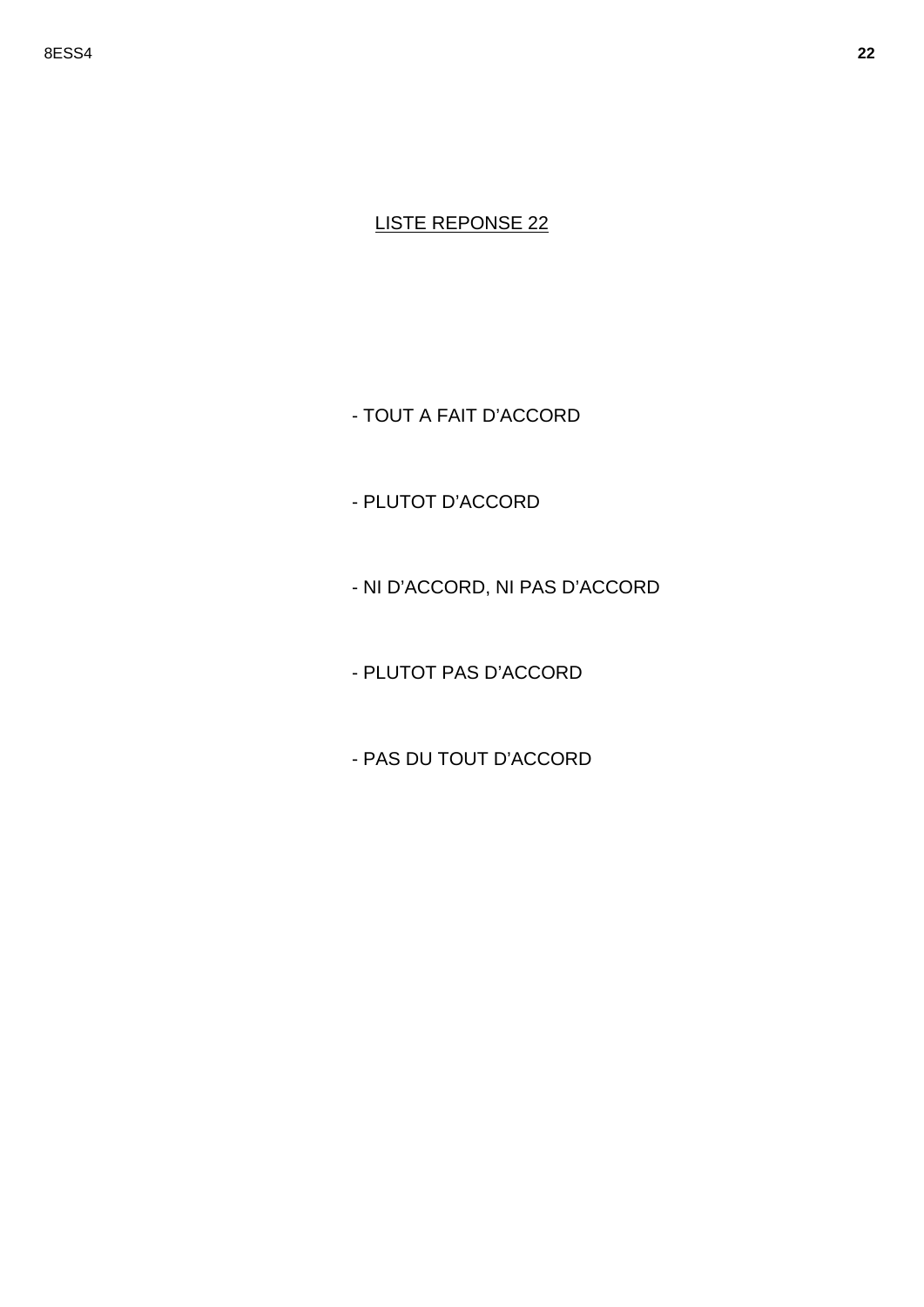LISTE REPONSE 22

- TOUT A FAIT D'ACCORD

- PLUTOT D'ACCORD

- NI D'ACCORD, NI PAS D'ACCORD

- PLUTOT PAS D'ACCORD

- PAS DU TOUT D'ACCORD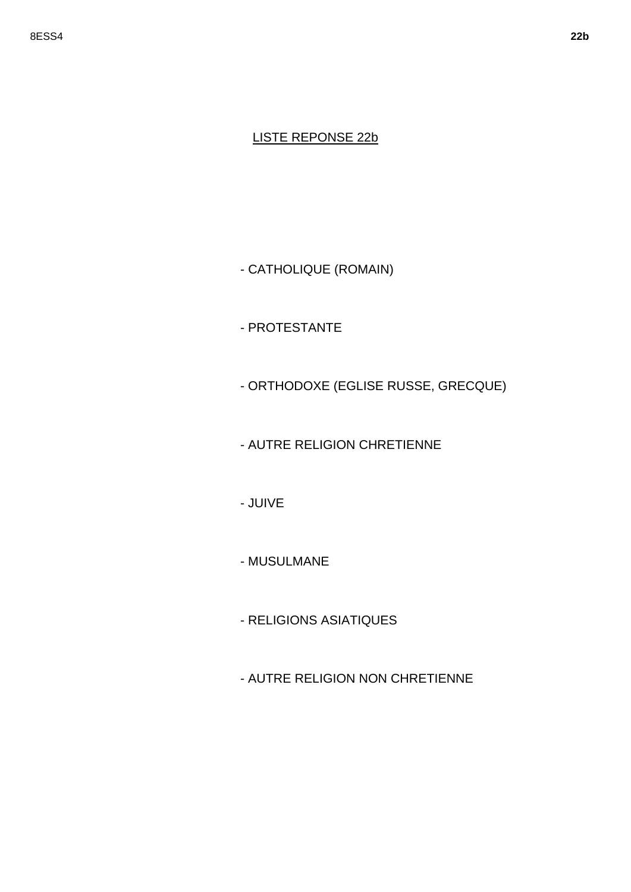LISTE REPONSE 22b

- CATHOLIQUE (ROMAIN)

- PROTESTANTE

- ORTHODOXE (EGLISE RUSSE, GRECQUE)

- AUTRE RELIGION CHRETIENNE

- JUIVE

- MUSULMANE

- RELIGIONS ASIATIQUES

- AUTRE RELIGION NON CHRETIENNE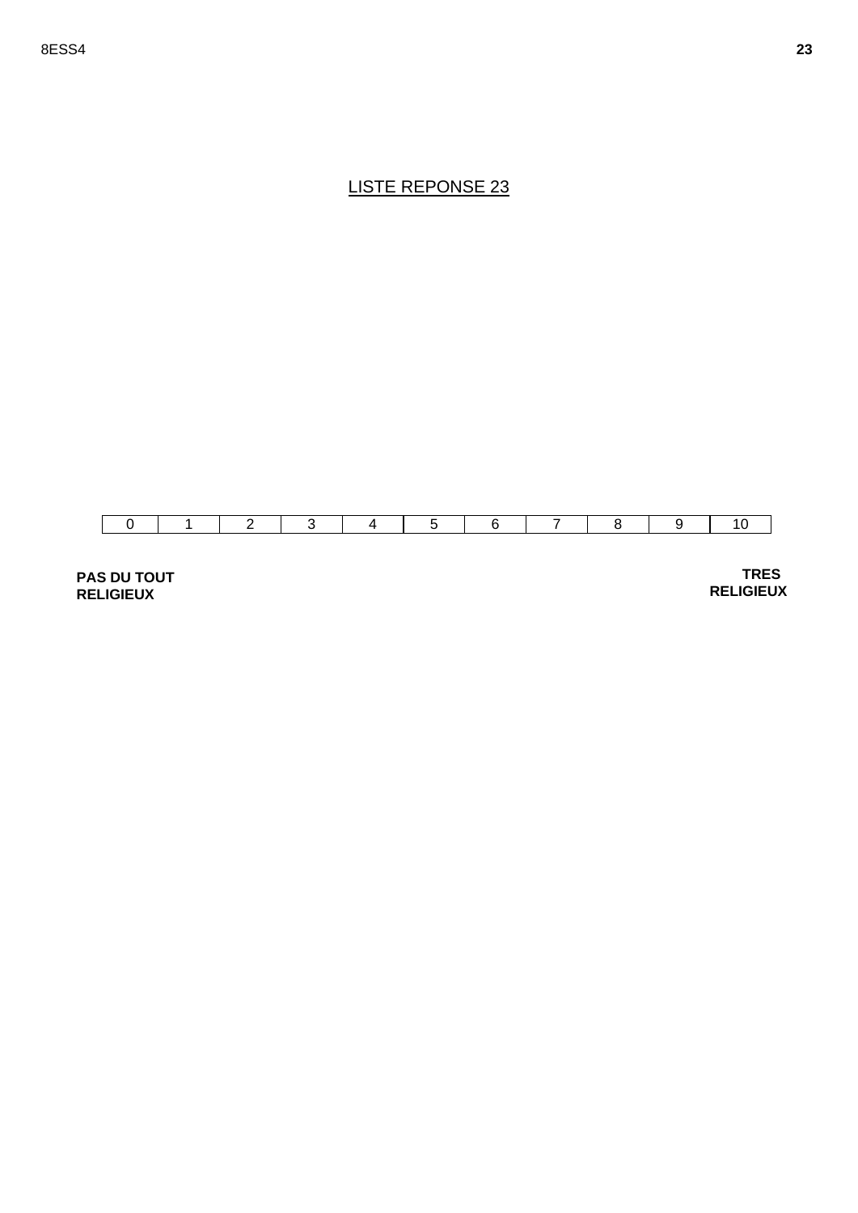<u>LISTE REPONSE 23</u>

| 0 | 1 | 2 | 3 | 4 | 5 | 6 | 7 | 8 | 9 | 10 |
|---|---|---|---|---|---|---|---|---|---|---|

**PAS DU TOUT RELIGIEUX**

**TRES RELIGIEUX**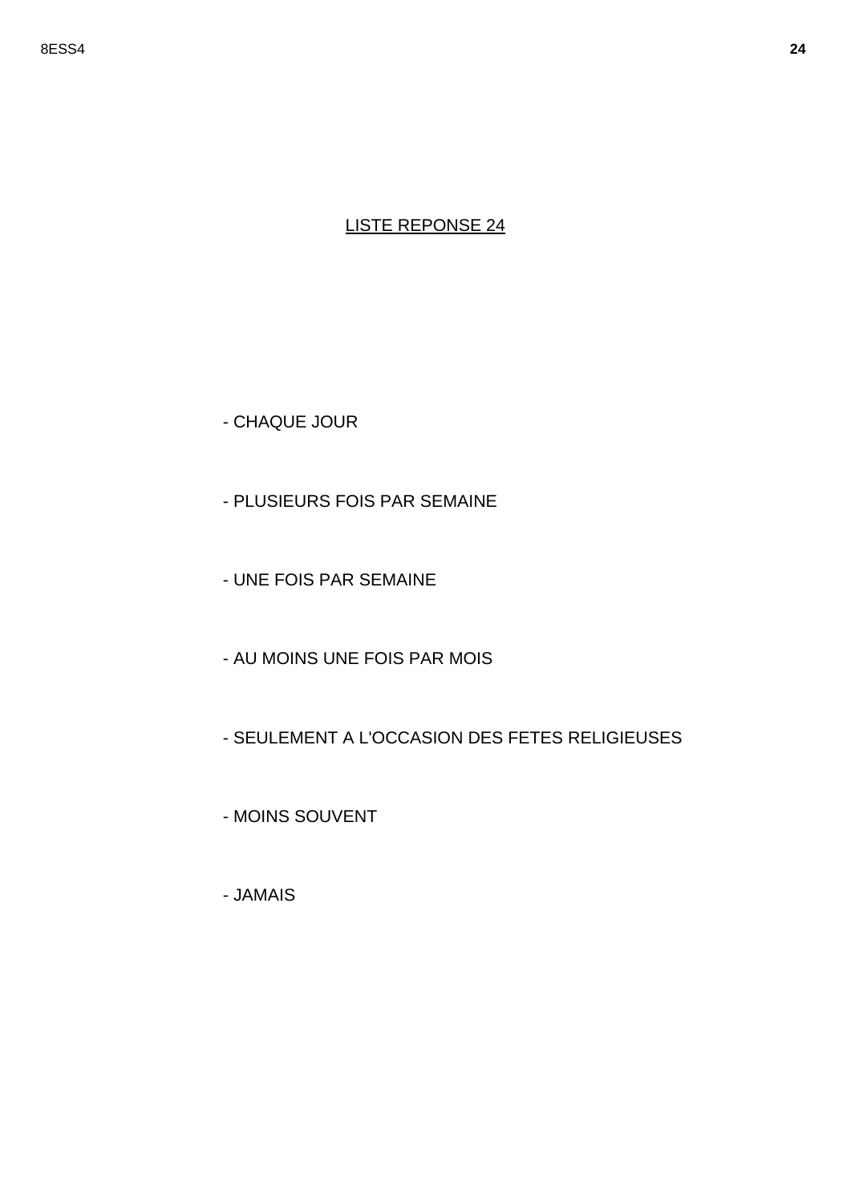LISTE REPONSE 24

- CHAQUE JOUR

- PLUSIEURS FOIS PAR SEMAINE

- UNE FOIS PAR SEMAINE

- AU MOINS UNE FOIS PAR MOIS

- SEULEMENT A L'OCCASION DES FETES RELIGIEUSES

- MOINS SOUVENT

- JAMAIS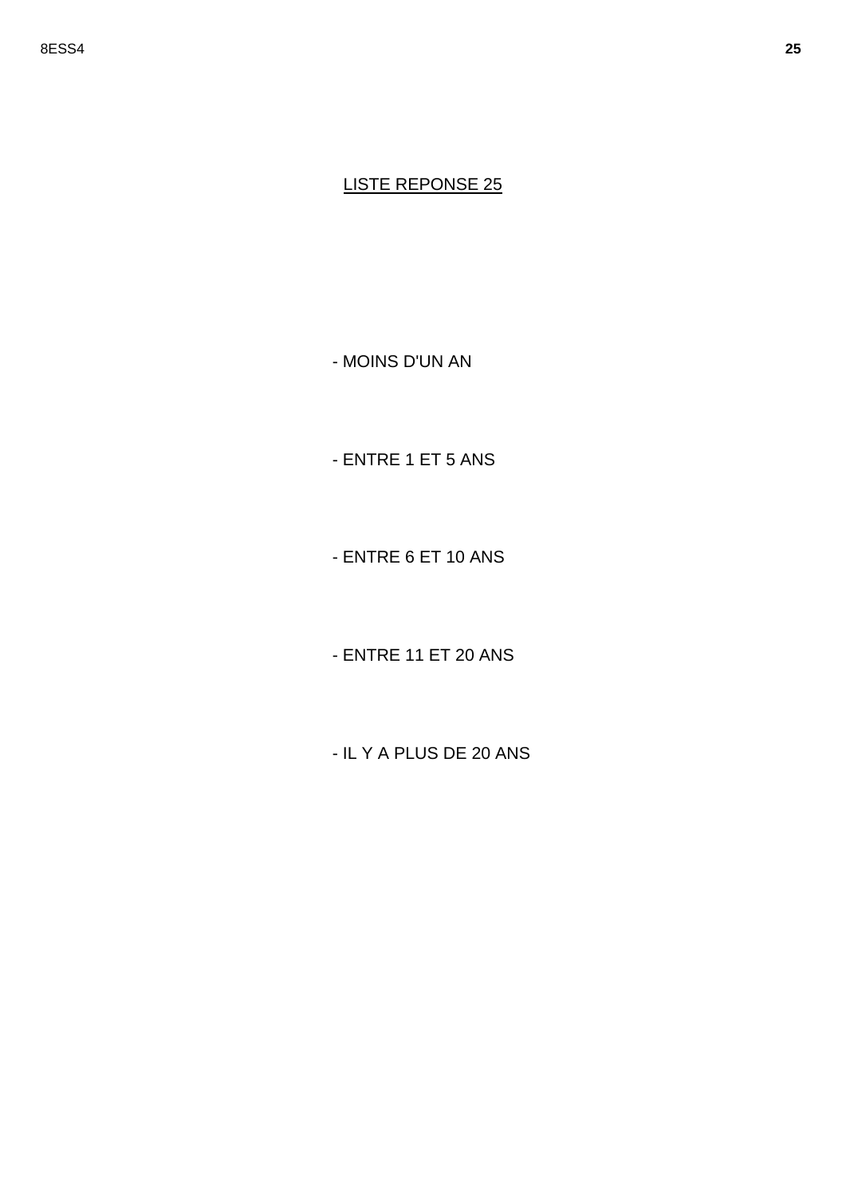LISTE REPONSE 25

- MOINS D'UN AN

- ENTRE 1 ET 5 ANS

- ENTRE 6 ET 10 ANS

- ENTRE 11 ET 20 ANS

- IL Y A PLUS DE 20 ANS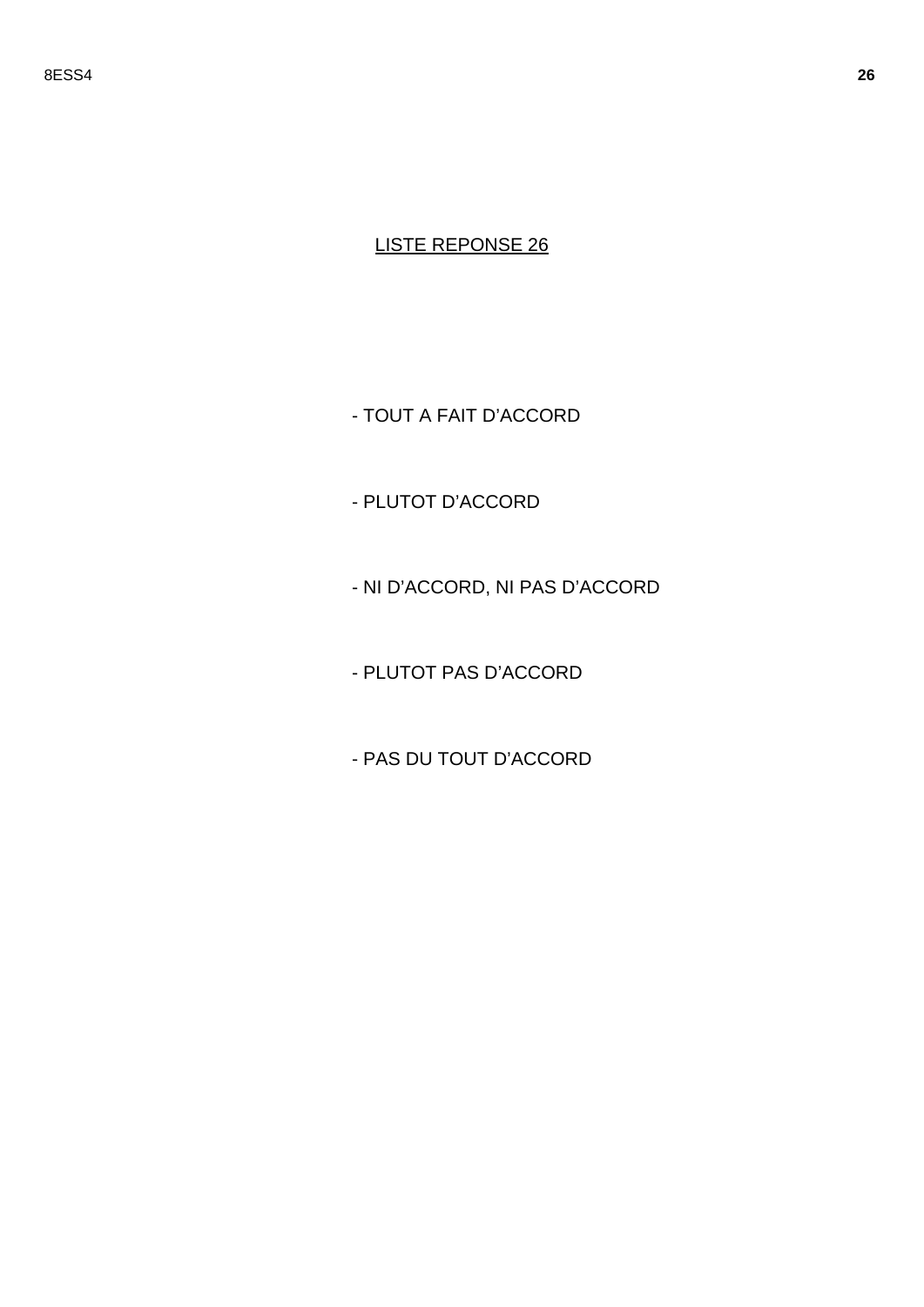LISTE REPONSE 26

- TOUT A FAIT D’ACCORD

- PLUTOT D’ACCORD

- NI D’ACCORD, NI PAS D’ACCORD

- PLUTOT PAS D’ACCORD

- PAS DU TOUT D’ACCORD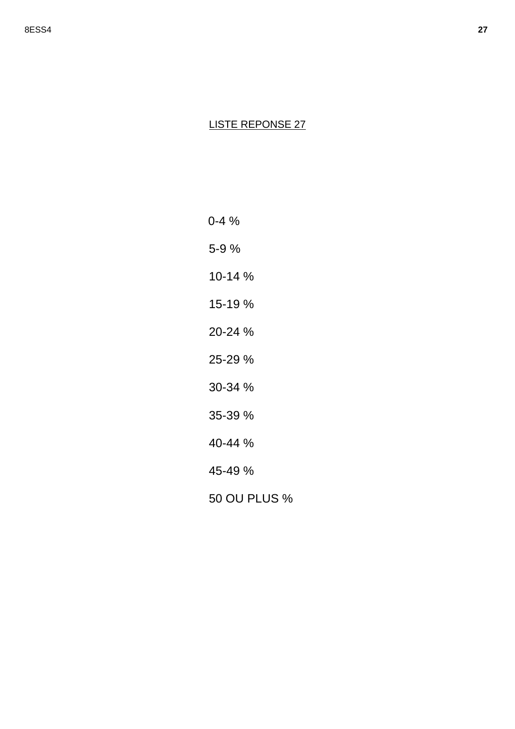LISTE REPONSE 27

0-4 %

5-9 %

10-14 %

15-19 %

20-24 %

25-29 %

30-34 %

35-39 %

40-44 %

45-49 %

50 OU PLUS %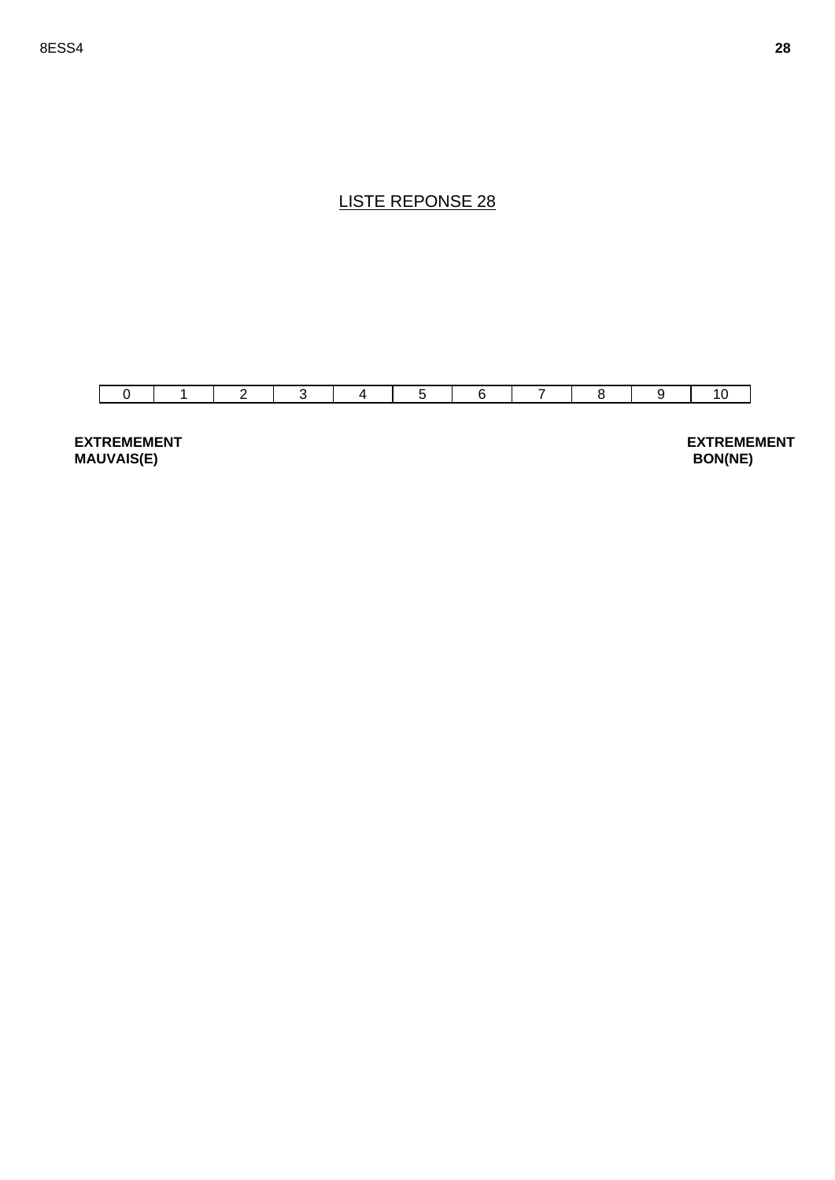<u>LISTE REPONSE 28</u>

| 0 | 1 | 2 | 3 | 4 | 5 | 6 | 7 | 8 | 9 | 10 |
|---|---|---|---|---|---|---|---|---|---|---|

**EXTREMEMENT MAUVAIS(E)**

**EXTREMEMENT BON(NE)**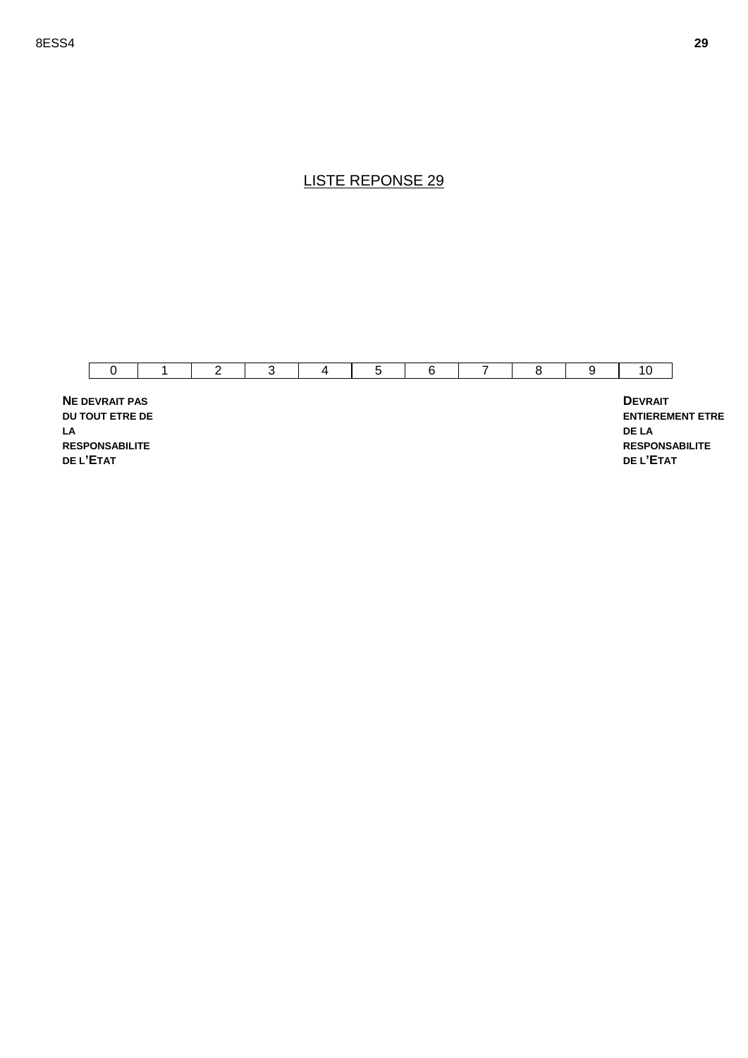LISTE REPONSE 29

| 0 | 1 | 2 | 3 | 4 | 5 | 6 | 7 | 8 | 9 | 10 |
|---|---|---|---|---|---|---|---|---|---|---|

**NE DEVRAIT PAS DU TOUT ETRE DE LA RESPONSABILITE DE L'ETAT**

**DEVRAIT ENTIEREMENT ETRE DE LA RESPONSABILITE DE L'ETAT**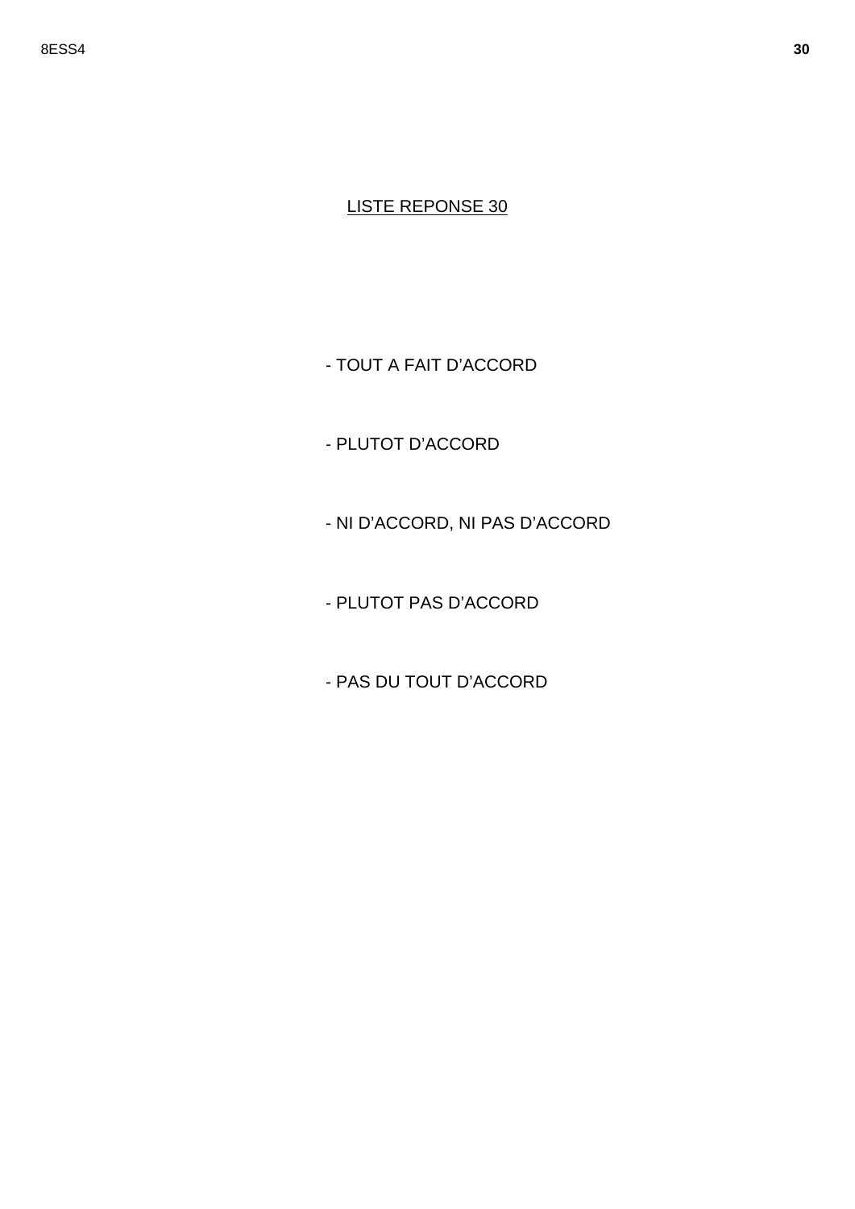LISTE REPONSE 30

- TOUT A FAIT D'ACCORD
- PLUTOT D'ACCORD
- NI D'ACCORD, NI PAS D'ACCORD
- PLUTOT PAS D'ACCORD
- PAS DU TOUT D'ACCORD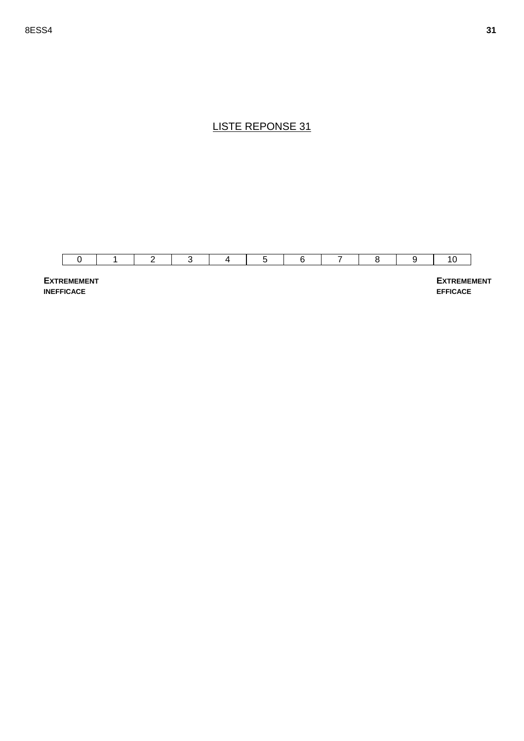LISTE REPONSE 31

| 0 | 1 | 2 | 3 | 4 | 5 | 6 | 7 | 8 | 9 | 10 |
|---|---|---|---|---|---|---|---|---|---|---|

**EXTREMEMENT INEFFICACE**

**EXTREMEMENT EFFICACE**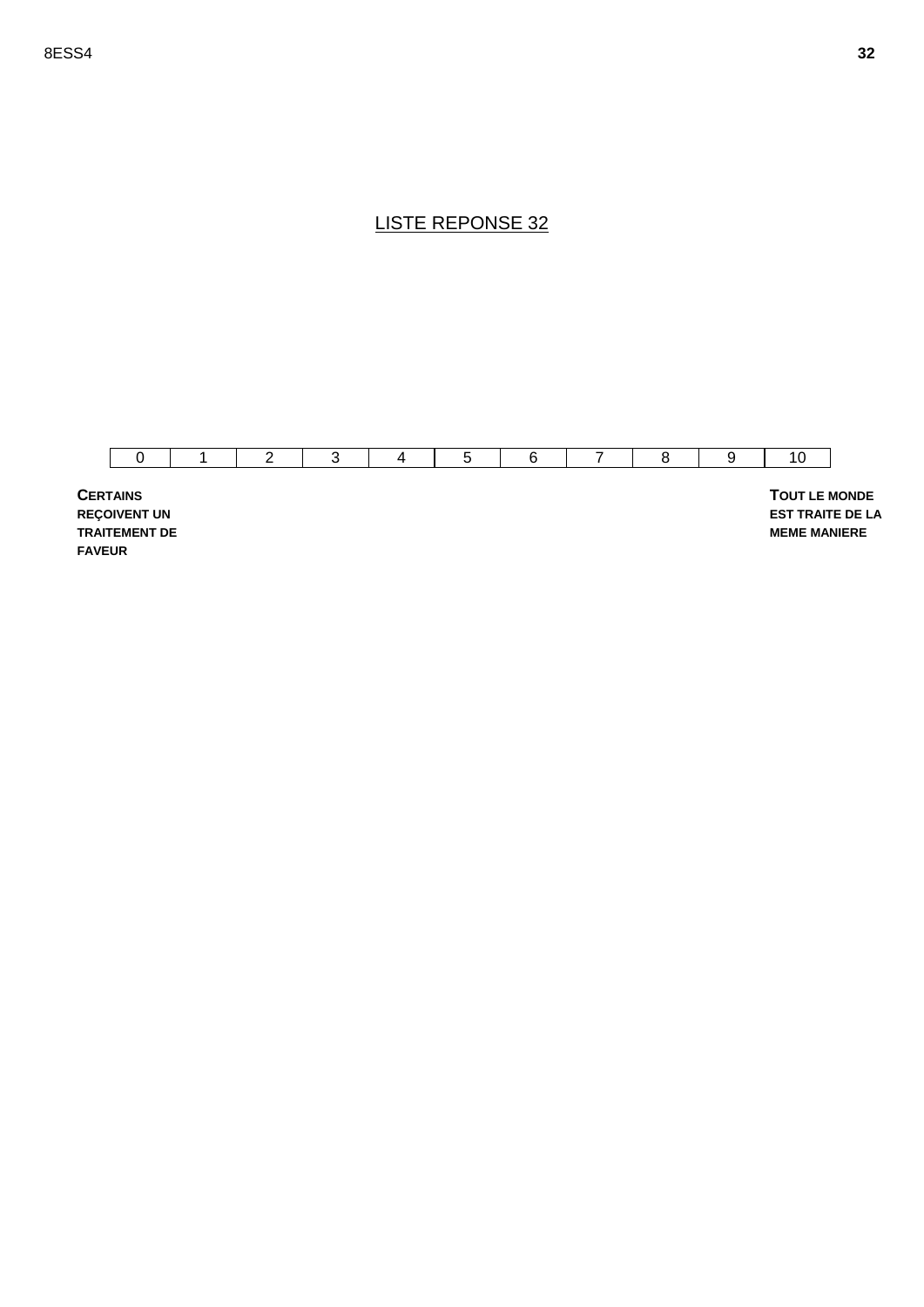# LISTE REPONSE 32

| 0 | 1 | 2 | 3 | 4 | 5 | 6 | 7 | 8 | 9 | 10 |
|---|---|---|---|---|---|---|---|---|---|---|

**CERTAINS REÇOIVENT UN TRAITEMENT DE FAVEUR**

**TOUT LE MONDE EST TRAITE DE LA MEME MANIERE**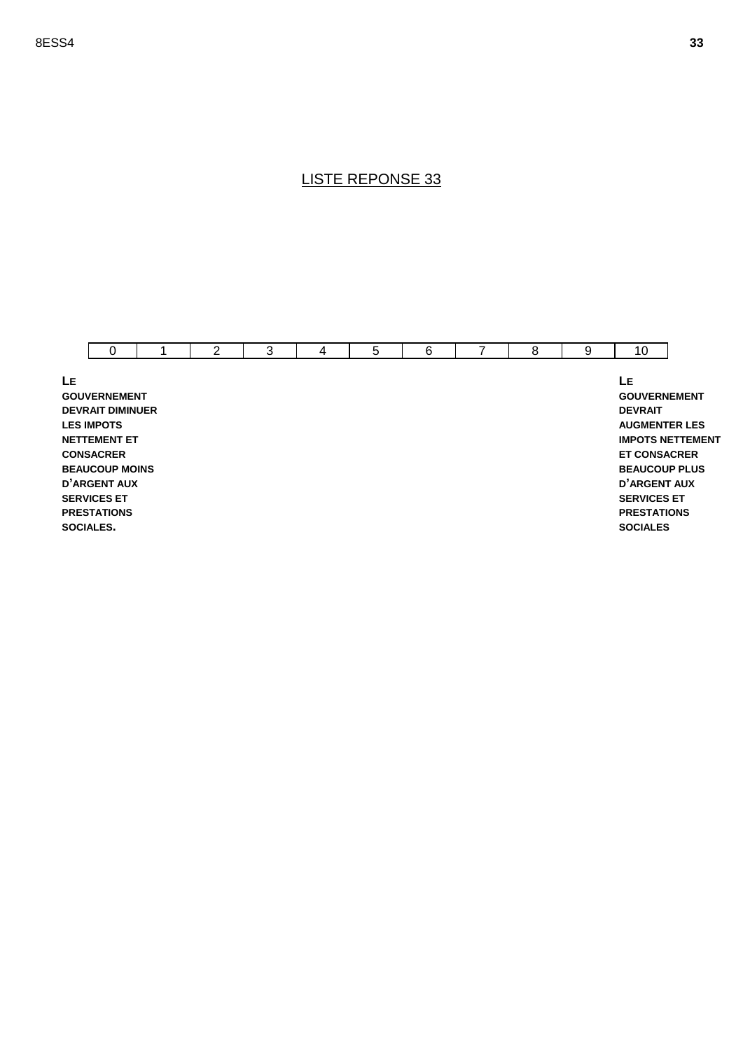LISTE REPONSE 33

| 0 | 1 | 2 | 3 | 4 | 5 | 6 | 7 | 8 | 9 | 10 |
|---|---|---|---|---|---|---|---|---|---|---|

**LE GOUVERNEMENT DEVRAIT DIMINUER LES IMPOTS NETTEMENT ET CONSACRER BEAUCOUP MOINS D'ARGENT AUX SERVICES ET PRESTATIONS SOCIALES.**

**LE GOUVERNEMENT DEVRAIT AUGMENTER LES IMPOTS NETTEMENT ET CONSACRER BEAUCOUP PLUS D'ARGENT AUX SERVICES ET PRESTATIONS SOCIALES**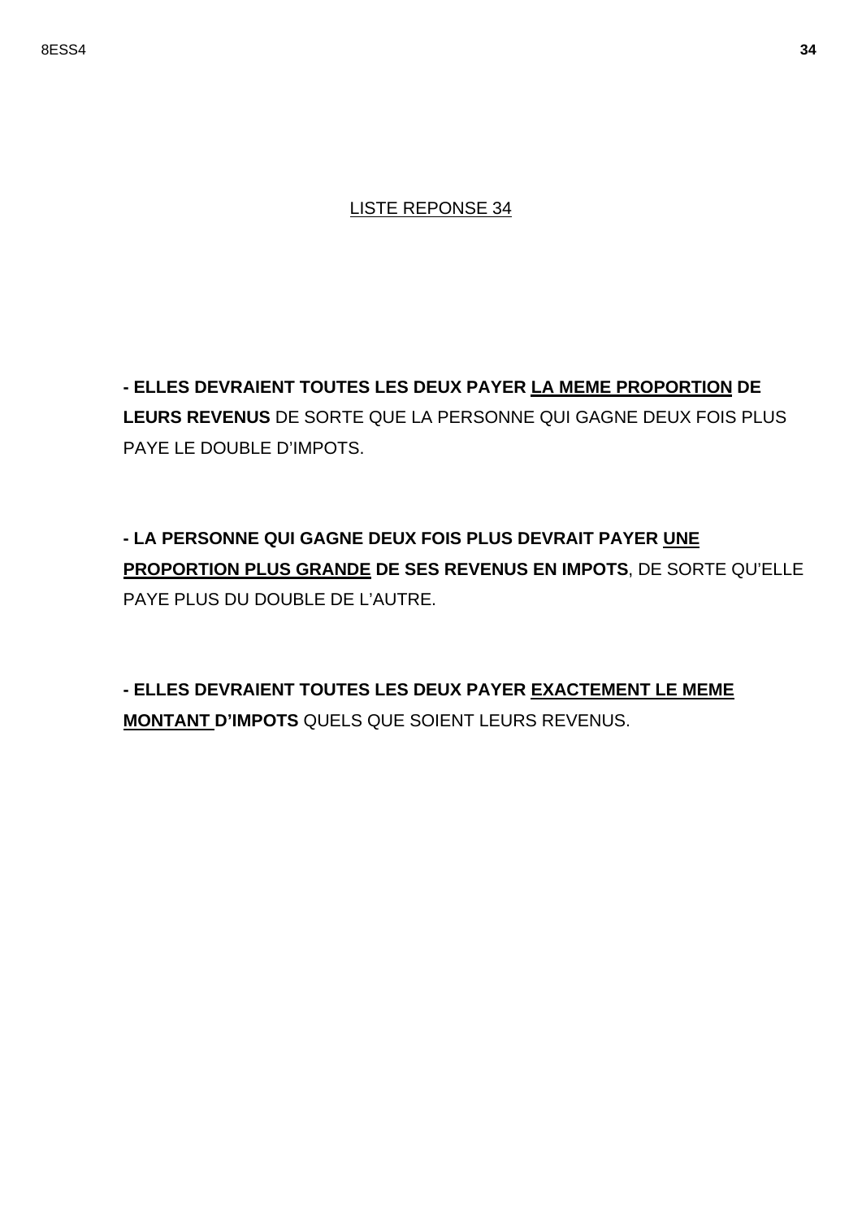LISTE REPONSE 34

**- ELLES DEVRAIENT TOUTES LES DEUX PAYER LA MEME PROPORTION DE LEURS REVENUS** DE SORTE QUE LA PERSONNE QUI GAGNE DEUX FOIS PLUS PAYE LE DOUBLE D'IMPOTS.

**- LA PERSONNE QUI GAGNE DEUX FOIS PLUS DEVRAIT PAYER UNE PROPORTION PLUS GRANDE DE SES REVENUS EN IMPOTS**, DE SORTE QU'ELLE PAYE PLUS DU DOUBLE DE L'AUTRE.

**- ELLES DEVRAIENT TOUTES LES DEUX PAYER EXACTEMENT LE MEME MONTANT D'IMPOTS** QUELS QUE SOIENT LEURS REVENUS.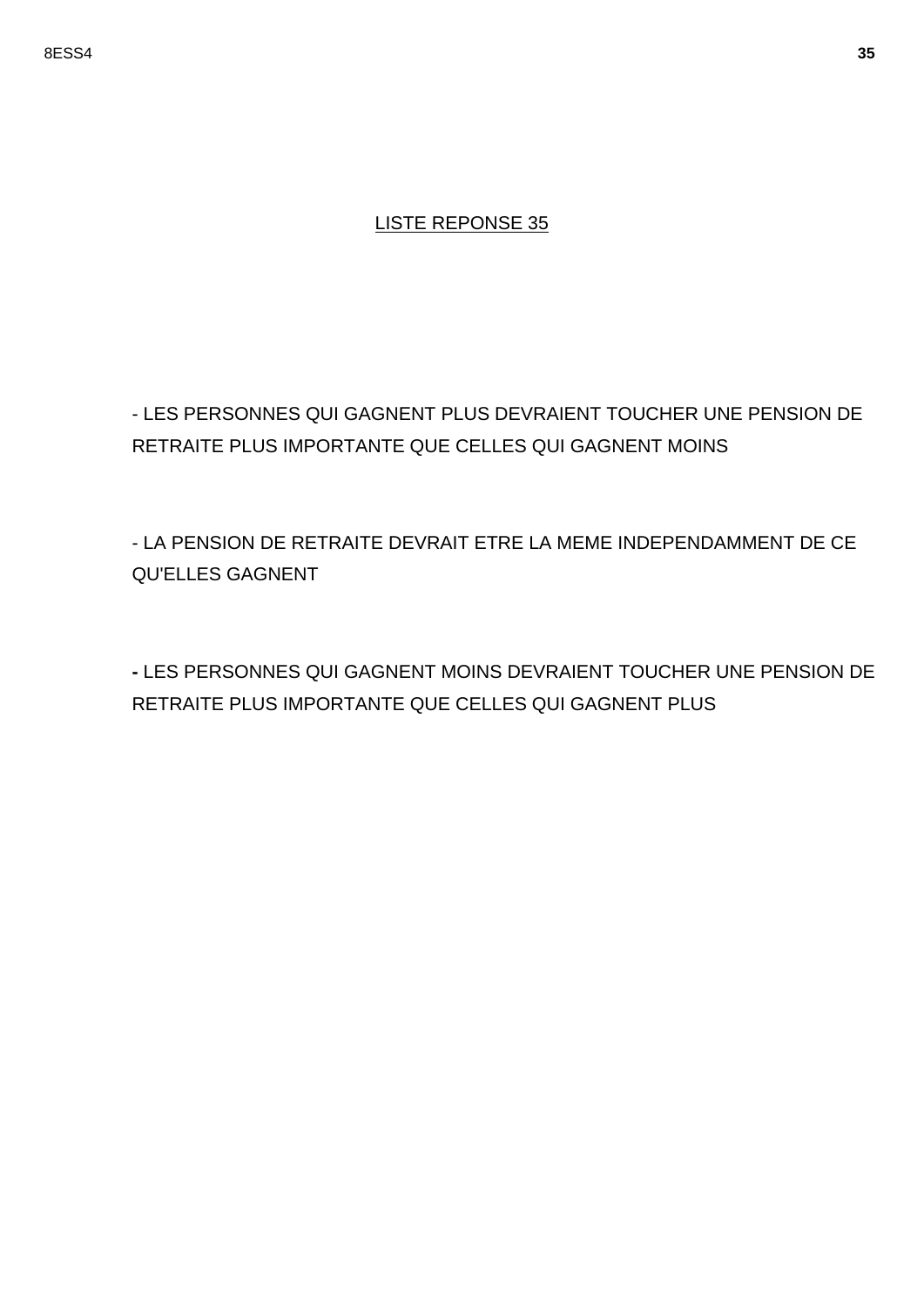<u>LISTE REPONSE 35</u>

- LES PERSONNES QUI GAGNENT PLUS DEVRAIENT TOUCHER UNE PENSION DE RETRAITE PLUS IMPORTANTE QUE CELLES QUI GAGNENT MOINS

- LA PENSION DE RETRAITE DEVRAIT ETRE LA MEME INDEPENDAMMENT DE CE QU'ELLES GAGNENT

- LES PERSONNES QUI GAGNENT MOINS DEVRAIENT TOUCHER UNE PENSION DE RETRAITE PLUS IMPORTANTE QUE CELLES QUI GAGNENT PLUS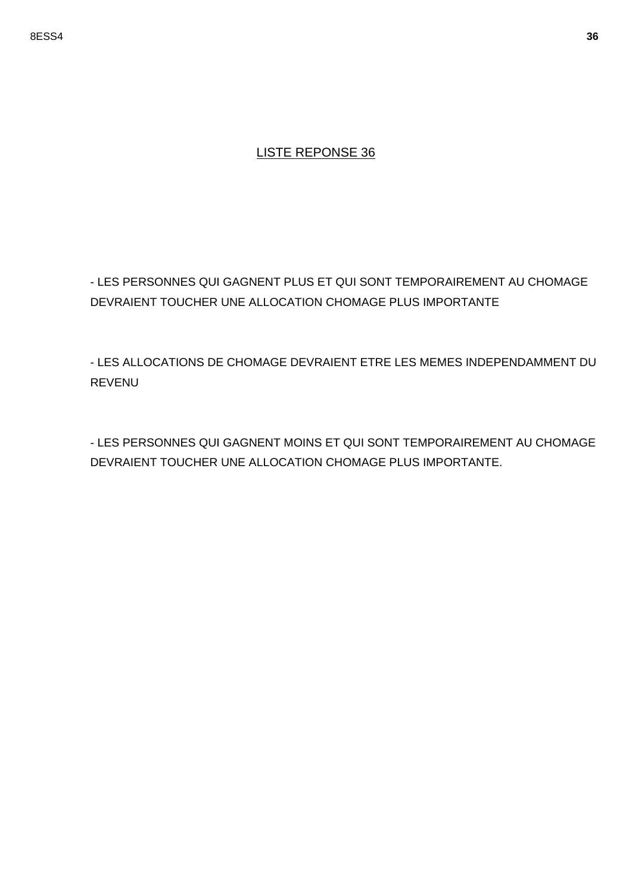LISTE REPONSE 36

- LES PERSONNES QUI GAGNENT PLUS ET QUI SONT TEMPORAIREMENT AU CHOMAGE DEVRAIENT TOUCHER UNE ALLOCATION CHOMAGE PLUS IMPORTANTE

- LES ALLOCATIONS DE CHOMAGE DEVRAIENT ETRE LES MEMES INDEPENDAMMENT DU REVENU

- LES PERSONNES QUI GAGNENT MOINS ET QUI SONT TEMPORAIREMENT AU CHOMAGE DEVRAIENT TOUCHER UNE ALLOCATION CHOMAGE PLUS IMPORTANTE.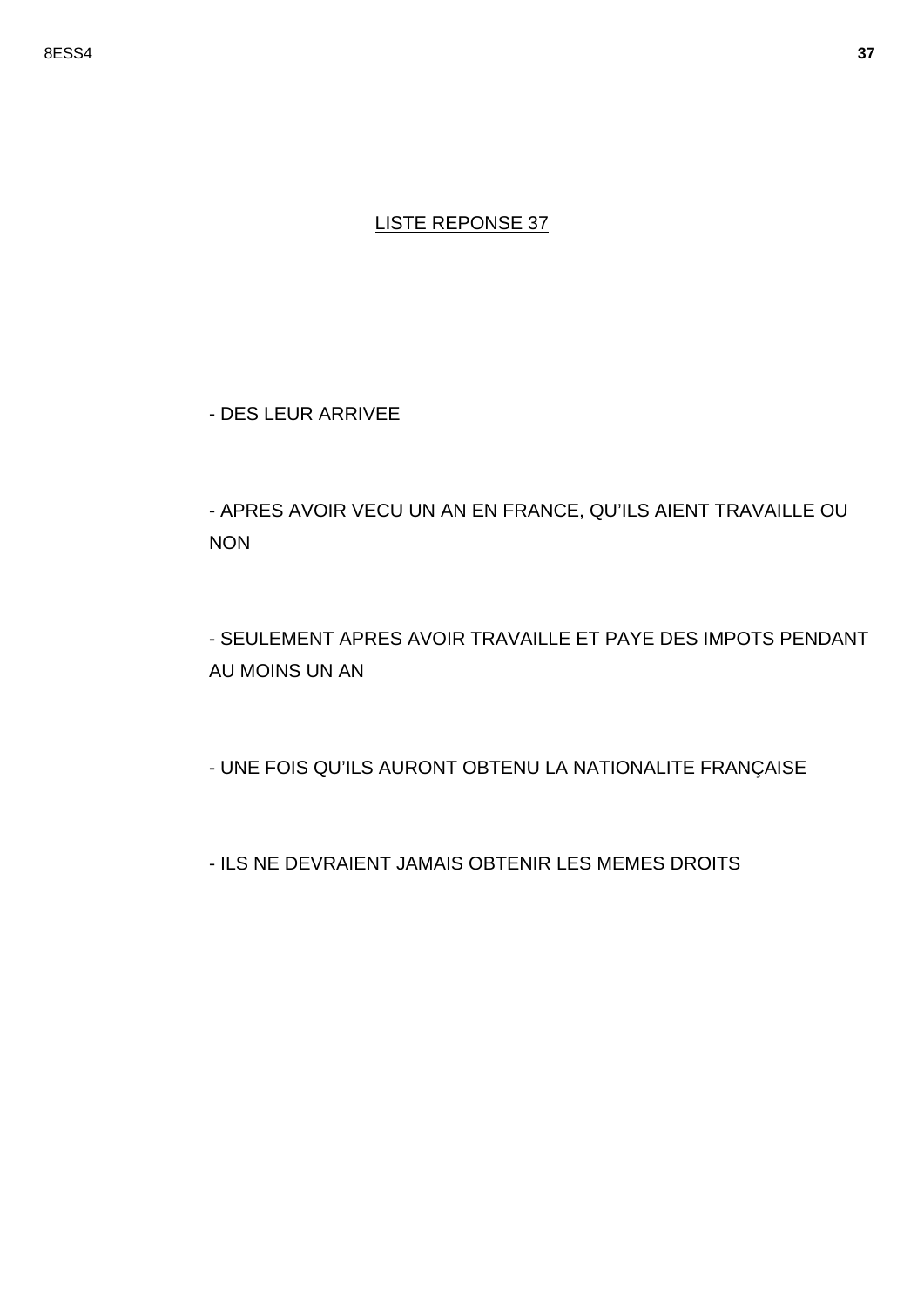LISTE REPONSE 37

- DES LEUR ARRIVEE

- APRES AVOIR VECU UN AN EN FRANCE, QU'ILS AIENT TRAVAILLE OU NON

- SEULEMENT APRES AVOIR TRAVAILLE ET PAYE DES IMPOTS PENDANT AU MOINS UN AN

- UNE FOIS QU'ILS AURONT OBTENU LA NATIONALITE FRANÇAISE

- ILS NE DEVRAIENT JAMAIS OBTENIR LES MEMES DROITS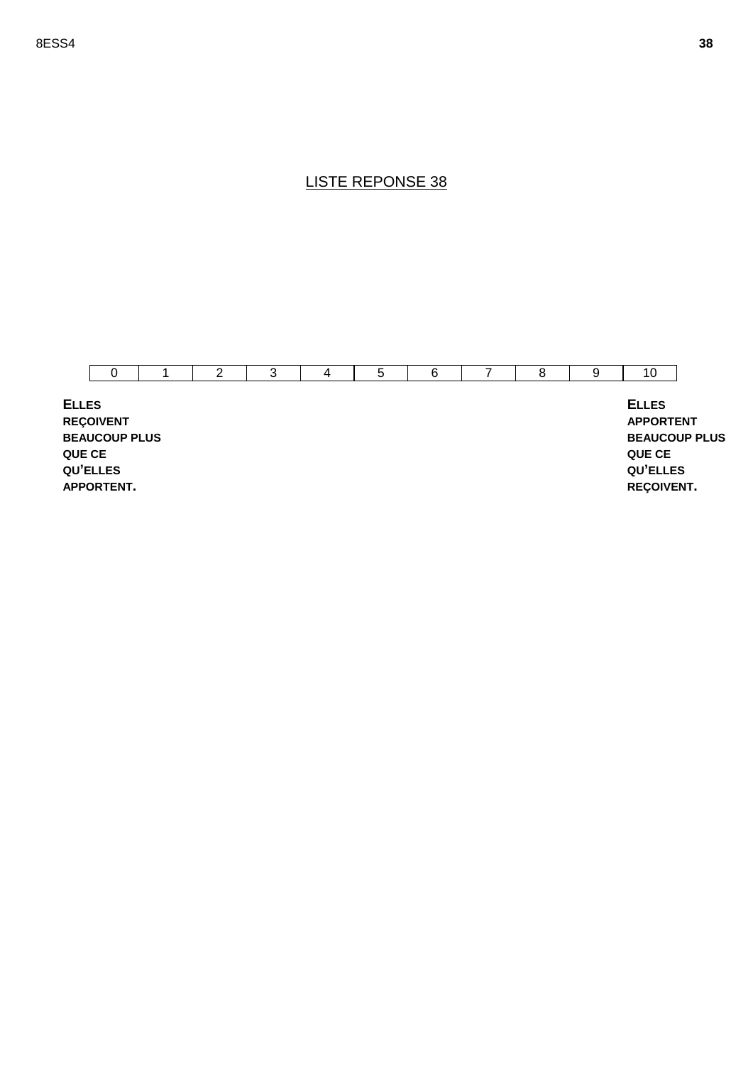LISTE REPONSE 38

| 0 | 1 | 2 | 3 | 4 | 5 | 6 | 7 | 8 | 9 | 10 |
|---|---|---|---|---|---|---|---|---|---|---|

**ELLES REÇOIVENT BEAUCOUP PLUS QUE CE QU'ELLES APPORTENT.**

**ELLES APPORTENT BEAUCOUP PLUS QUE CE QU'ELLES REÇOIVENT.**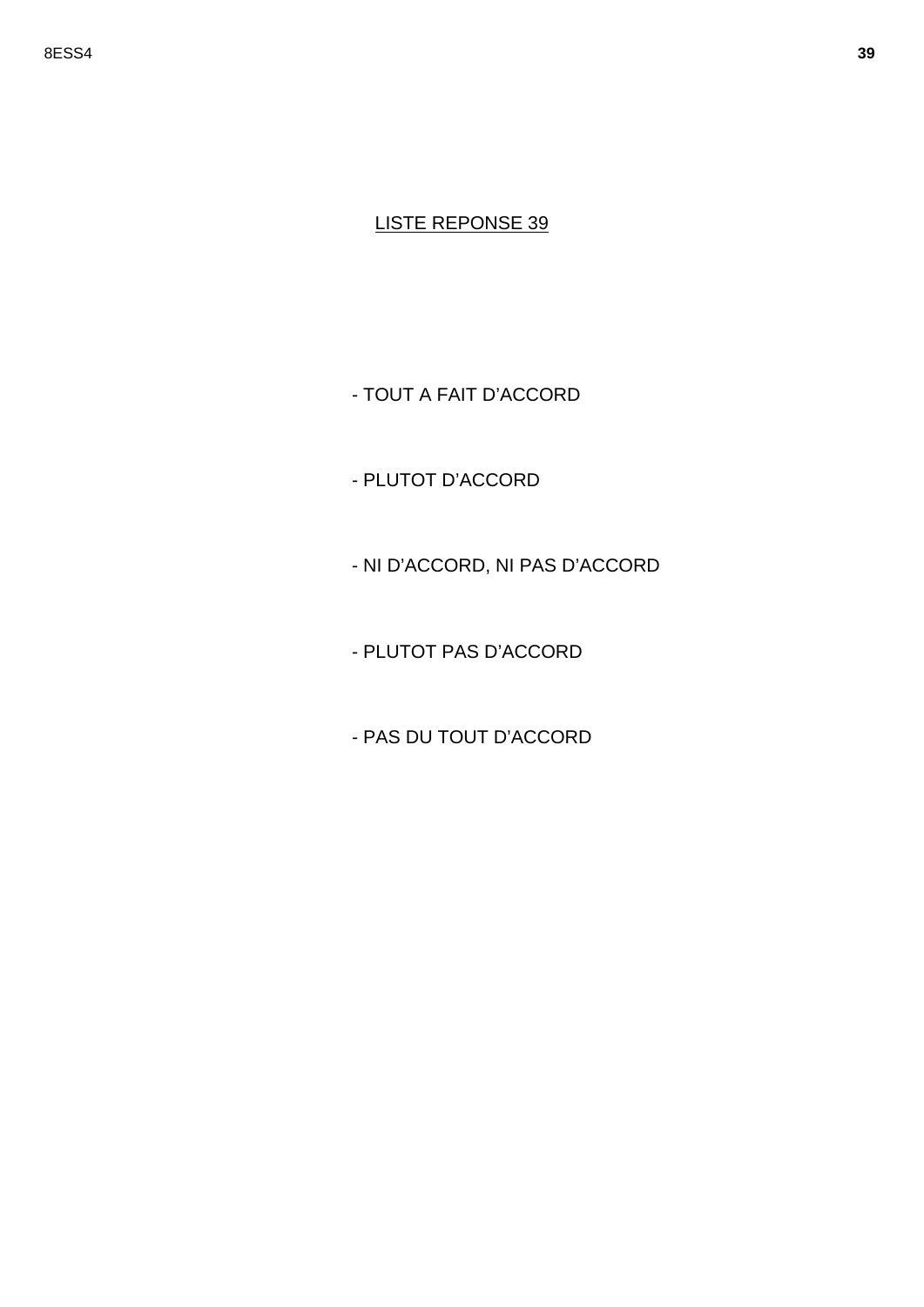LISTE REPONSE 39

- TOUT A FAIT D’ACCORD
- PLUTOT D’ACCORD
- NI D’ACCORD, NI PAS D’ACCORD
- PLUTOT PAS D’ACCORD
- PAS DU TOUT D’ACCORD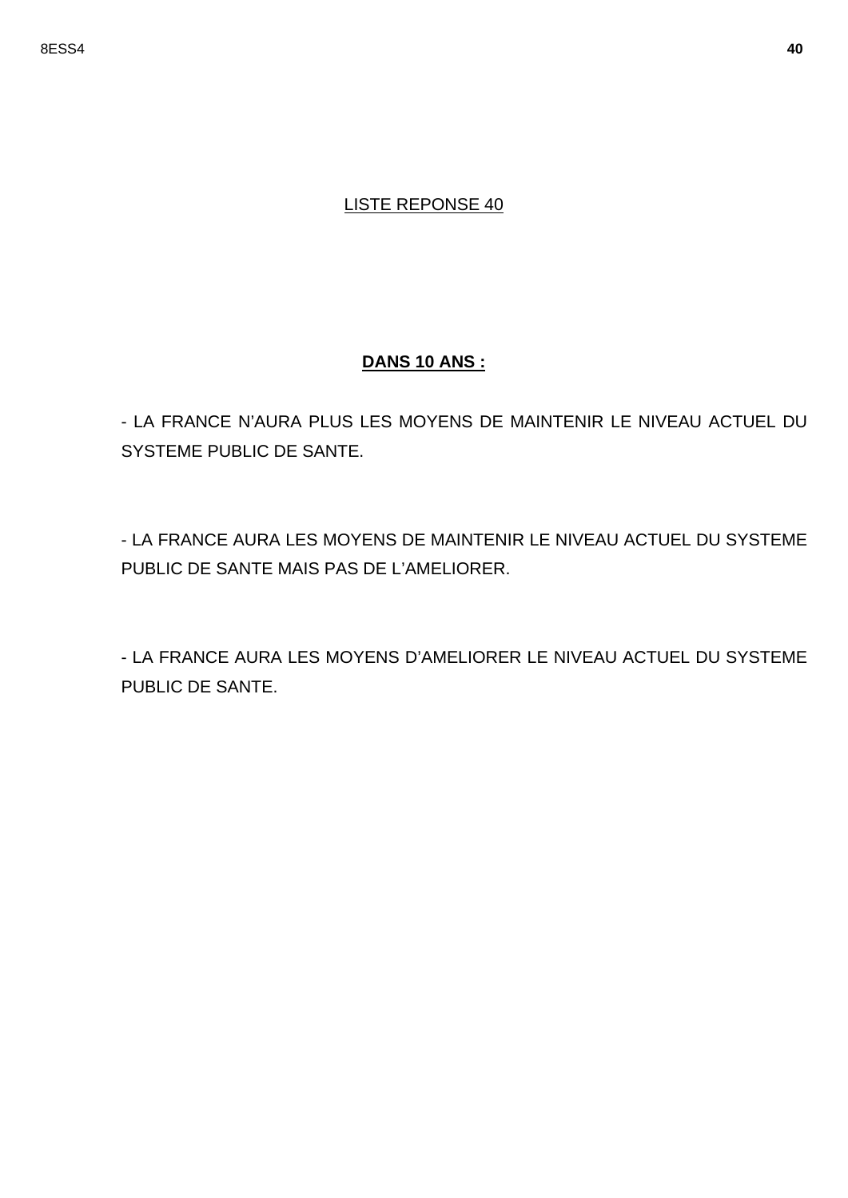LISTE REPONSE 40

**DANS 10 ANS :**

- LA FRANCE N'AURA PLUS LES MOYENS DE MAINTENIR LE NIVEAU ACTUEL DU SYSTEME PUBLIC DE SANTE.

- LA FRANCE AURA LES MOYENS DE MAINTENIR LE NIVEAU ACTUEL DU SYSTEME PUBLIC DE SANTE MAIS PAS DE L'AMELIORER.

- LA FRANCE AURA LES MOYENS D'AMELIORER LE NIVEAU ACTUEL DU SYSTEME PUBLIC DE SANTE.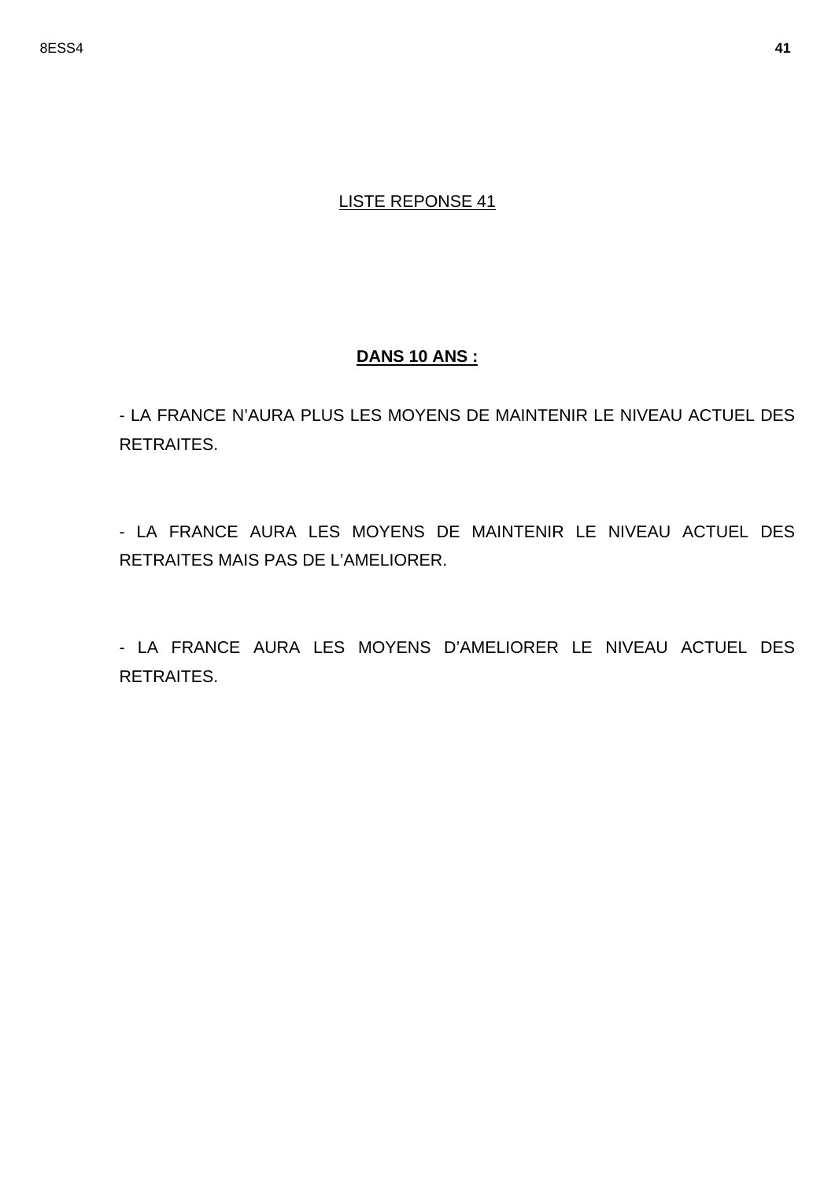LISTE REPONSE 41

**DANS 10 ANS :**

- LA FRANCE N'AURA PLUS LES MOYENS DE MAINTENIR LE NIVEAU ACTUEL DES RETRAITES.

- LA FRANCE AURA LES MOYENS DE MAINTENIR LE NIVEAU ACTUEL DES RETRAITES MAIS PAS DE L'AMELIORER.

- LA FRANCE AURA LES MOYENS D'AMELIORER LE NIVEAU ACTUEL DES RETRAITES.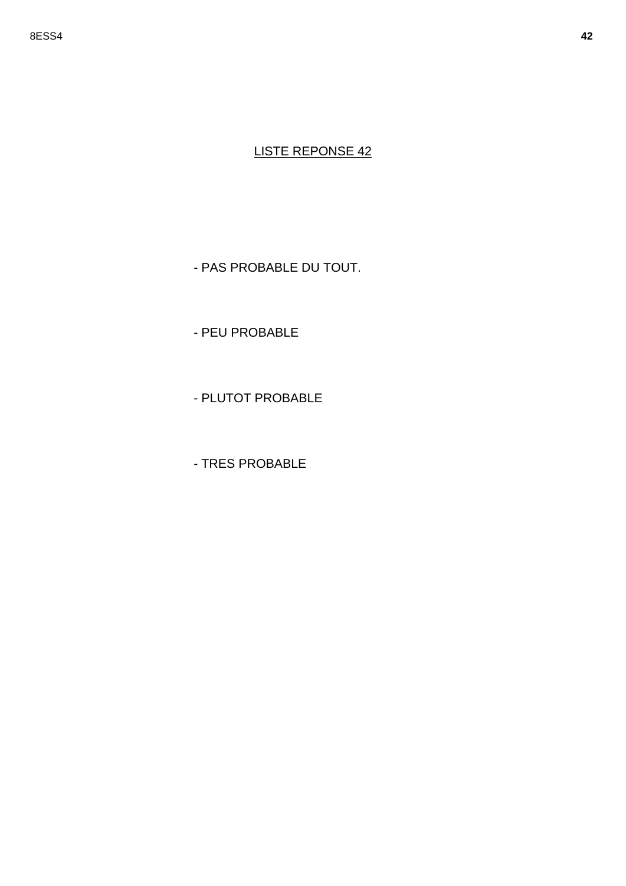LISTE REPONSE 42

- PAS PROBABLE DU TOUT.
- PEU PROBABLE
- PLUTOT PROBABLE
- TRES PROBABLE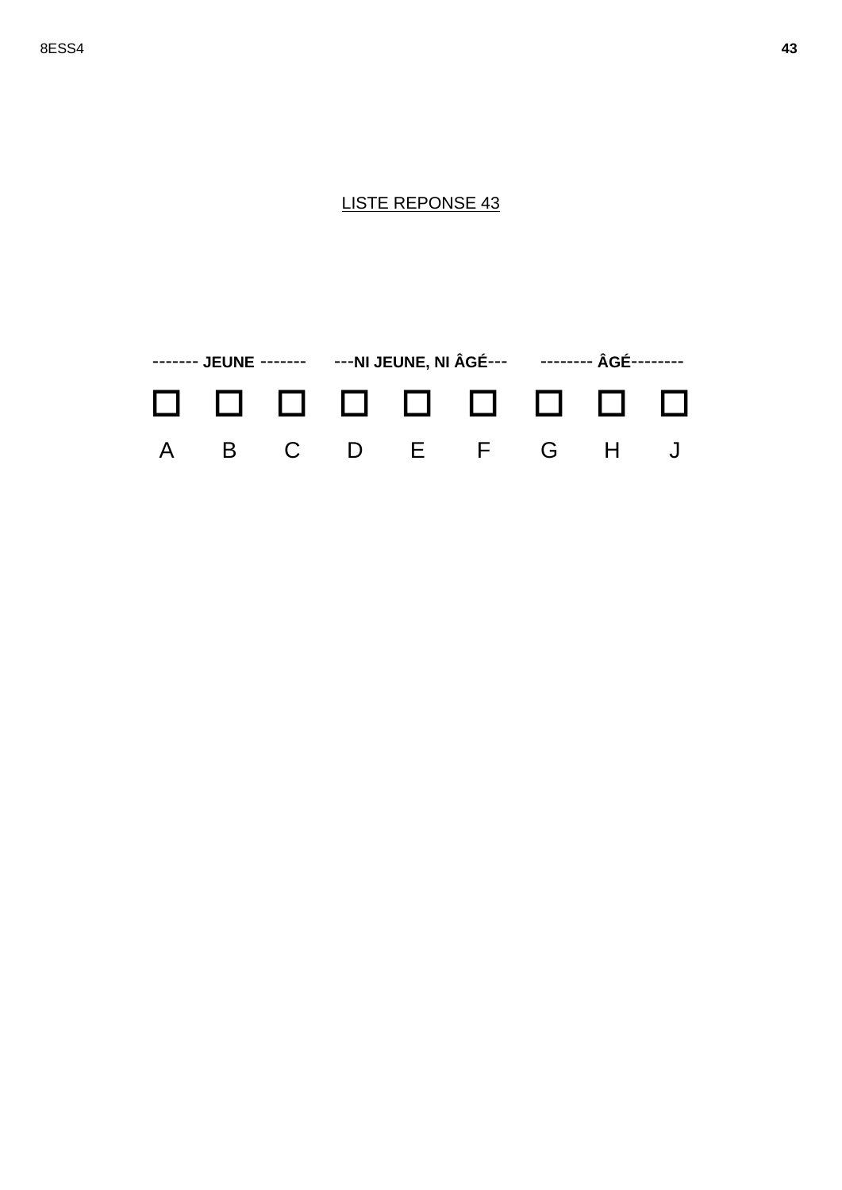LISTE REPONSE 43

| ------- **JEUNE** ------- | | | ---**NI JEUNE, NI ÂGÉ**--- | | | -------- **ÂGÉ**-------- | | |
|---|---|---|---|---|---|---|---|---|
| ☐ | ☐ | ☐ | ☐ | ☐ | ☐ | ☐ | ☐ | ☐ |
| A | B | C | D | E | F | G | H | J |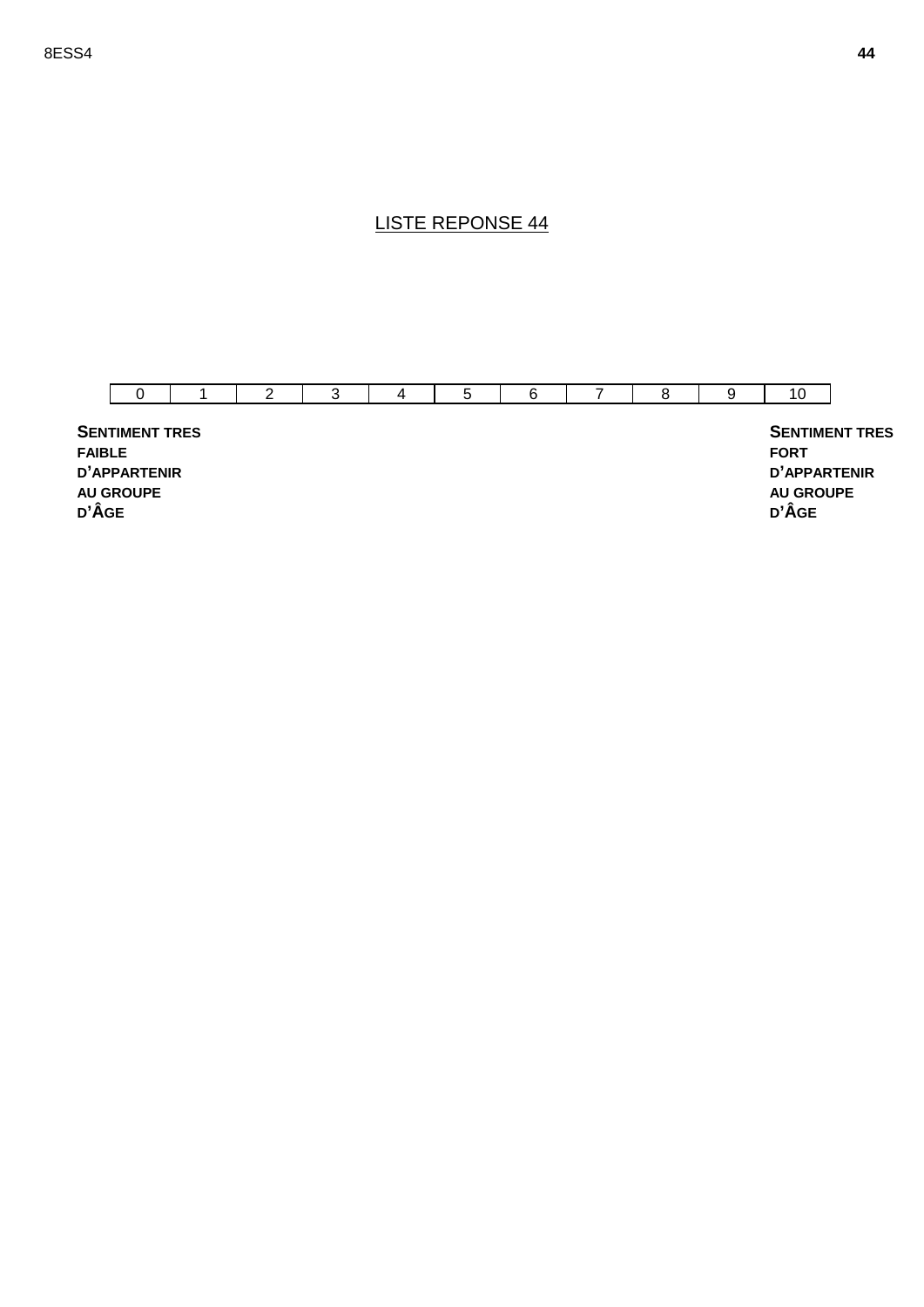LISTE REPONSE 44

| 0 | 1 | 2 | 3 | 4 | 5 | 6 | 7 | 8 | 9 | 10 |
|---|---|---|---|---|---|---|---|---|---|---|

**SENTIMENT TRES FAIBLE D'APPARTENIR AU GROUPE D'ÂGE**

**SENTIMENT TRES FORT D'APPARTENIR AU GROUPE D'ÂGE**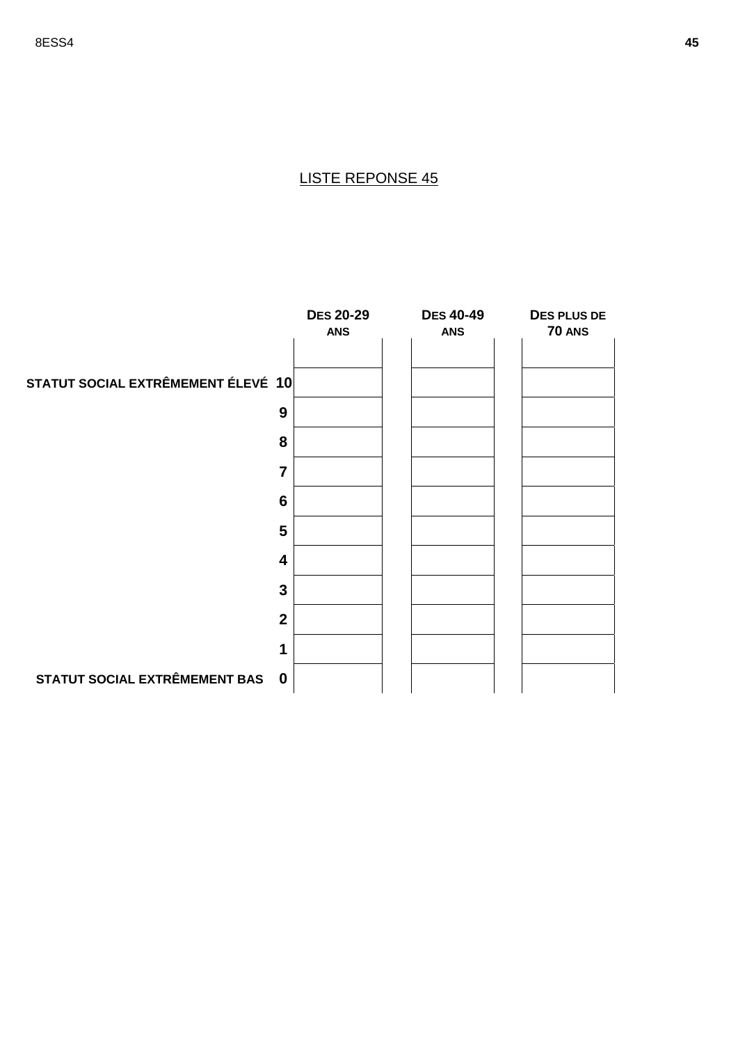LISTE REPONSE 45

| | Des 20-29 ans | Des 40-49 ans | Des plus de 70 ans |
|---|---|---|---|
| | | | |
| **STATUT SOCIAL EXTRÊMEMENT ÉLEVÉ 10** | | | |
| **9** | | | |
| **8** | | | |
| **7** | | | |
| **6** | | | |
| **5** | | | |
| **4** | | | |
| **3** | | | |
| **2** | | | |
| **1** | | | |
| **STATUT SOCIAL EXTRÊMEMENT BAS 0** | | | |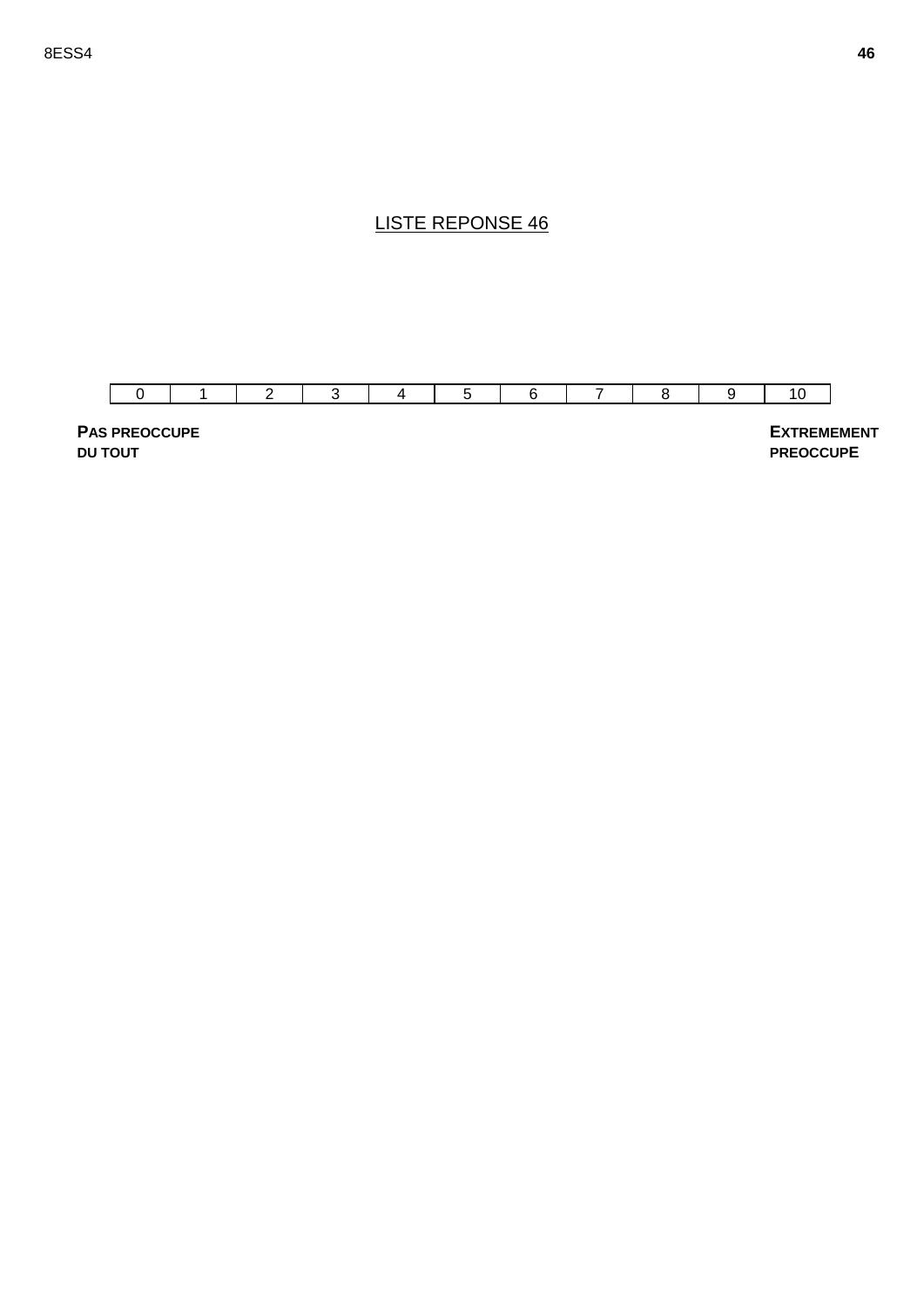LISTE REPONSE 46

| 0 | 1 | 2 | 3 | 4 | 5 | 6 | 7 | 8 | 9 | 10 |
|---|---|---|---|---|---|---|---|---|---|---|

**PAS PREOCCUPE DU TOUT**

**EXTREMEMENT PREOCCUPE**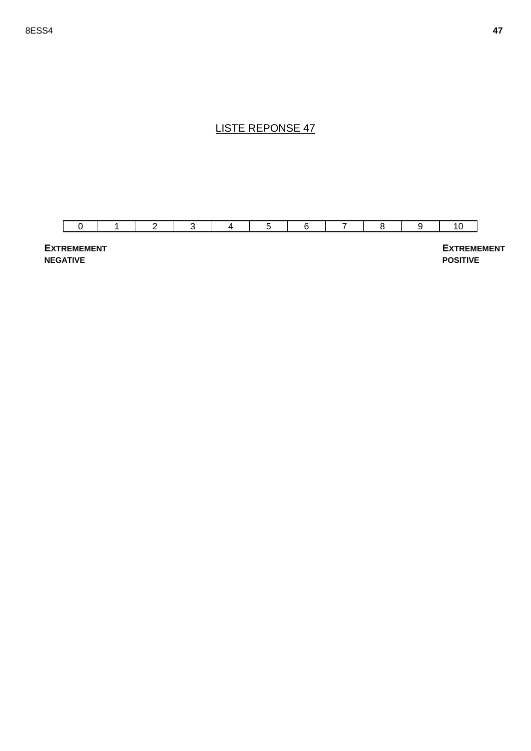# LISTE REPONSE 47

| 0 | 1 | 2 | 3 | 4 | 5 | 6 | 7 | 8 | 9 | 10 |
|---|---|---|---|---|---|---|---|---|---|---|

**EXTREMEMENT NEGATIVE**

**EXTREMEMENT POSITIVE**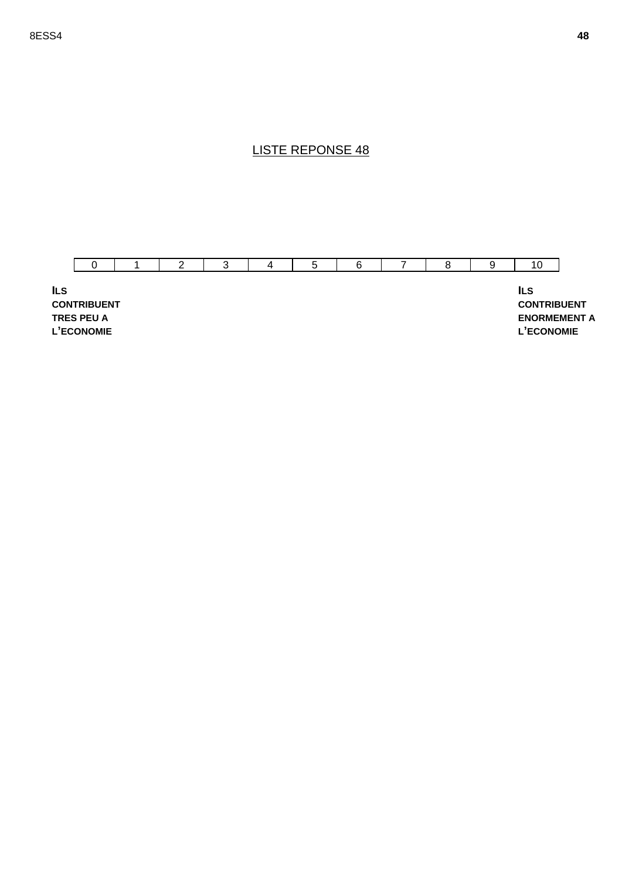LISTE REPONSE 48

| 0 | 1 | 2 | 3 | 4 | 5 | 6 | 7 | 8 | 9 | 10 |
|---|---|---|---|---|---|---|---|---|---|---|

**ILS CONTRIBUENT TRES PEU A L'ECONOMIE**

**ILS CONTRIBUENT ENORMEMENT A L'ECONOMIE**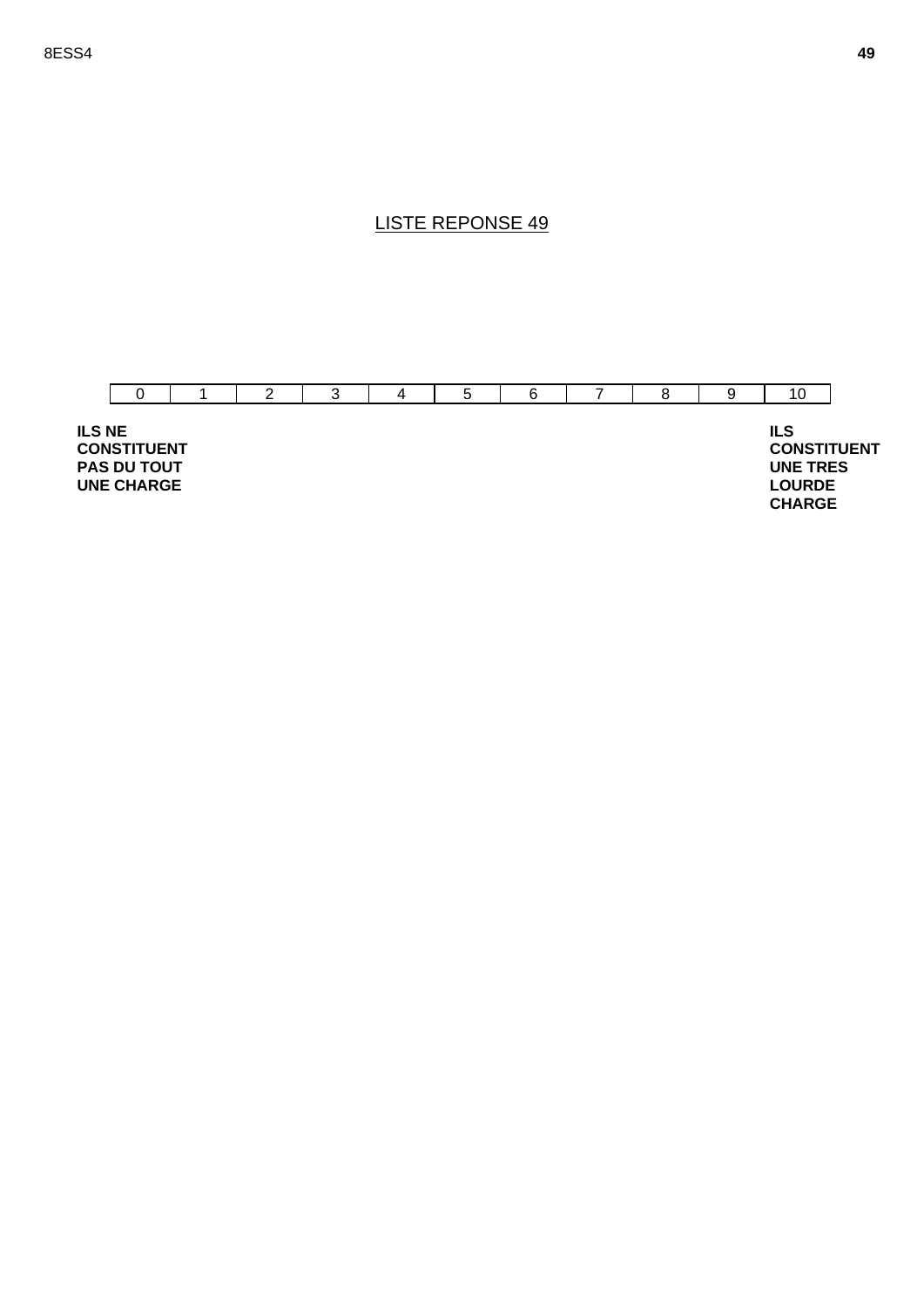## LISTE REPONSE 49

| 0 | 1 | 2 | 3 | 4 | 5 | 6 | 7 | 8 | 9 | 10 |
|---|---|---|---|---|---|---|---|---|---|---|

**ILS NE CONSTITUENT PAS DU TOUT UNE CHARGE**

**ILS CONSTITUENT UNE TRES LOURDE CHARGE**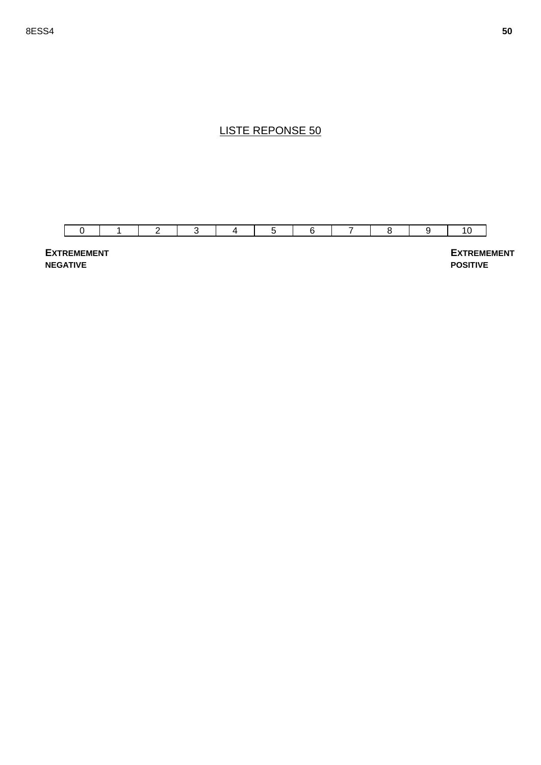LISTE REPONSE 50

| 0 | 1 | 2 | 3 | 4 | 5 | 6 | 7 | 8 | 9 | 10 |
|---|---|---|---|---|---|---|---|---|---|---|

**EXTREMEMENT NEGATIVE** — **EXTREMEMENT POSITIVE**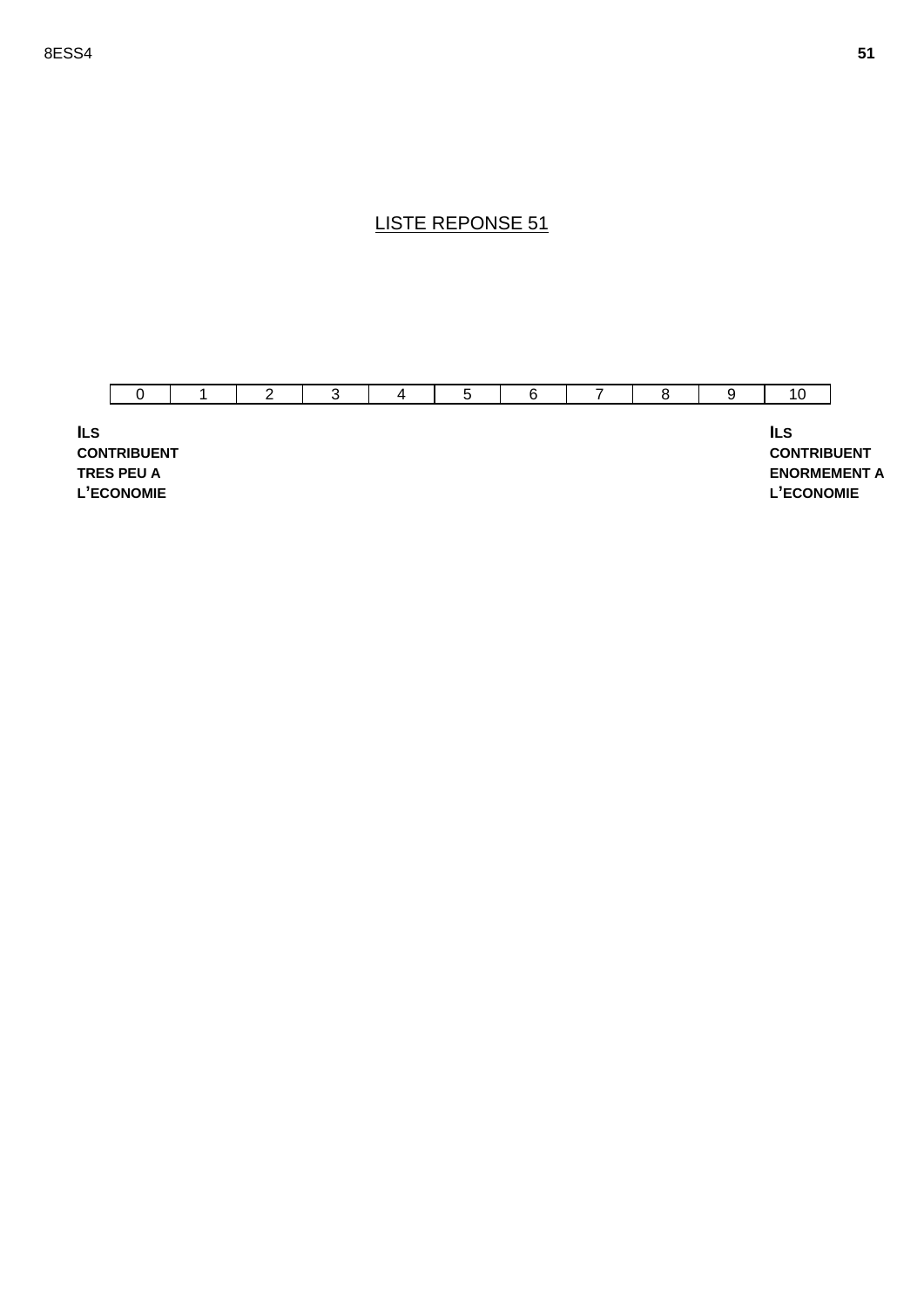<u>LISTE REPONSE 51</u>

| 0 | 1 | 2 | 3 | 4 | 5 | 6 | 7 | 8 | 9 | 10 |
|---|---|---|---|---|---|---|---|---|---|---|

**ILS CONTRIBUENT TRES PEU A L'ECONOMIE**

**ILS CONTRIBUENT ENORMEMENT A L'ECONOMIE**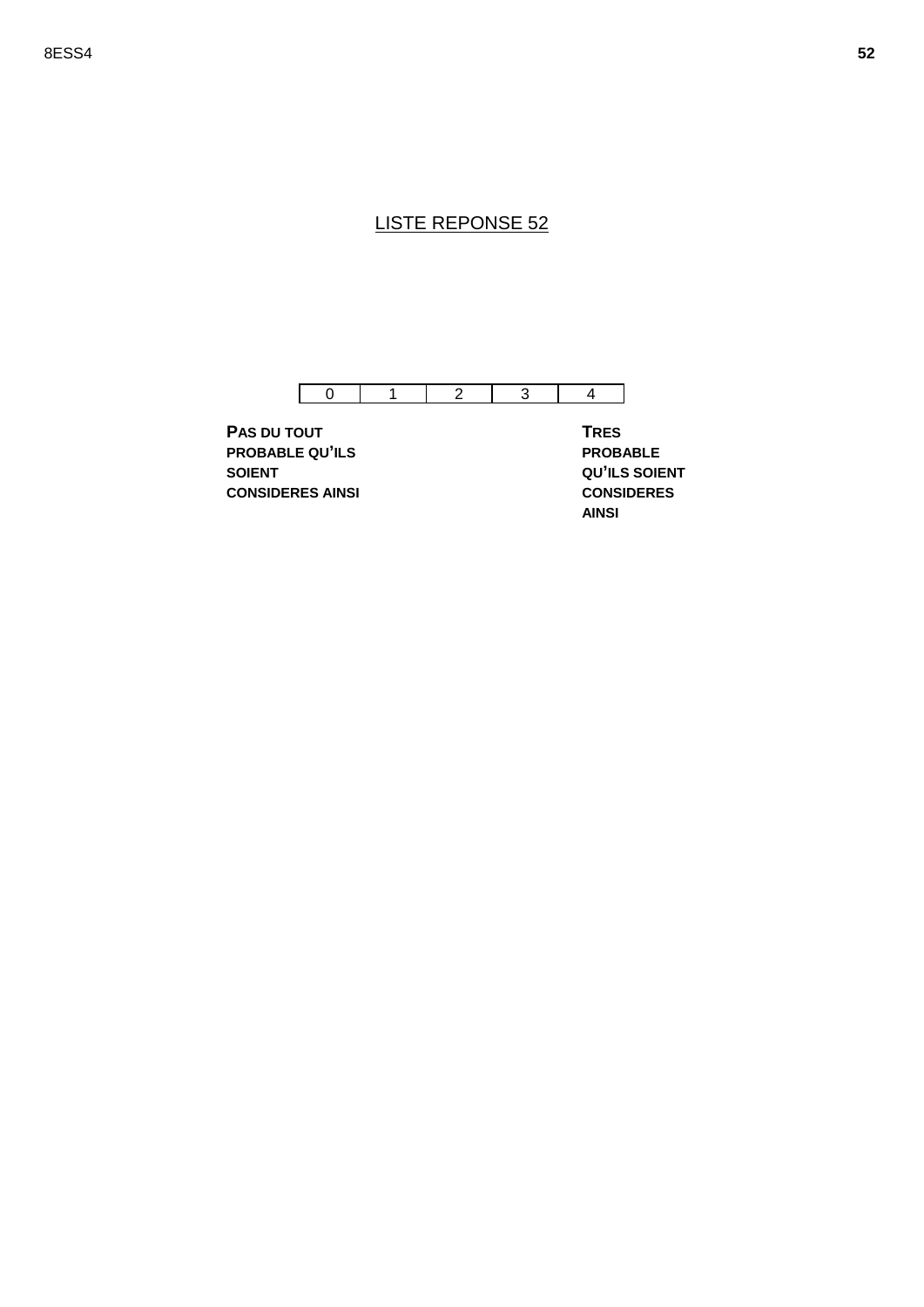## LISTE REPONSE 52

| 0 | 1 | 2 | 3 | 4 |
|---|---|---|---|---|

**PAS DU TOUT PROBABLE QU'ILS SOIENT CONSIDERES AINSI**

**TRES PROBABLE QU'ILS SOIENT CONSIDERES AINSI**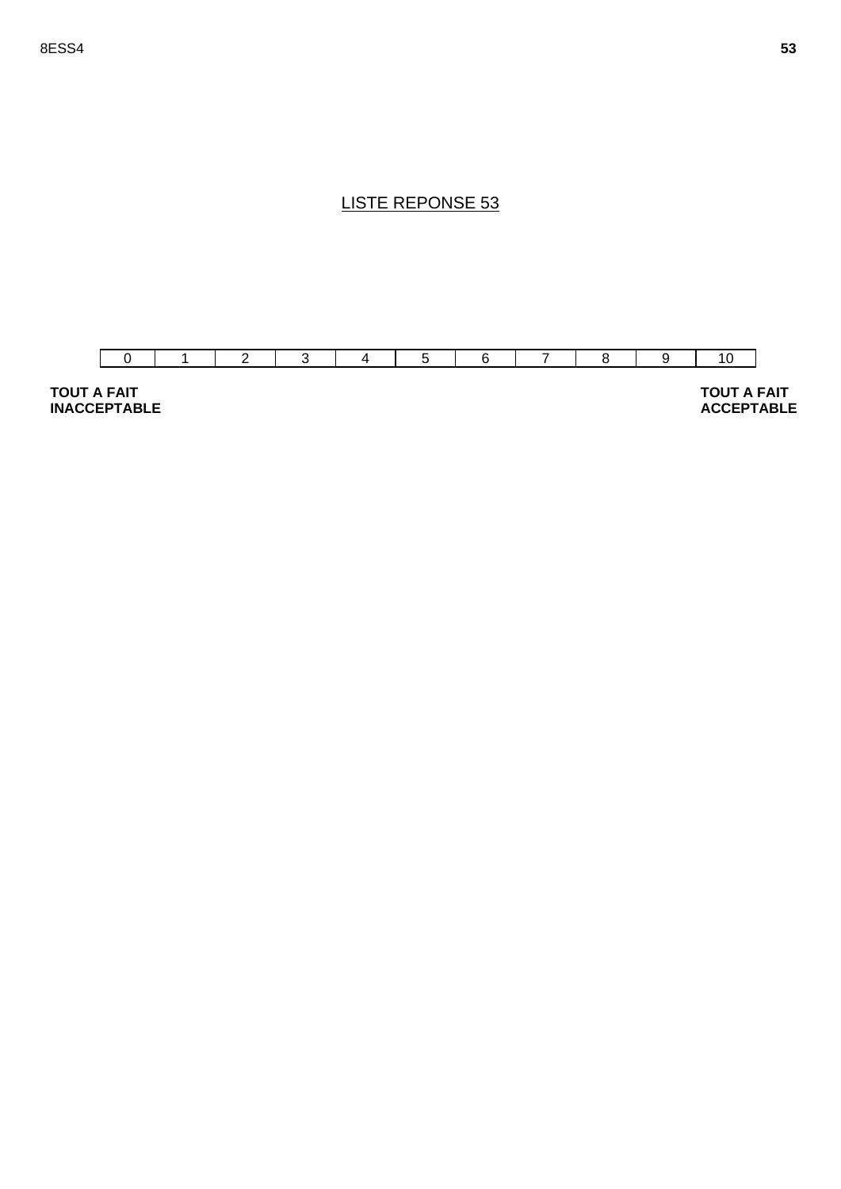LISTE REPONSE 53

| 0 | 1 | 2 | 3 | 4 | 5 | 6 | 7 | 8 | 9 | 10 |
|---|---|---|---|---|---|---|---|---|---|---|

**TOUT A FAIT INACCEPTABLE**

**TOUT A FAIT ACCEPTABLE**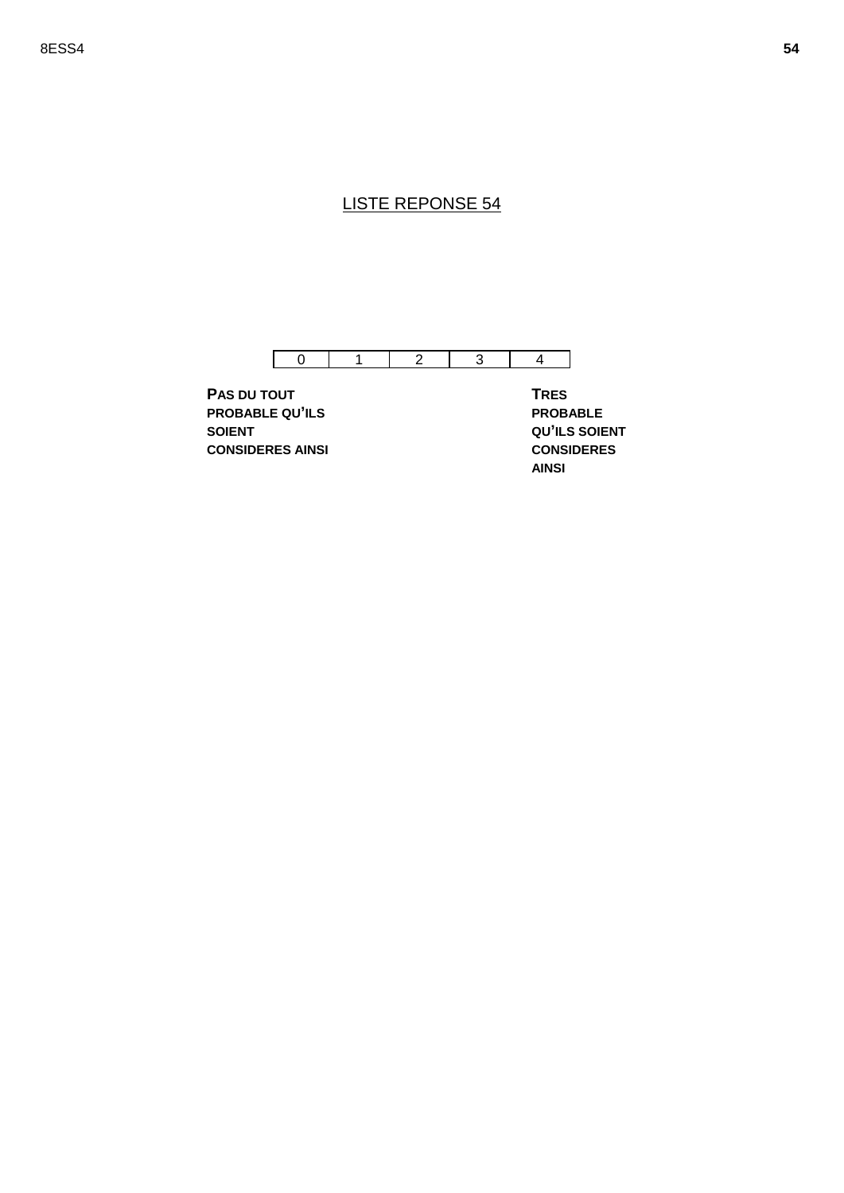LISTE REPONSE 54

| 0 | 1 | 2 | 3 | 4 |
|---|---|---|---|---|

**PAS DU TOUT PROBABLE QU'ILS SOIENT CONSIDERES AINSI**

**TRES PROBABLE QU'ILS SOIENT CONSIDERES AINSI**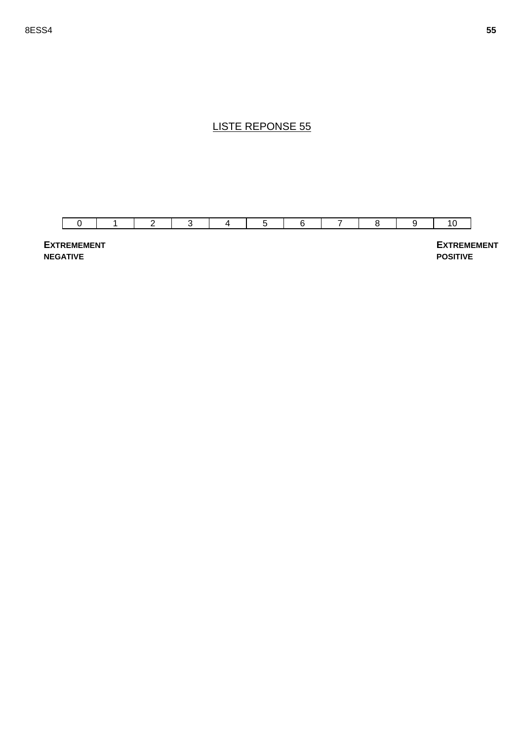# LISTE REPONSE 55

| 0 | 1 | 2 | 3 | 4 | 5 | 6 | 7 | 8 | 9 | 10 |
|---|---|---|---|---|---|---|---|---|---|---|

**EXTREMEMENT NEGATIVE**

**EXTREMEMENT POSITIVE**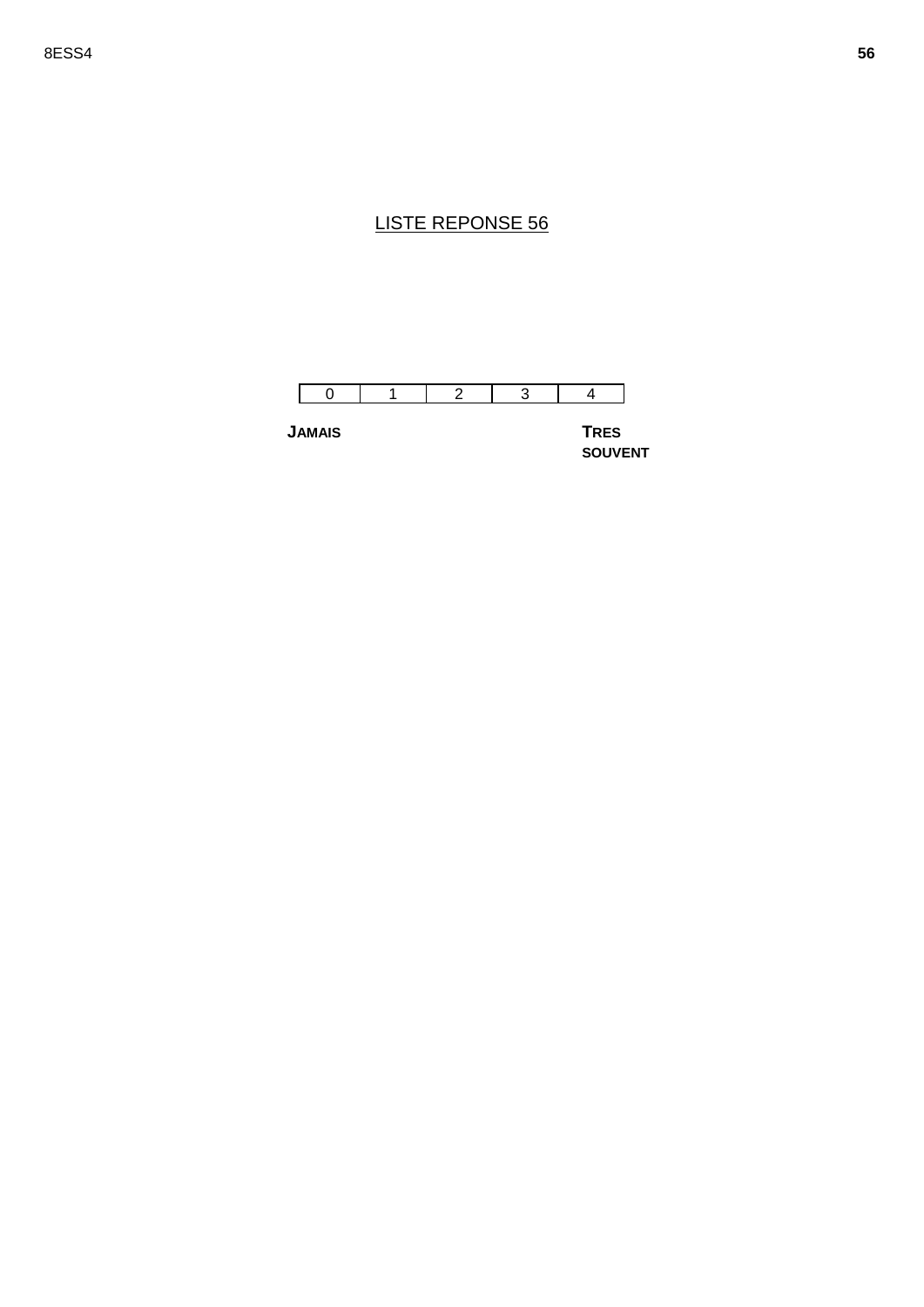## LISTE REPONSE 56

| 0 | 1 | 2 | 3 | 4 |
|---|---|---|---|---|

**JAMAIS** **TRES SOUVENT**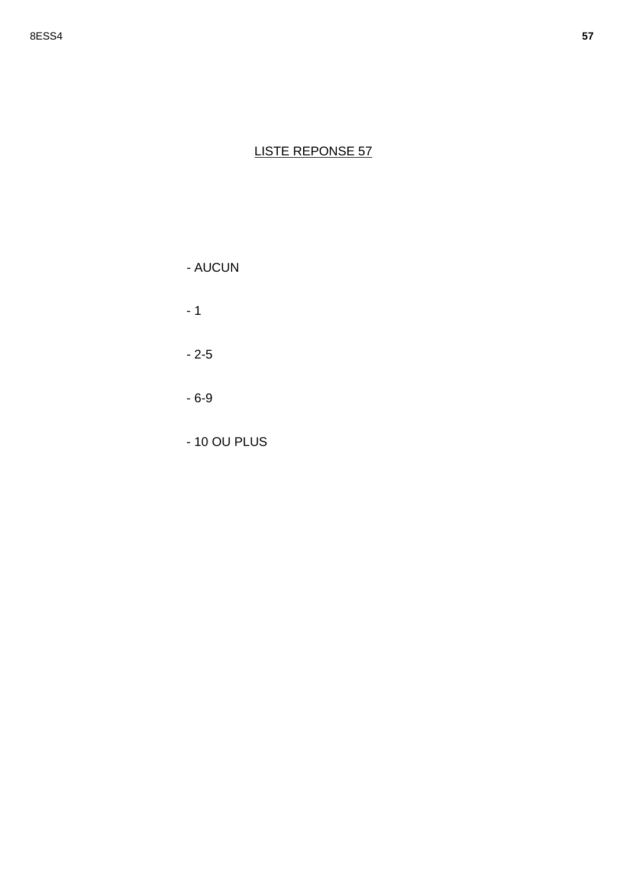## LISTE REPONSE 57

- AUCUN
- 1
- 2-5
- 6-9
- 10 OU PLUS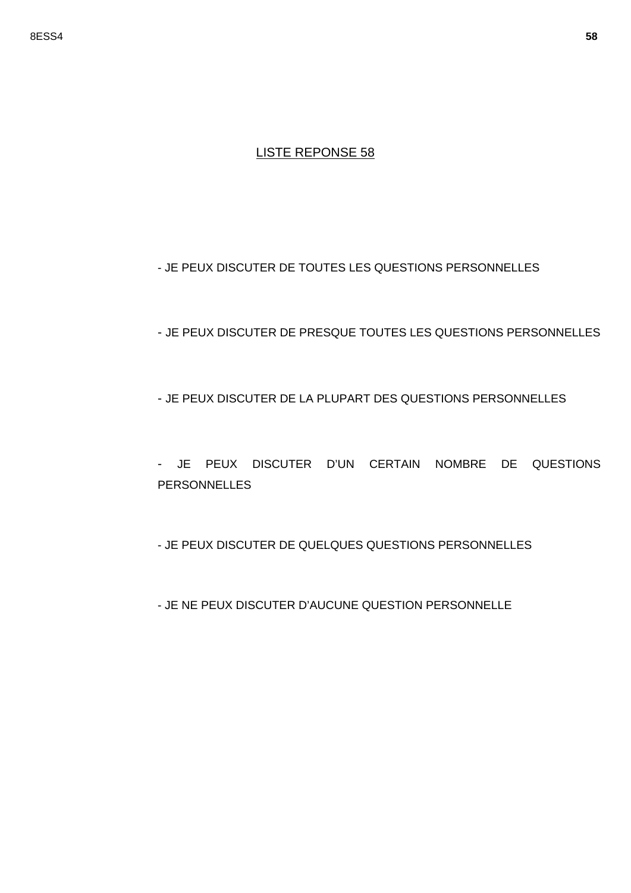LISTE REPONSE 58

- JE PEUX DISCUTER DE TOUTES LES QUESTIONS PERSONNELLES

- JE PEUX DISCUTER DE PRESQUE TOUTES LES QUESTIONS PERSONNELLES

- JE PEUX DISCUTER DE LA PLUPART DES QUESTIONS PERSONNELLES

- JE PEUX DISCUTER D'UN CERTAIN NOMBRE DE QUESTIONS PERSONNELLES

- JE PEUX DISCUTER DE QUELQUES QUESTIONS PERSONNELLES

- JE NE PEUX DISCUTER D'AUCUNE QUESTION PERSONNELLE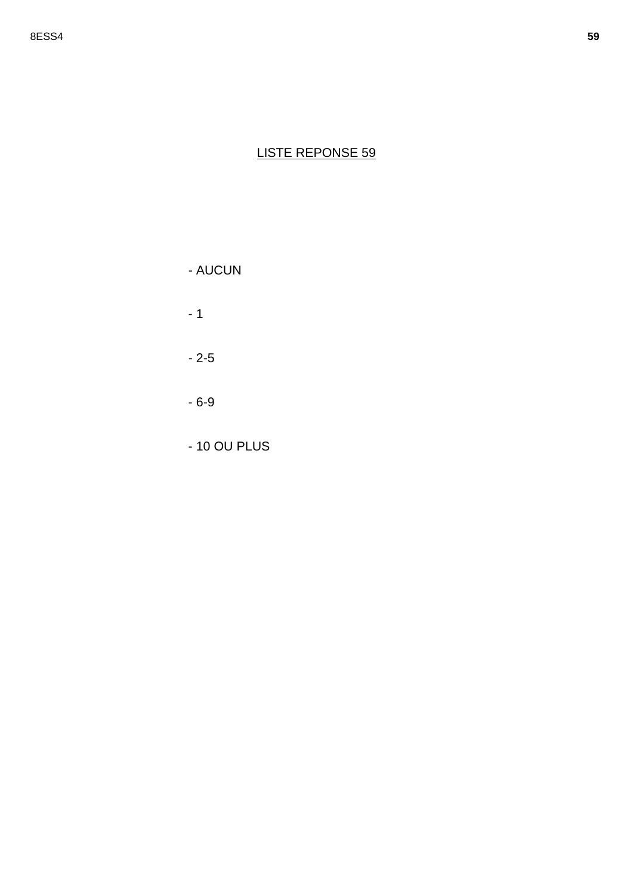LISTE REPONSE 59

- AUCUN

- 1

- 2-5

- 6-9

- 10 OU PLUS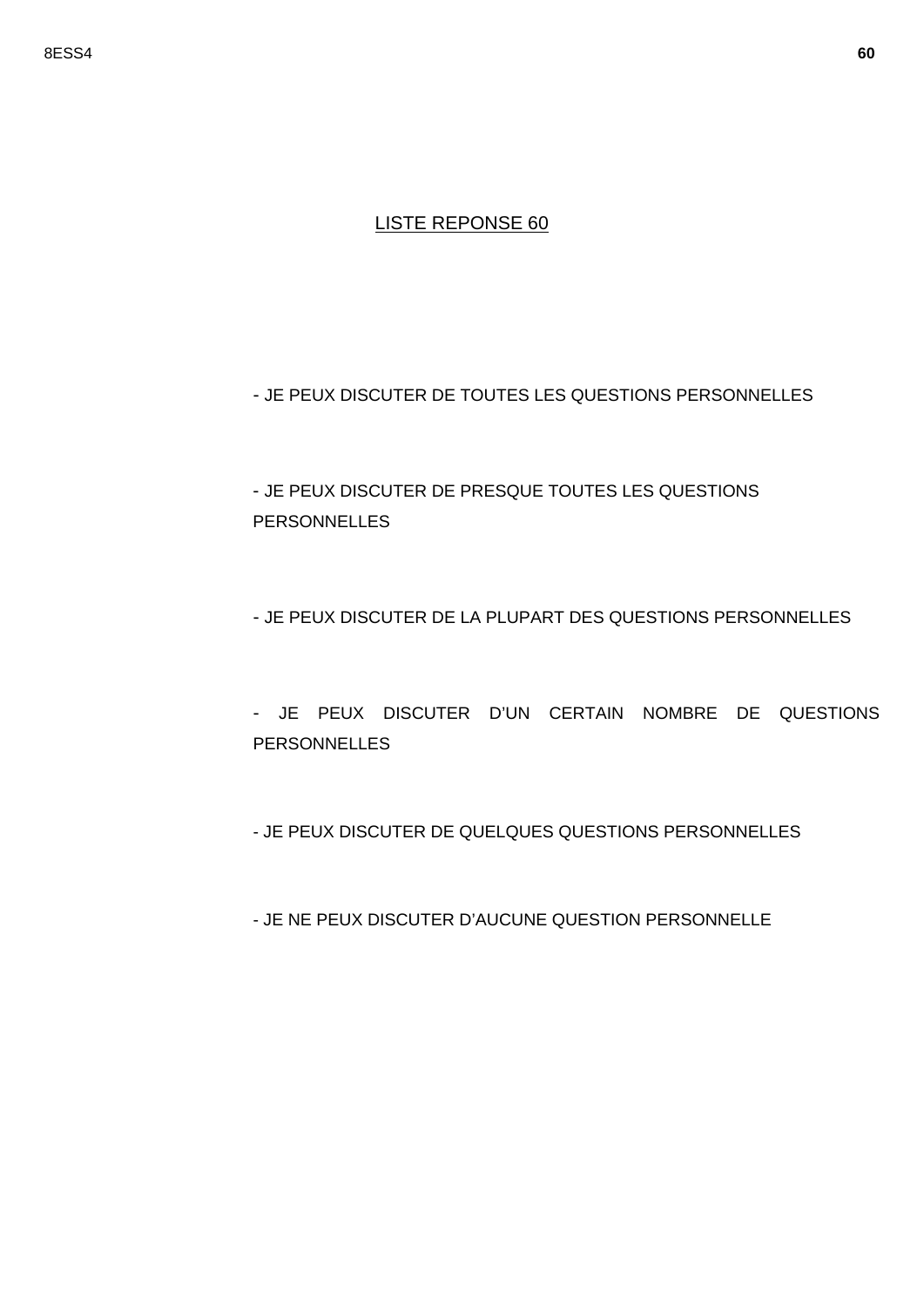LISTE REPONSE 60

- JE PEUX DISCUTER DE TOUTES LES QUESTIONS PERSONNELLES

- JE PEUX DISCUTER DE PRESQUE TOUTES LES QUESTIONS PERSONNELLES

- JE PEUX DISCUTER DE LA PLUPART DES QUESTIONS PERSONNELLES

- JE PEUX DISCUTER D'UN CERTAIN NOMBRE DE QUESTIONS PERSONNELLES

- JE PEUX DISCUTER DE QUELQUES QUESTIONS PERSONNELLES

- JE NE PEUX DISCUTER D'AUCUNE QUESTION PERSONNELLE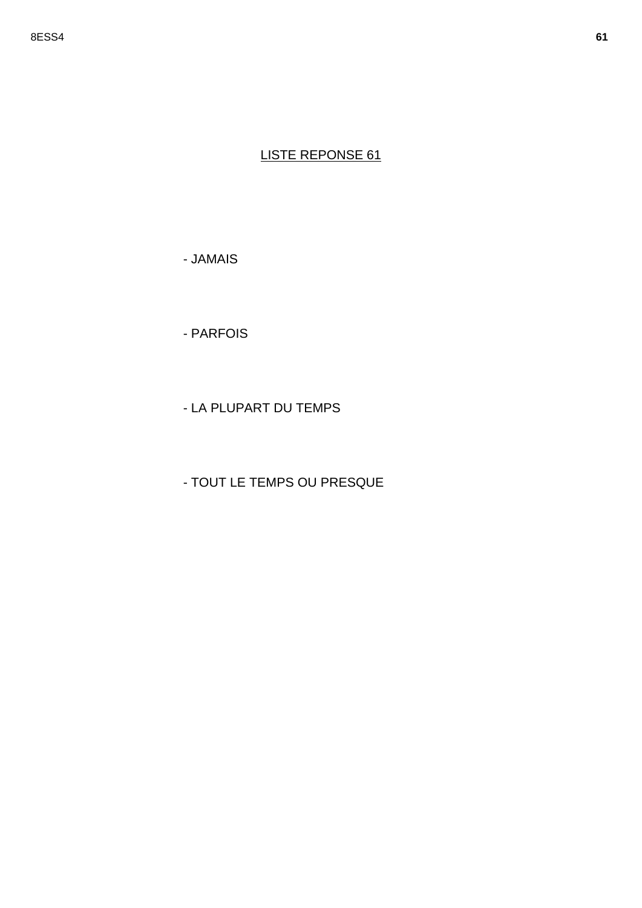<u>LISTE REPONSE 61</u>

- JAMAIS

- PARFOIS

- LA PLUPART DU TEMPS

- TOUT LE TEMPS OU PRESQUE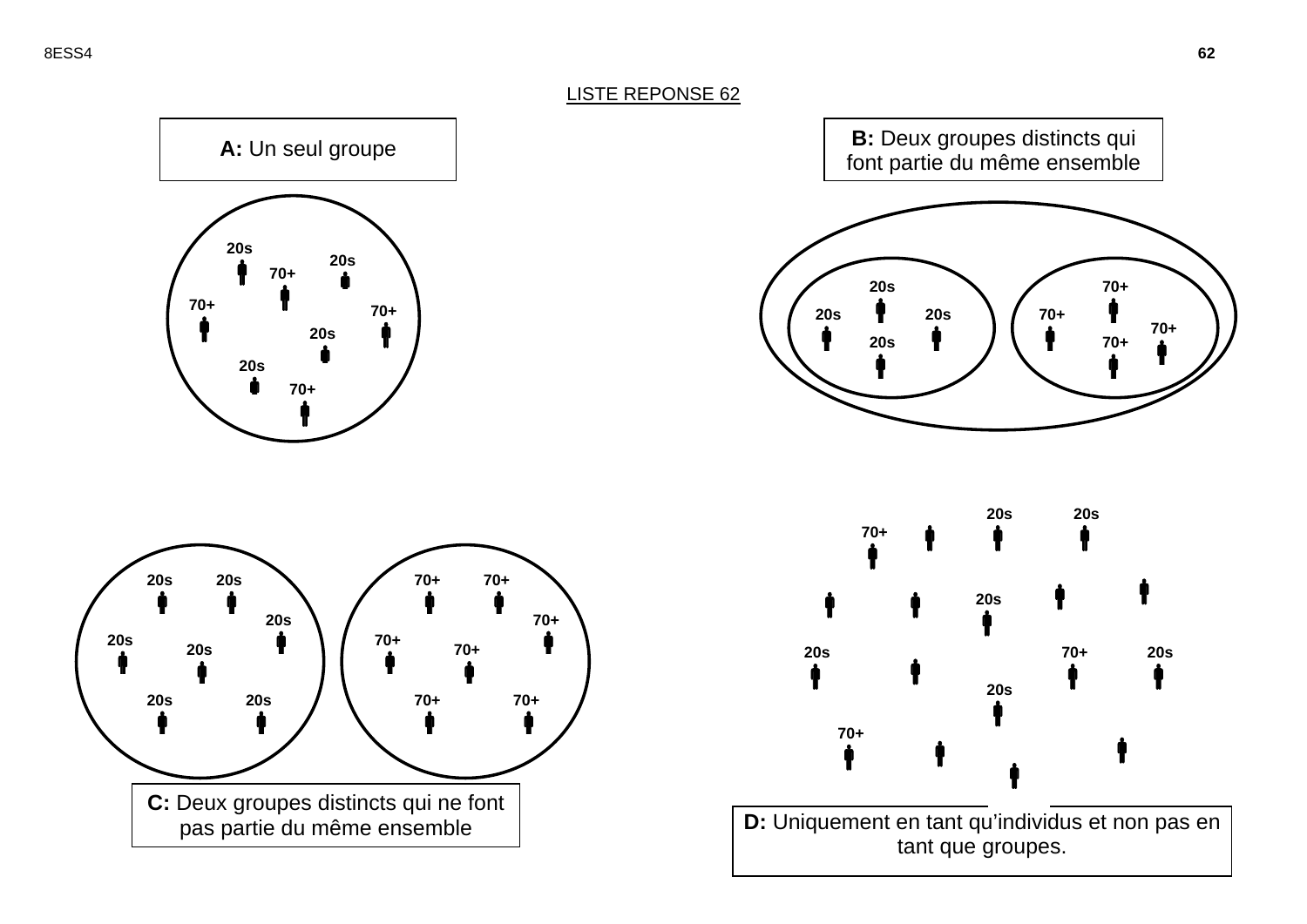LISTE REPONSE 62

**A:** Un seul groupe

20s 20s 70+ 70+ 70+ 20s 20s 70+

**B:** Deux groupes distincts qui font partie du même ensemble

20s 20s 20s 20s

70+ 70+ 70+ 70+

20s 20s 70+ 70+ 20s 20s 20s 20s 70+ 70+ 70+ 70+

**C:** Deux groupes distincts qui ne font pas partie du même ensemble

20s 20s 70+ 20s 20s 70+ 20s 70+ 20s 70+ 20s 20s 20s 70+

**D:** Uniquement en tant qu'individus et non pas en tant que groupes.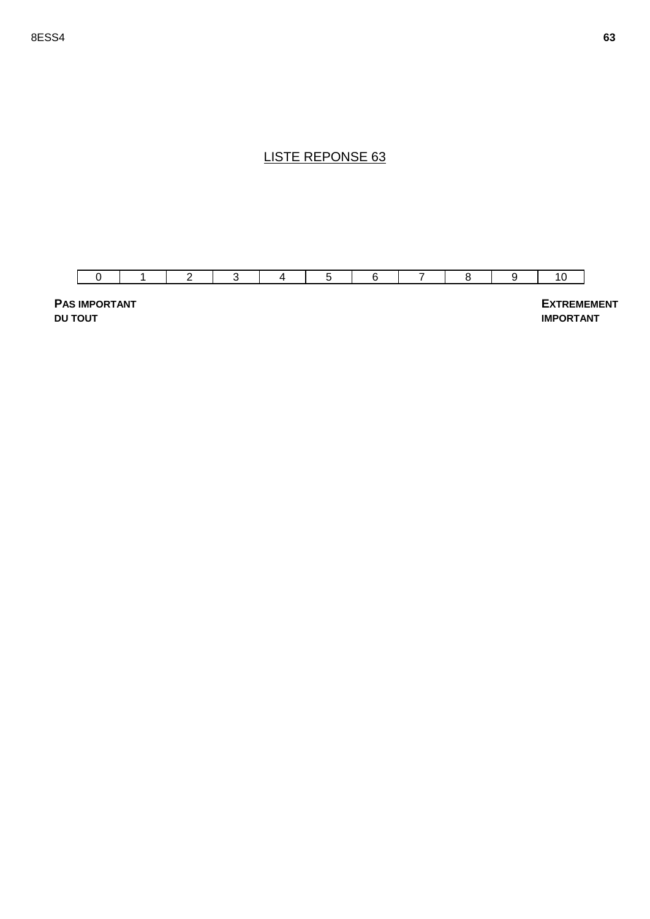## LISTE REPONSE 63

| 0 | 1 | 2 | 3 | 4 | 5 | 6 | 7 | 8 | 9 | 10 |
|---|---|---|---|---|---|---|---|---|---|---|

**PAS IMPORTANT DU TOUT**

**EXTREMEMENT IMPORTANT**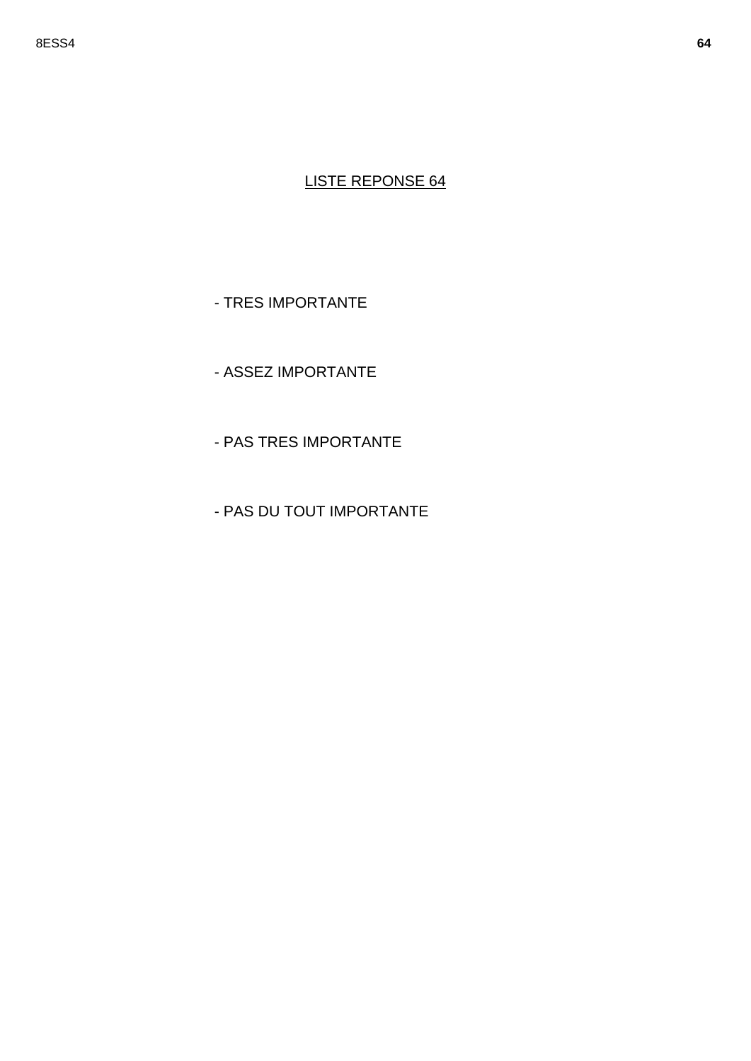LISTE REPONSE 64

- TRES IMPORTANTE

- ASSEZ IMPORTANTE

- PAS TRES IMPORTANTE

- PAS DU TOUT IMPORTANTE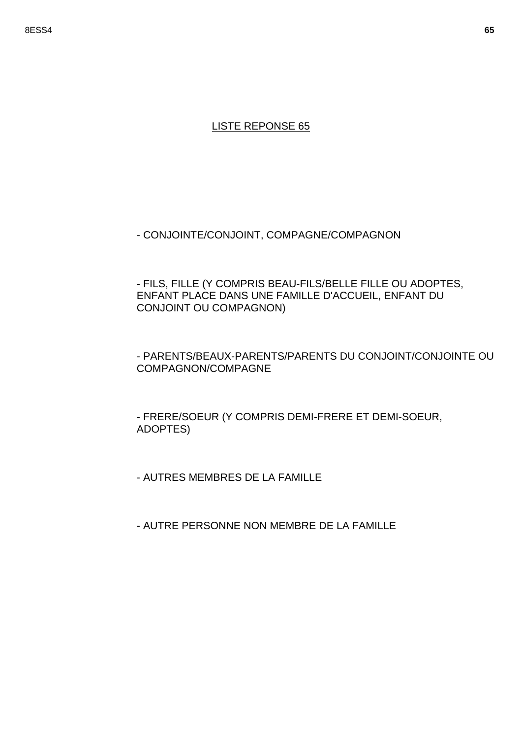LISTE REPONSE 65

- CONJOINTE/CONJOINT, COMPAGNE/COMPAGNON

- FILS, FILLE (Y COMPRIS BEAU-FILS/BELLE FILLE OU ADOPTES, ENFANT PLACE DANS UNE FAMILLE D'ACCUEIL, ENFANT DU CONJOINT OU COMPAGNON)

- PARENTS/BEAUX-PARENTS/PARENTS DU CONJOINT/CONJOINTE OU COMPAGNON/COMPAGNE

- FRERE/SOEUR (Y COMPRIS DEMI-FRERE ET DEMI-SOEUR, ADOPTES)

- AUTRES MEMBRES DE LA FAMILLE

- AUTRE PERSONNE NON MEMBRE DE LA FAMILLE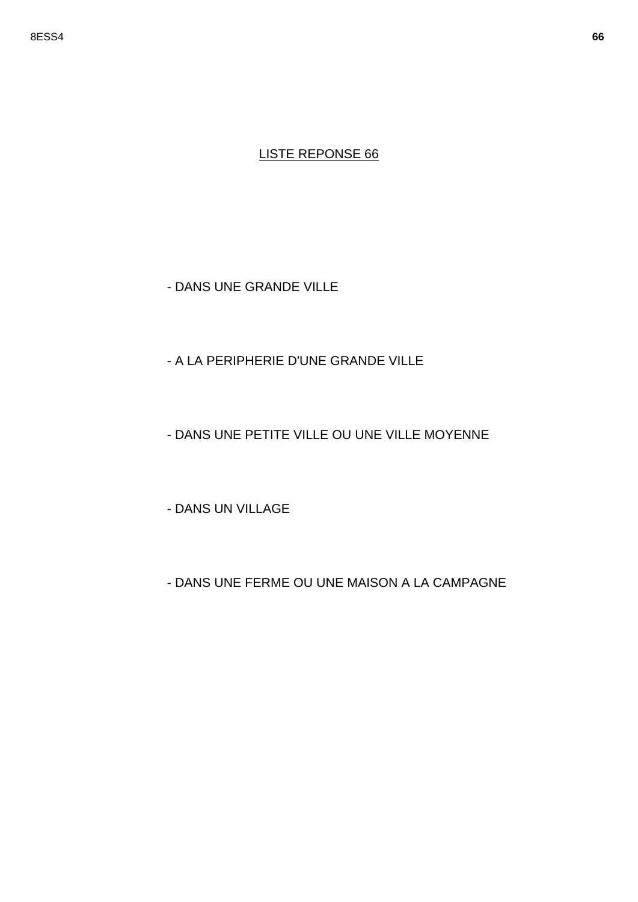LISTE REPONSE 66

- DANS UNE GRANDE VILLE

- A LA PERIPHERIE D'UNE GRANDE VILLE

- DANS UNE PETITE VILLE OU UNE VILLE MOYENNE

- DANS UN VILLAGE

- DANS UNE FERME OU UNE MAISON A LA CAMPAGNE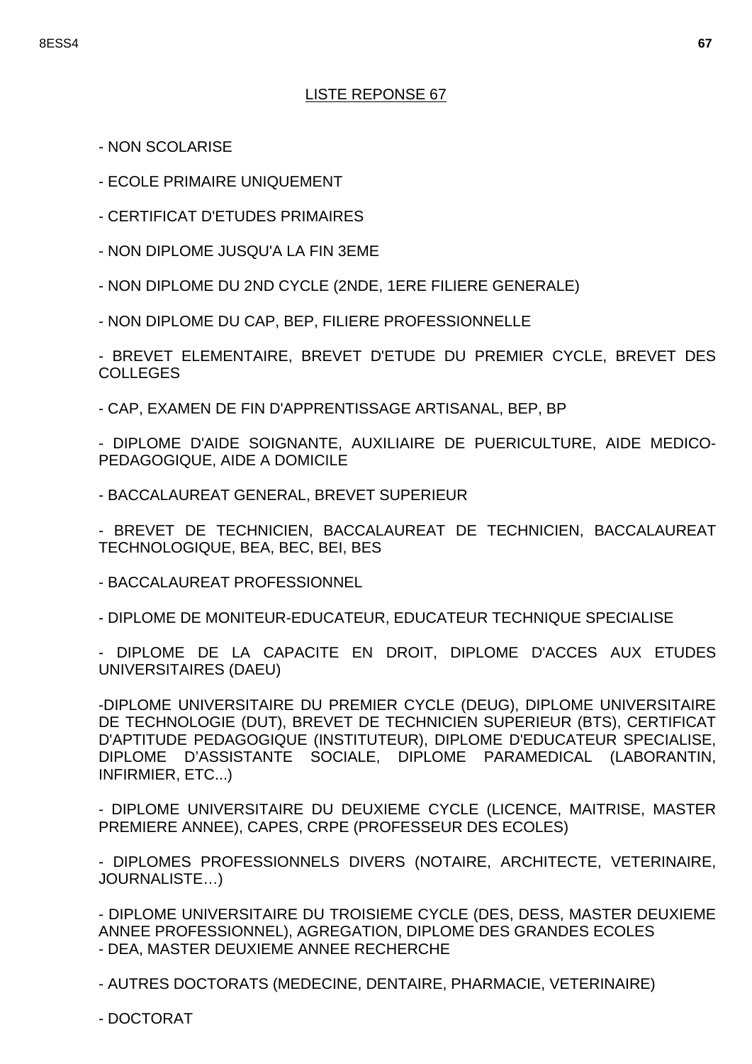## LISTE REPONSE 67

- NON SCOLARISE
- ECOLE PRIMAIRE UNIQUEMENT
- CERTIFICAT D'ETUDES PRIMAIRES
- NON DIPLOME JUSQU'A LA FIN 3EME
- NON DIPLOME DU 2ND CYCLE (2NDE, 1ERE FILIERE GENERALE)
- NON DIPLOME DU CAP, BEP, FILIERE PROFESSIONNELLE
- BREVET ELEMENTAIRE, BREVET D'ETUDE DU PREMIER CYCLE, BREVET DES COLLEGES
- CAP, EXAMEN DE FIN D'APPRENTISSAGE ARTISANAL, BEP, BP
- DIPLOME D'AIDE SOIGNANTE, AUXILIAIRE DE PUERICULTURE, AIDE MEDICO-PEDAGOGIQUE, AIDE A DOMICILE
- BACCALAUREAT GENERAL, BREVET SUPERIEUR
- BREVET DE TECHNICIEN, BACCALAUREAT DE TECHNICIEN, BACCALAUREAT TECHNOLOGIQUE, BEA, BEC, BEI, BES
- BACCALAUREAT PROFESSIONNEL
- DIPLOME DE MONITEUR-EDUCATEUR, EDUCATEUR TECHNIQUE SPECIALISE
- DIPLOME DE LA CAPACITE EN DROIT, DIPLOME D'ACCES AUX ETUDES UNIVERSITAIRES (DAEU)
- DIPLOME UNIVERSITAIRE DU PREMIER CYCLE (DEUG), DIPLOME UNIVERSITAIRE DE TECHNOLOGIE (DUT), BREVET DE TECHNICIEN SUPERIEUR (BTS), CERTIFICAT D'APTITUDE PEDAGOGIQUE (INSTITUTEUR), DIPLOME D'EDUCATEUR SPECIALISE, DIPLOME D'ASSISTANTE SOCIALE, DIPLOME PARAMEDICAL (LABORANTIN, INFIRMIER, ETC...)
- DIPLOME UNIVERSITAIRE DU DEUXIEME CYCLE (LICENCE, MAITRISE, MASTER PREMIERE ANNEE), CAPES, CRPE (PROFESSEUR DES ECOLES)
- DIPLOMES PROFESSIONNELS DIVERS (NOTAIRE, ARCHITECTE, VETERINAIRE, JOURNALISTE…)
- DIPLOME UNIVERSITAIRE DU TROISIEME CYCLE (DES, DESS, MASTER DEUXIEME ANNEE PROFESSIONNEL), AGREGATION, DIPLOME DES GRANDES ECOLES
- DEA, MASTER DEUXIEME ANNEE RECHERCHE
- AUTRES DOCTORATS (MEDECINE, DENTAIRE, PHARMACIE, VETERINAIRE)
- DOCTORAT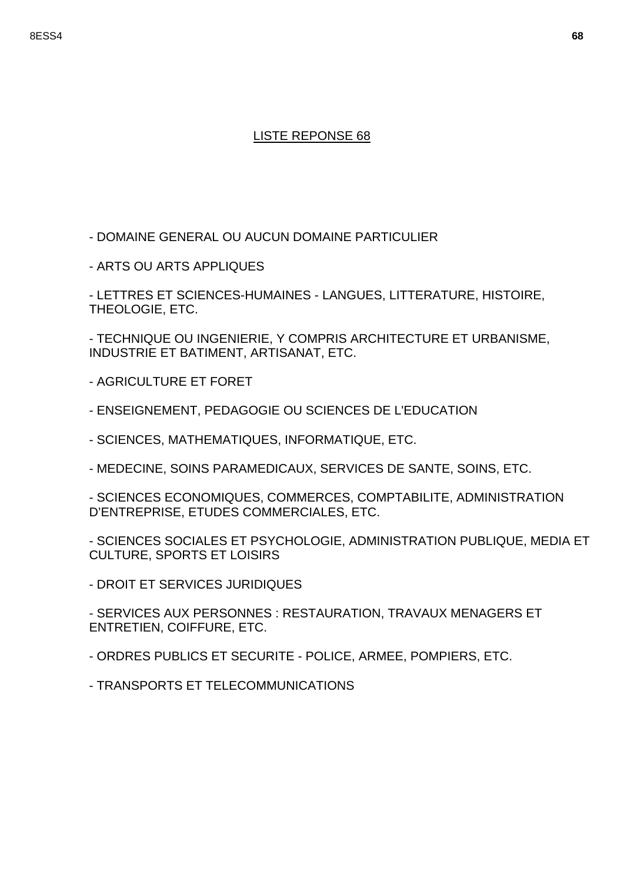LISTE REPONSE 68

- DOMAINE GENERAL OU AUCUN DOMAINE PARTICULIER
- ARTS OU ARTS APPLIQUES
- LETTRES ET SCIENCES-HUMAINES - LANGUES, LITTERATURE, HISTOIRE, THEOLOGIE, ETC.
- TECHNIQUE OU INGENIERIE, Y COMPRIS ARCHITECTURE ET URBANISME, INDUSTRIE ET BATIMENT, ARTISANAT, ETC.
- AGRICULTURE ET FORET
- ENSEIGNEMENT, PEDAGOGIE OU SCIENCES DE L'EDUCATION
- SCIENCES, MATHEMATIQUES, INFORMATIQUE, ETC.
- MEDECINE, SOINS PARAMEDICAUX, SERVICES DE SANTE, SOINS, ETC.
- SCIENCES ECONOMIQUES, COMMERCES, COMPTABILITE, ADMINISTRATION D'ENTREPRISE, ETUDES COMMERCIALES, ETC.
- SCIENCES SOCIALES ET PSYCHOLOGIE, ADMINISTRATION PUBLIQUE, MEDIA ET CULTURE, SPORTS ET LOISIRS
- DROIT ET SERVICES JURIDIQUES
- SERVICES AUX PERSONNES : RESTAURATION, TRAVAUX MENAGERS ET ENTRETIEN, COIFFURE, ETC.
- ORDRES PUBLICS ET SECURITE - POLICE, ARMEE, POMPIERS, ETC.
- TRANSPORTS ET TELECOMMUNICATIONS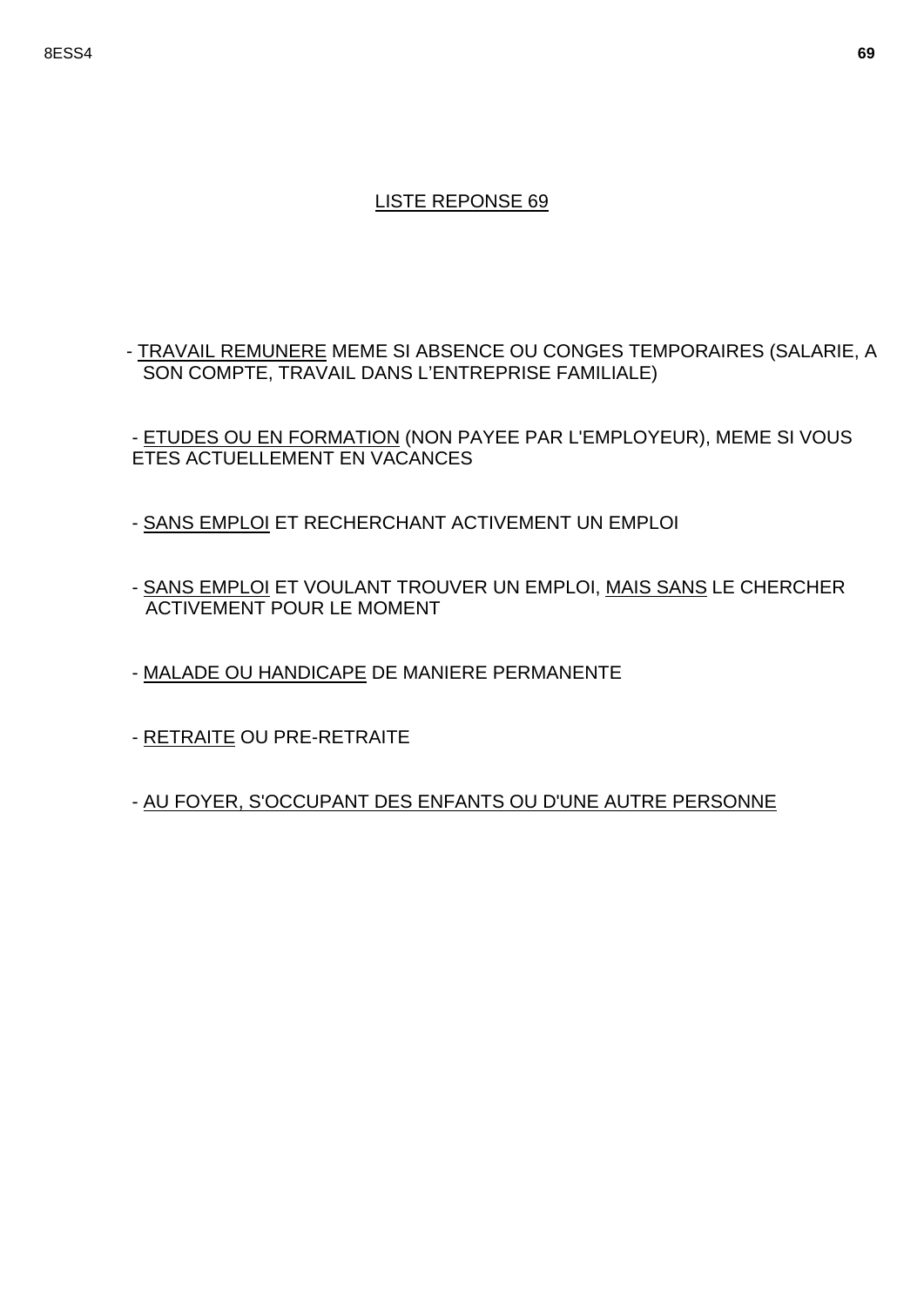LISTE REPONSE 69

- TRAVAIL REMUNERE MEME SI ABSENCE OU CONGES TEMPORAIRES (SALARIE, A SON COMPTE, TRAVAIL DANS L’ENTREPRISE FAMILIALE)

- ETUDES OU EN FORMATION (NON PAYEE PAR L'EMPLOYEUR), MEME SI VOUS ETES ACTUELLEMENT EN VACANCES

- SANS EMPLOI ET RECHERCHANT ACTIVEMENT UN EMPLOI

- SANS EMPLOI ET VOULANT TROUVER UN EMPLOI, MAIS SANS LE CHERCHER ACTIVEMENT POUR LE MOMENT

- MALADE OU HANDICAPE DE MANIERE PERMANENTE

- RETRAITE OU PRE-RETRAITE

- AU FOYER, S'OCCUPANT DES ENFANTS OU D'UNE AUTRE PERSONNE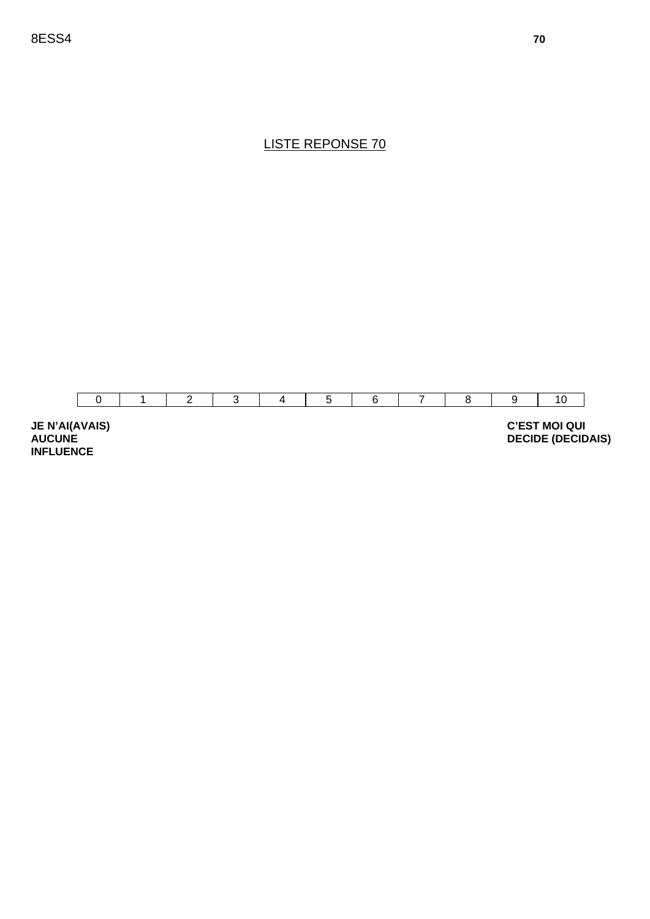LISTE REPONSE 70

| 0 | 1 | 2 | 3 | 4 | 5 | 6 | 7 | 8 | 9 | 10 |
|---|---|---|---|---|---|---|---|---|---|---|

**JE N'AI(AVAIS) AUCUNE INFLUENCE**

**C'EST MOI QUI DECIDE (DECIDAIS)**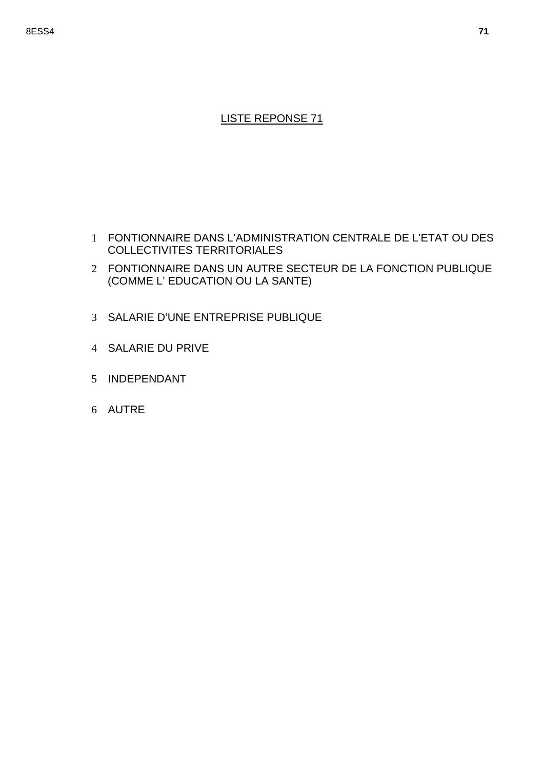LISTE REPONSE 71

1 FONTIONNAIRE DANS L'ADMINISTRATION CENTRALE DE L'ETAT OU DES COLLECTIVITES TERRITORIALES

2 FONTIONNAIRE DANS UN AUTRE SECTEUR DE LA FONCTION PUBLIQUE (COMME L' EDUCATION OU LA SANTE)

3 SALARIE D'UNE ENTREPRISE PUBLIQUE

4 SALARIE DU PRIVE

5 INDEPENDANT

6 AUTRE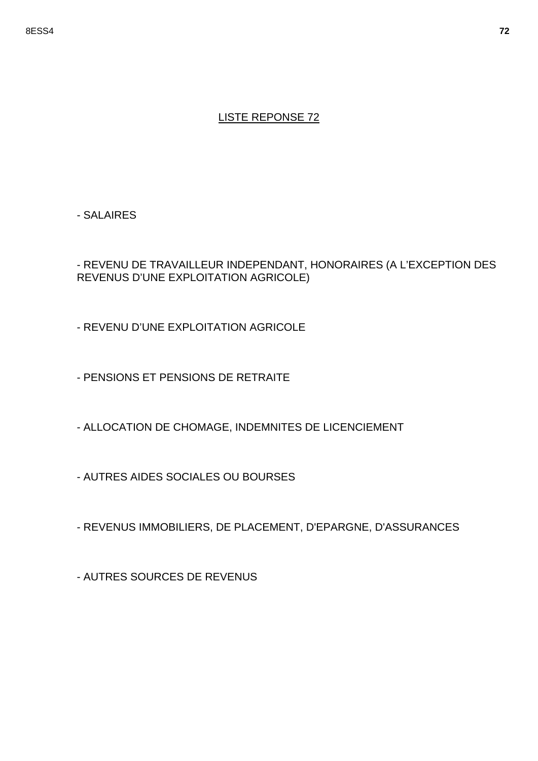LISTE REPONSE 72

- SALAIRES

- REVENU DE TRAVAILLEUR INDEPENDANT, HONORAIRES (A L'EXCEPTION DES REVENUS D'UNE EXPLOITATION AGRICOLE)

- REVENU D'UNE EXPLOITATION AGRICOLE

- PENSIONS ET PENSIONS DE RETRAITE

- ALLOCATION DE CHOMAGE, INDEMNITES DE LICENCIEMENT

- AUTRES AIDES SOCIALES OU BOURSES

- REVENUS IMMOBILIERS, DE PLACEMENT, D'EPARGNE, D'ASSURANCES

- AUTRES SOURCES DE REVENUS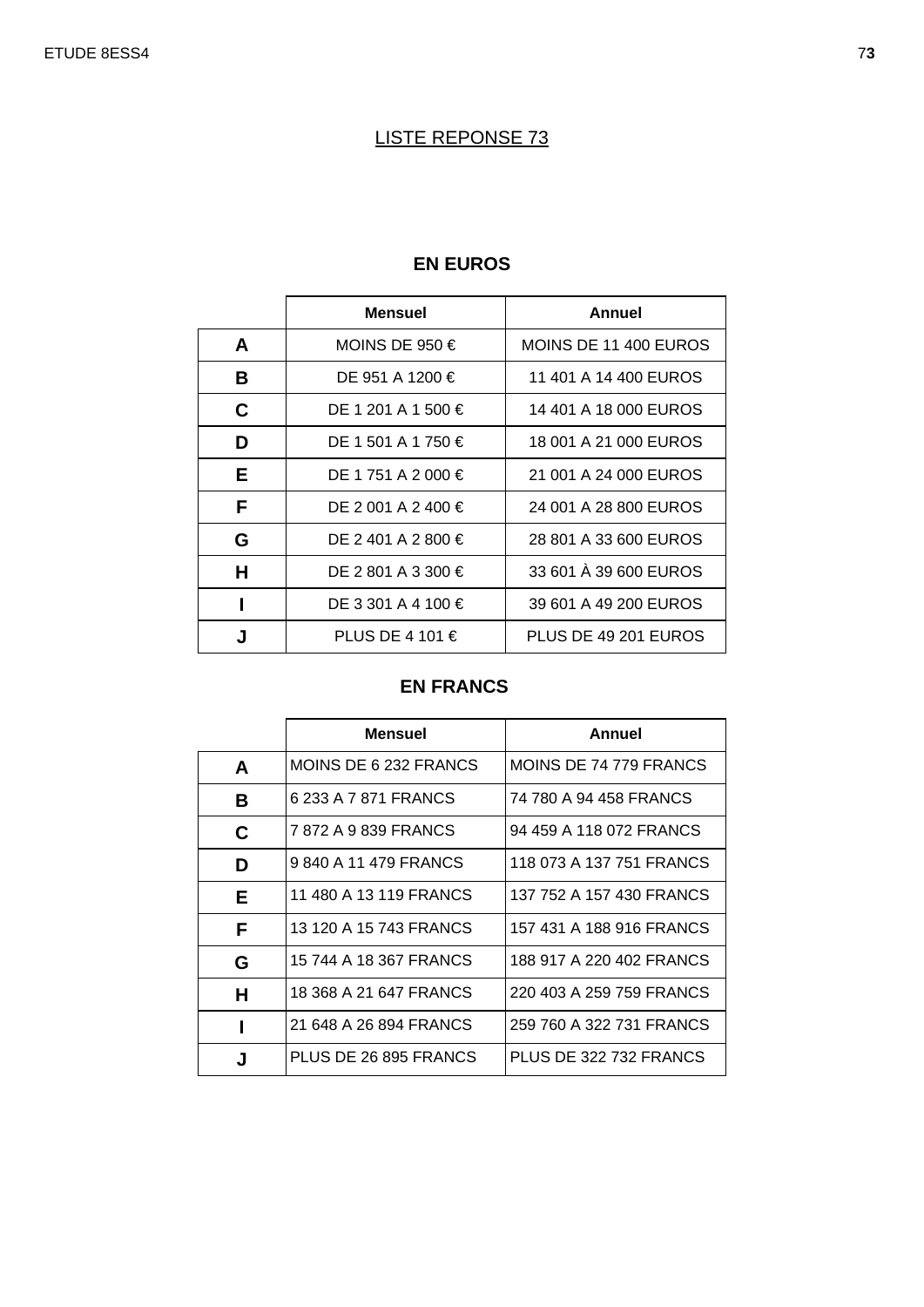# LISTE REPONSE 73

## EN EUROS

| | Mensuel | Annuel |
|---|---|---|
| **A** | MOINS DE 950 € | MOINS DE 11 400 EUROS |
| **B** | DE 951 A 1200 € | 11 401 A 14 400 EUROS |
| **C** | DE 1 201 A 1 500 € | 14 401 A 18 000 EUROS |
| **D** | DE 1 501 A 1 750 € | 18 001 A 21 000 EUROS |
| **E** | DE 1 751 A 2 000 € | 21 001 A 24 000 EUROS |
| **F** | DE 2 001 A 2 400 € | 24 001 A 28 800 EUROS |
| **G** | DE 2 401 A 2 800 € | 28 801 A 33 600 EUROS |
| **H** | DE 2 801 A 3 300 € | 33 601 À 39 600 EUROS |
| **I** | DE 3 301 A 4 100 € | 39 601 A 49 200 EUROS |
| **J** | PLUS DE 4 101 € | PLUS DE 49 201 EUROS |

## EN FRANCS

| | Mensuel | Annuel |
|---|---|---|
| **A** | MOINS DE 6 232 FRANCS | MOINS DE 74 779 FRANCS |
| **B** | 6 233 A 7 871 FRANCS | 74 780 A 94 458 FRANCS |
| **C** | 7 872 A 9 839 FRANCS | 94 459 A 118 072 FRANCS |
| **D** | 9 840 A 11 479 FRANCS | 118 073 A 137 751 FRANCS |
| **E** | 11 480 A 13 119 FRANCS | 137 752 A 157 430 FRANCS |
| **F** | 13 120 A 15 743 FRANCS | 157 431 A 188 916 FRANCS |
| **G** | 15 744 A 18 367 FRANCS | 188 917 A 220 402 FRANCS |
| **H** | 18 368 A 21 647 FRANCS | 220 403 A 259 759 FRANCS |
| **I** | 21 648 A 26 894 FRANCS | 259 760 A 322 731 FRANCS |
| **J** | PLUS DE 26 895 FRANCS | PLUS DE 322 732 FRANCS |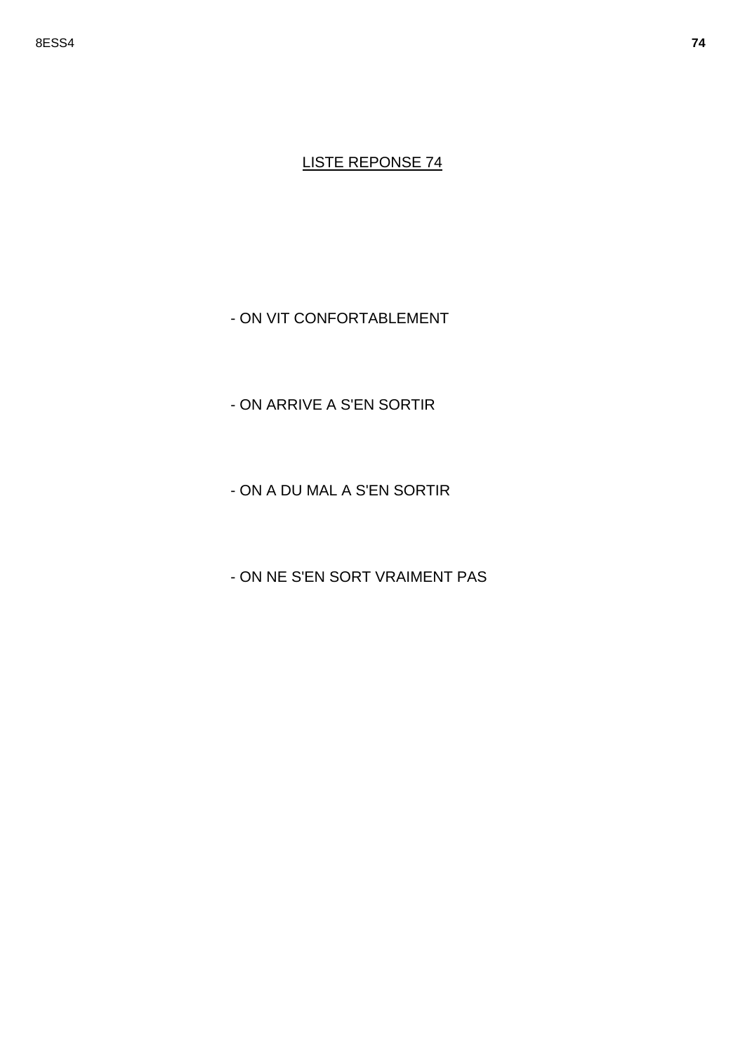LISTE REPONSE 74

- ON VIT CONFORTABLEMENT

- ON ARRIVE A S'EN SORTIR

- ON A DU MAL A S'EN SORTIR

- ON NE S'EN SORT VRAIMENT PAS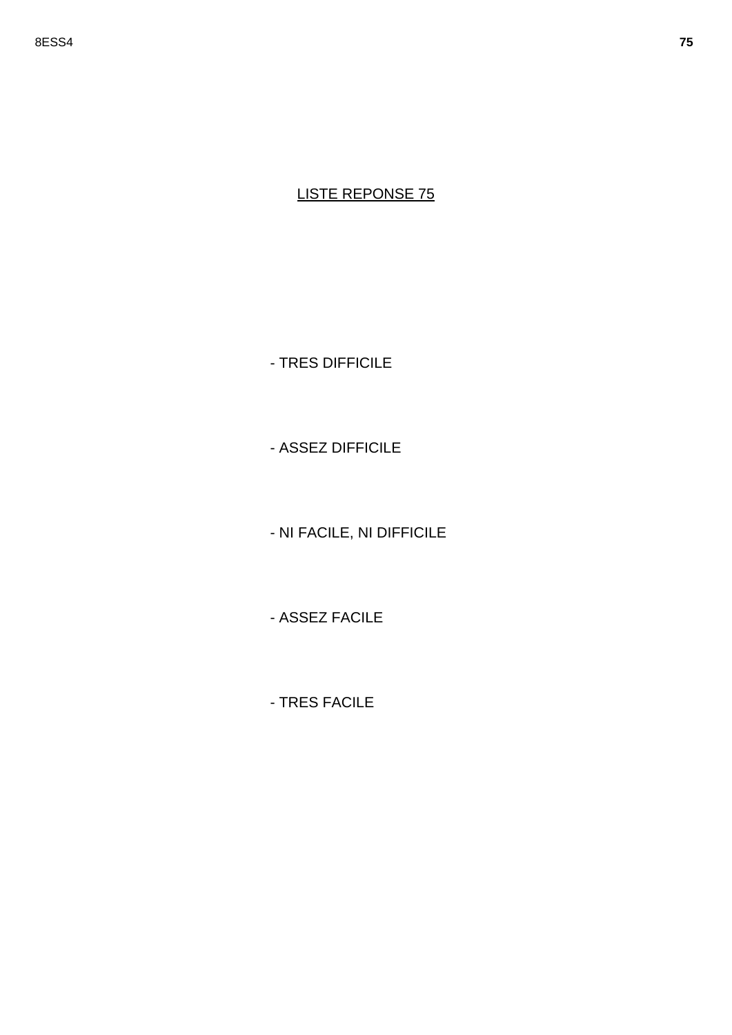LISTE REPONSE 75

- TRES DIFFICILE

- ASSEZ DIFFICILE

- NI FACILE, NI DIFFICILE

- ASSEZ FACILE

- TRES FACILE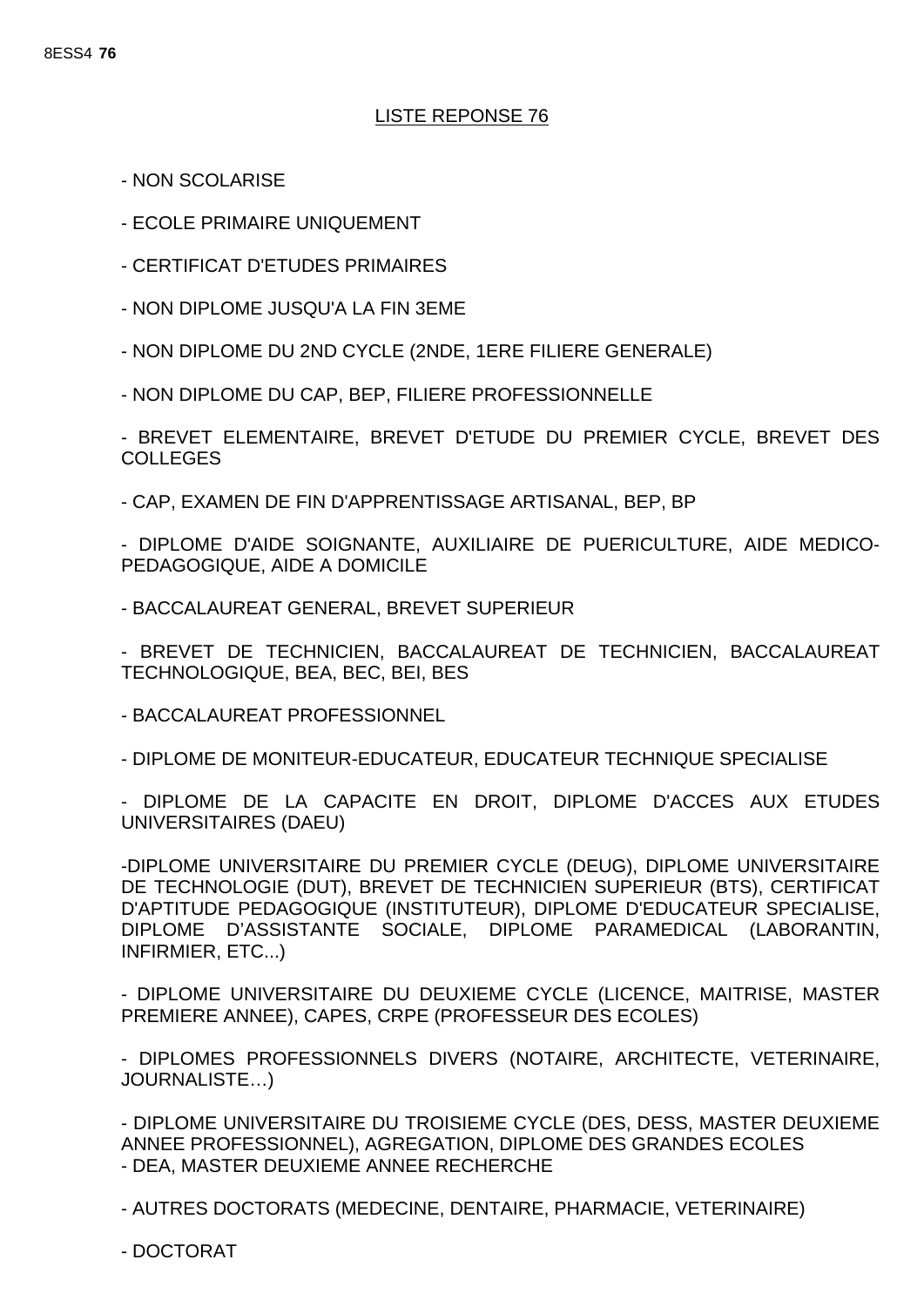8ESS4 **76**

## LISTE REPONSE 76

- NON SCOLARISE
- ECOLE PRIMAIRE UNIQUEMENT
- CERTIFICAT D'ETUDES PRIMAIRES
- NON DIPLOME JUSQU'A LA FIN 3EME
- NON DIPLOME DU 2ND CYCLE (2NDE, 1ERE FILIERE GENERALE)
- NON DIPLOME DU CAP, BEP, FILIERE PROFESSIONNELLE
- BREVET ELEMENTAIRE, BREVET D'ETUDE DU PREMIER CYCLE, BREVET DES COLLEGES
- CAP, EXAMEN DE FIN D'APPRENTISSAGE ARTISANAL, BEP, BP
- DIPLOME D'AIDE SOIGNANTE, AUXILIAIRE DE PUERICULTURE, AIDE MEDICO-PEDAGOGIQUE, AIDE A DOMICILE
- BACCALAUREAT GENERAL, BREVET SUPERIEUR
- BREVET DE TECHNICIEN, BACCALAUREAT DE TECHNICIEN, BACCALAUREAT TECHNOLOGIQUE, BEA, BEC, BEI, BES
- BACCALAUREAT PROFESSIONNEL
- DIPLOME DE MONITEUR-EDUCATEUR, EDUCATEUR TECHNIQUE SPECIALISE
- DIPLOME DE LA CAPACITE EN DROIT, DIPLOME D'ACCES AUX ETUDES UNIVERSITAIRES (DAEU)
- DIPLOME UNIVERSITAIRE DU PREMIER CYCLE (DEUG), DIPLOME UNIVERSITAIRE DE TECHNOLOGIE (DUT), BREVET DE TECHNICIEN SUPERIEUR (BTS), CERTIFICAT D'APTITUDE PEDAGOGIQUE (INSTITUTEUR), DIPLOME D'EDUCATEUR SPECIALISE, DIPLOME D'ASSISTANTE SOCIALE, DIPLOME PARAMEDICAL (LABORANTIN, INFIRMIER, ETC...)
- DIPLOME UNIVERSITAIRE DU DEUXIEME CYCLE (LICENCE, MAITRISE, MASTER PREMIERE ANNEE), CAPES, CRPE (PROFESSEUR DES ECOLES)
- DIPLOMES PROFESSIONNELS DIVERS (NOTAIRE, ARCHITECTE, VETERINAIRE, JOURNALISTE…)
- DIPLOME UNIVERSITAIRE DU TROISIEME CYCLE (DES, DESS, MASTER DEUXIEME ANNEE PROFESSIONNEL), AGREGATION, DIPLOME DES GRANDES ECOLES
- DEA, MASTER DEUXIEME ANNEE RECHERCHE
- AUTRES DOCTORATS (MEDECINE, DENTAIRE, PHARMACIE, VETERINAIRE)
- DOCTORAT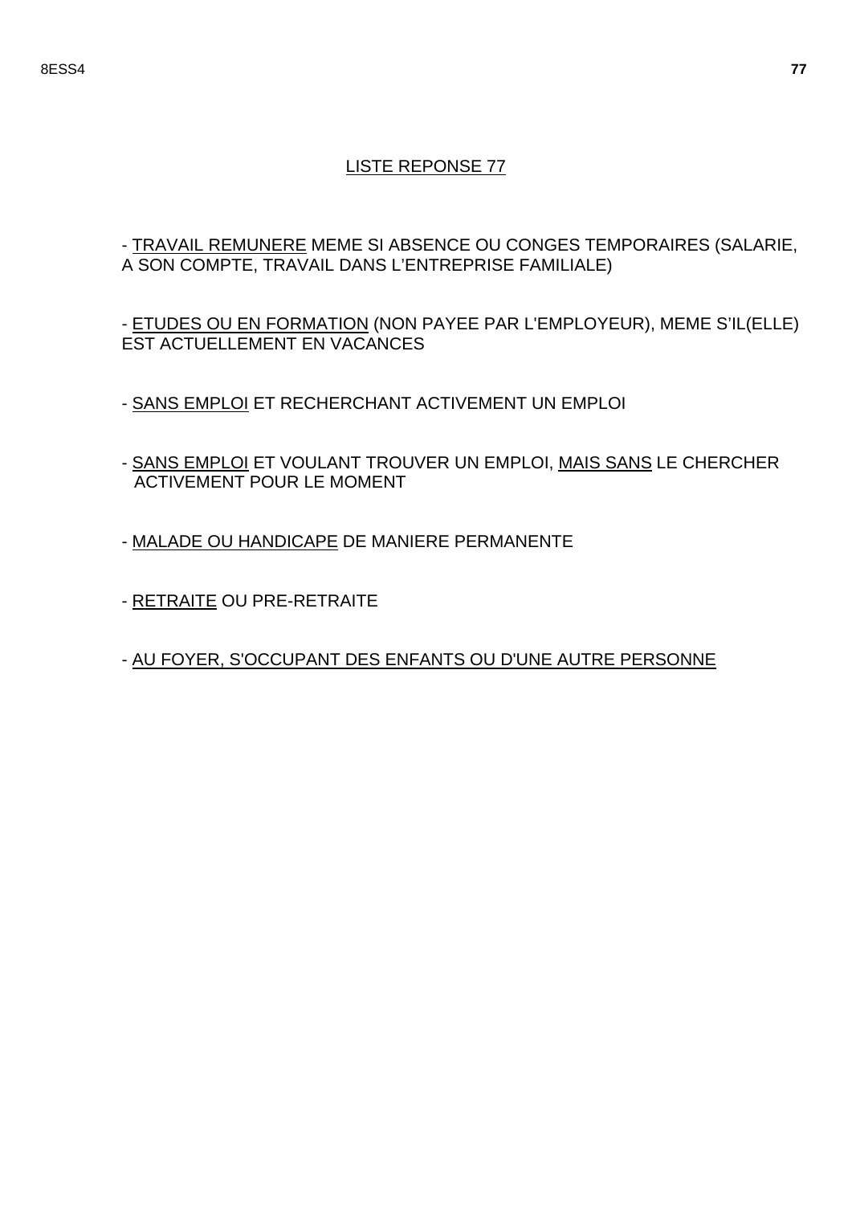LISTE REPONSE 77

- TRAVAIL REMUNERE MEME SI ABSENCE OU CONGES TEMPORAIRES (SALARIE, A SON COMPTE, TRAVAIL DANS L'ENTREPRISE FAMILIALE)

- ETUDES OU EN FORMATION (NON PAYEE PAR L'EMPLOYEUR), MEME S'IL(ELLE) EST ACTUELLEMENT EN VACANCES

- SANS EMPLOI ET RECHERCHANT ACTIVEMENT UN EMPLOI

- SANS EMPLOI ET VOULANT TROUVER UN EMPLOI, MAIS SANS LE CHERCHER ACTIVEMENT POUR LE MOMENT

- MALADE OU HANDICAPE DE MANIERE PERMANENTE

- RETRAITE OU PRE-RETRAITE

- AU FOYER, S'OCCUPANT DES ENFANTS OU D'UNE AUTRE PERSONNE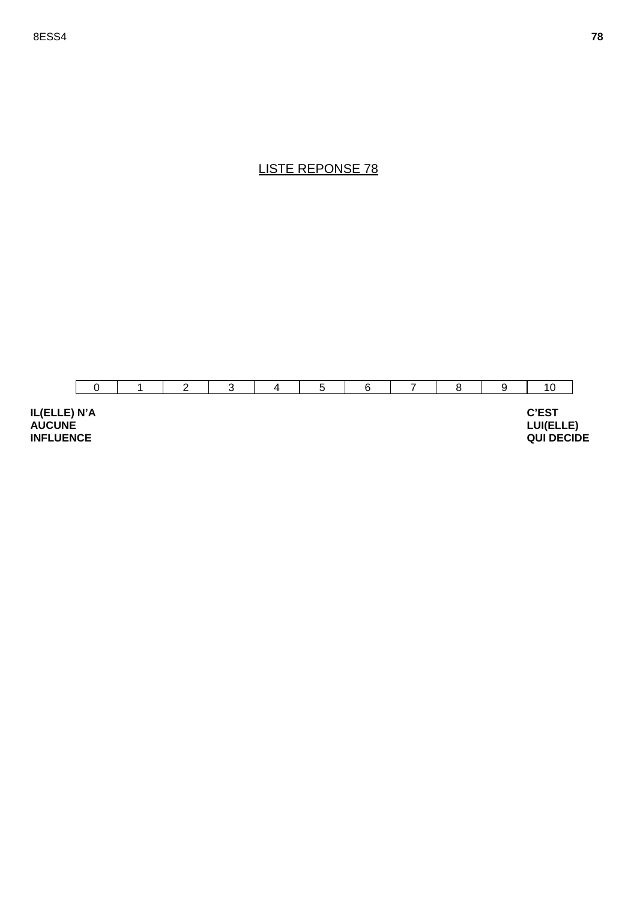LISTE REPONSE 78

| 0 | 1 | 2 | 3 | 4 | 5 | 6 | 7 | 8 | 9 | 10 |
|---|---|---|---|---|---|---|---|---|---|---|

**IL(ELLE) N'A AUCUNE INFLUENCE**

**C'EST LUI(ELLE) QUI DECIDE**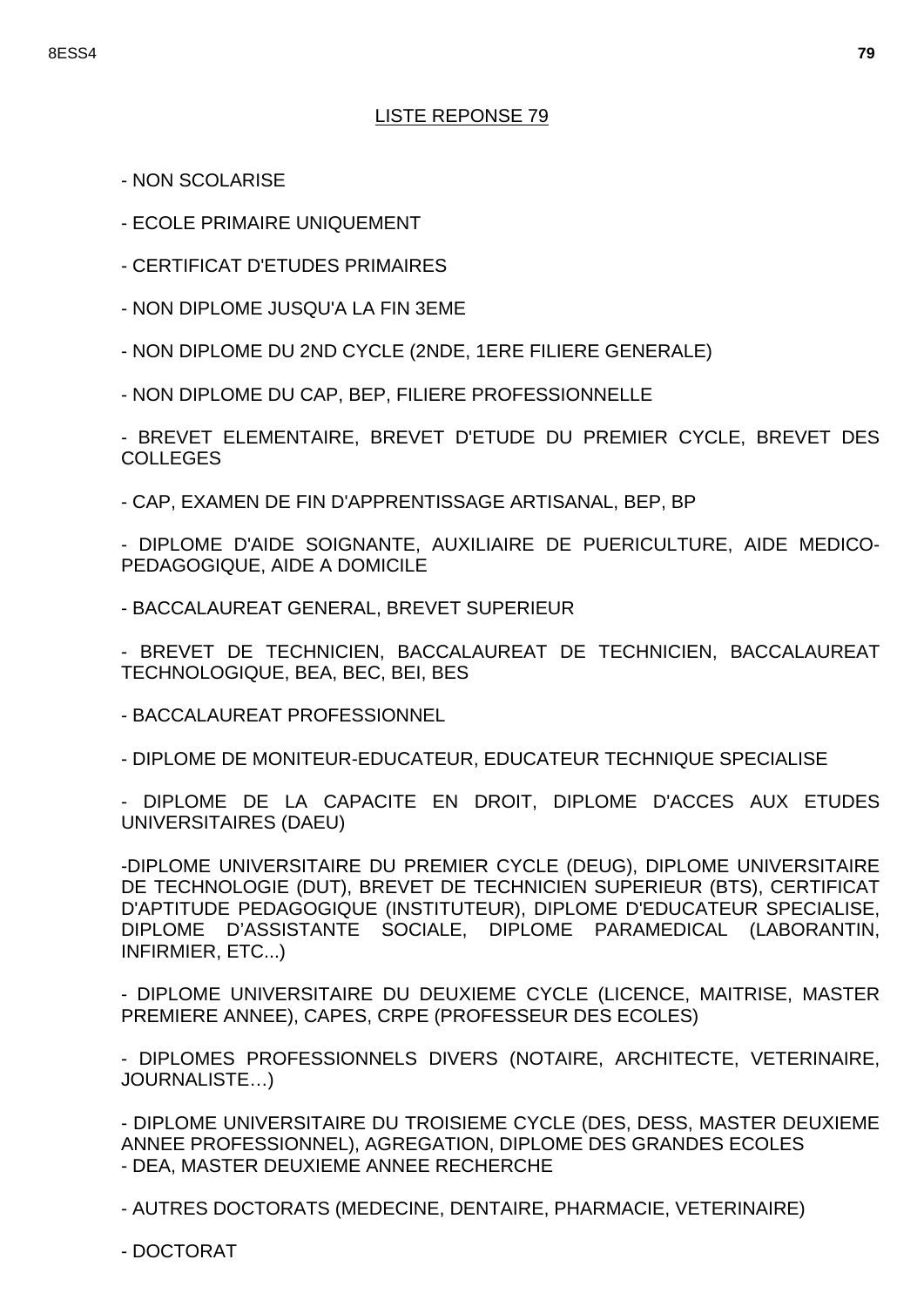## LISTE REPONSE 79

- NON SCOLARISE

- ECOLE PRIMAIRE UNIQUEMENT

- CERTIFICAT D'ETUDES PRIMAIRES

- NON DIPLOME JUSQU'A LA FIN 3EME

- NON DIPLOME DU 2ND CYCLE (2NDE, 1ERE FILIERE GENERALE)

- NON DIPLOME DU CAP, BEP, FILIERE PROFESSIONNELLE

- BREVET ELEMENTAIRE, BREVET D'ETUDE DU PREMIER CYCLE, BREVET DES COLLEGES

- CAP, EXAMEN DE FIN D'APPRENTISSAGE ARTISANAL, BEP, BP

- DIPLOME D'AIDE SOIGNANTE, AUXILIAIRE DE PUERICULTURE, AIDE MEDICO-PEDAGOGIQUE, AIDE A DOMICILE

- BACCALAUREAT GENERAL, BREVET SUPERIEUR

- BREVET DE TECHNICIEN, BACCALAUREAT DE TECHNICIEN, BACCALAUREAT TECHNOLOGIQUE, BEA, BEC, BEI, BES

- BACCALAUREAT PROFESSIONNEL

- DIPLOME DE MONITEUR-EDUCATEUR, EDUCATEUR TECHNIQUE SPECIALISE

- DIPLOME DE LA CAPACITE EN DROIT, DIPLOME D'ACCES AUX ETUDES UNIVERSITAIRES (DAEU)

-DIPLOME UNIVERSITAIRE DU PREMIER CYCLE (DEUG), DIPLOME UNIVERSITAIRE DE TECHNOLOGIE (DUT), BREVET DE TECHNICIEN SUPERIEUR (BTS), CERTIFICAT D'APTITUDE PEDAGOGIQUE (INSTITUTEUR), DIPLOME D'EDUCATEUR SPECIALISE, DIPLOME D'ASSISTANTE SOCIALE, DIPLOME PARAMEDICAL (LABORANTIN, INFIRMIER, ETC...)

- DIPLOME UNIVERSITAIRE DU DEUXIEME CYCLE (LICENCE, MAITRISE, MASTER PREMIERE ANNEE), CAPES, CRPE (PROFESSEUR DES ECOLES)

- DIPLOMES PROFESSIONNELS DIVERS (NOTAIRE, ARCHITECTE, VETERINAIRE, JOURNALISTE…)

- DIPLOME UNIVERSITAIRE DU TROISIEME CYCLE (DES, DESS, MASTER DEUXIEME ANNEE PROFESSIONNEL), AGREGATION, DIPLOME DES GRANDES ECOLES
- DEA, MASTER DEUXIEME ANNEE RECHERCHE

- AUTRES DOCTORATS (MEDECINE, DENTAIRE, PHARMACIE, VETERINAIRE)

- DOCTORAT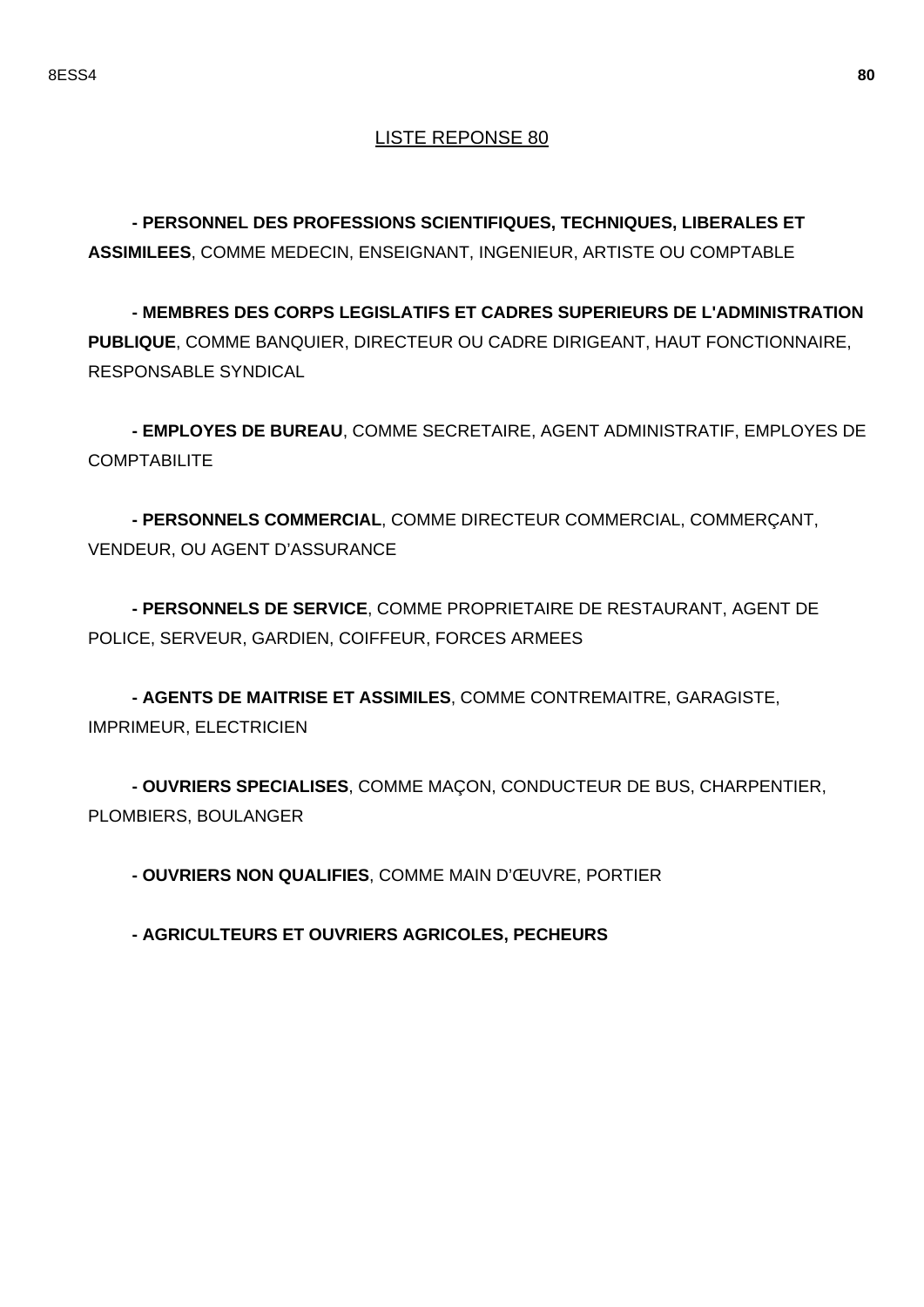## LISTE REPONSE 80

- **PERSONNEL DES PROFESSIONS SCIENTIFIQUES, TECHNIQUES, LIBERALES ET ASSIMILEES**, COMME MEDECIN, ENSEIGNANT, INGENIEUR, ARTISTE OU COMPTABLE

- **MEMBRES DES CORPS LEGISLATIFS ET CADRES SUPERIEURS DE L'ADMINISTRATION PUBLIQUE**, COMME BANQUIER, DIRECTEUR OU CADRE DIRIGEANT, HAUT FONCTIONNAIRE, RESPONSABLE SYNDICAL

- **EMPLOYES DE BUREAU**, COMME SECRETAIRE, AGENT ADMINISTRATIF, EMPLOYES DE COMPTABILITE

- **PERSONNELS COMMERCIAL**, COMME DIRECTEUR COMMERCIAL, COMMERÇANT, VENDEUR, OU AGENT D'ASSURANCE

- **PERSONNELS DE SERVICE**, COMME PROPRIETAIRE DE RESTAURANT, AGENT DE POLICE, SERVEUR, GARDIEN, COIFFEUR, FORCES ARMEES

- **AGENTS DE MAITRISE ET ASSIMILES**, COMME CONTREMAITRE, GARAGISTE, IMPRIMEUR, ELECTRICIEN

- **OUVRIERS SPECIALISES**, COMME MAÇON, CONDUCTEUR DE BUS, CHARPENTIER, PLOMBIERS, BOULANGER

- **OUVRIERS NON QUALIFIES**, COMME MAIN D'ŒUVRE, PORTIER

- **AGRICULTEURS ET OUVRIERS AGRICOLES, PECHEURS**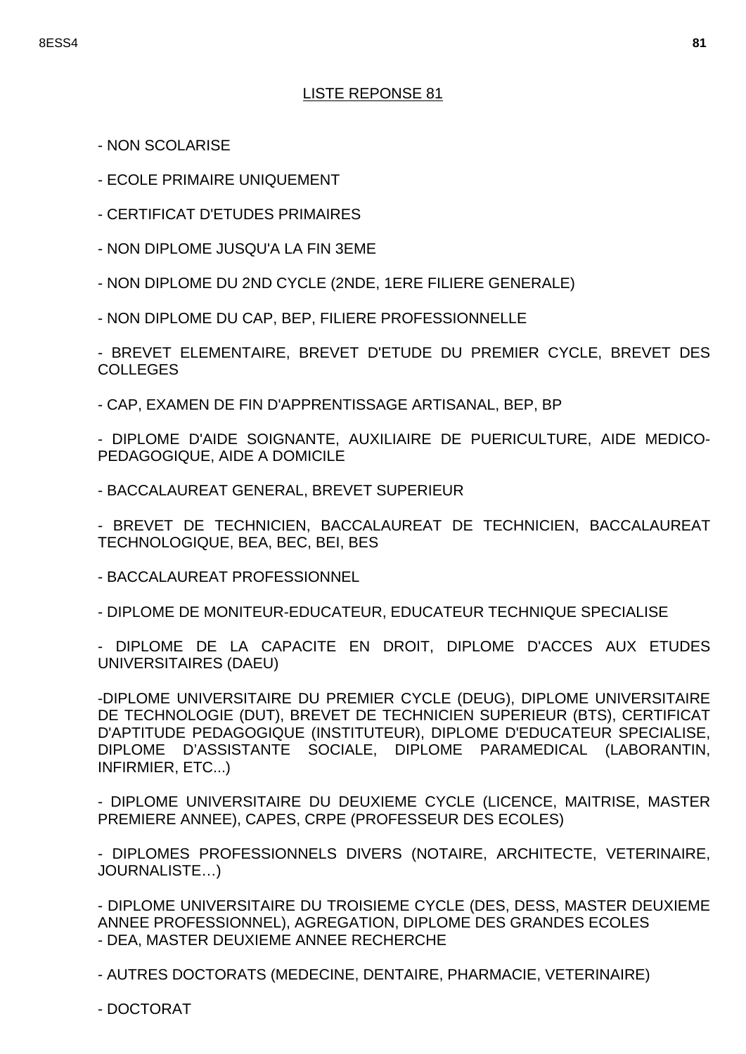## LISTE REPONSE 81

- NON SCOLARISE
- ECOLE PRIMAIRE UNIQUEMENT
- CERTIFICAT D'ETUDES PRIMAIRES
- NON DIPLOME JUSQU'A LA FIN 3EME
- NON DIPLOME DU 2ND CYCLE (2NDE, 1ERE FILIERE GENERALE)
- NON DIPLOME DU CAP, BEP, FILIERE PROFESSIONNELLE
- BREVET ELEMENTAIRE, BREVET D'ETUDE DU PREMIER CYCLE, BREVET DES COLLEGES
- CAP, EXAMEN DE FIN D'APPRENTISSAGE ARTISANAL, BEP, BP
- DIPLOME D'AIDE SOIGNANTE, AUXILIAIRE DE PUERICULTURE, AIDE MEDICO-PEDAGOGIQUE, AIDE A DOMICILE
- BACCALAUREAT GENERAL, BREVET SUPERIEUR
- BREVET DE TECHNICIEN, BACCALAUREAT DE TECHNICIEN, BACCALAUREAT TECHNOLOGIQUE, BEA, BEC, BEI, BES
- BACCALAUREAT PROFESSIONNEL
- DIPLOME DE MONITEUR-EDUCATEUR, EDUCATEUR TECHNIQUE SPECIALISE
- DIPLOME DE LA CAPACITE EN DROIT, DIPLOME D'ACCES AUX ETUDES UNIVERSITAIRES (DAEU)
- DIPLOME UNIVERSITAIRE DU PREMIER CYCLE (DEUG), DIPLOME UNIVERSITAIRE DE TECHNOLOGIE (DUT), BREVET DE TECHNICIEN SUPERIEUR (BTS), CERTIFICAT D'APTITUDE PEDAGOGIQUE (INSTITUTEUR), DIPLOME D'EDUCATEUR SPECIALISE, DIPLOME D'ASSISTANTE SOCIALE, DIPLOME PARAMEDICAL (LABORANTIN, INFIRMIER, ETC...)
- DIPLOME UNIVERSITAIRE DU DEUXIEME CYCLE (LICENCE, MAITRISE, MASTER PREMIERE ANNEE), CAPES, CRPE (PROFESSEUR DES ECOLES)
- DIPLOMES PROFESSIONNELS DIVERS (NOTAIRE, ARCHITECTE, VETERINAIRE, JOURNALISTE…)
- DIPLOME UNIVERSITAIRE DU TROISIEME CYCLE (DES, DESS, MASTER DEUXIEME ANNEE PROFESSIONNEL), AGREGATION, DIPLOME DES GRANDES ECOLES
- DEA, MASTER DEUXIEME ANNEE RECHERCHE
- AUTRES DOCTORATS (MEDECINE, DENTAIRE, PHARMACIE, VETERINAIRE)
- DOCTORAT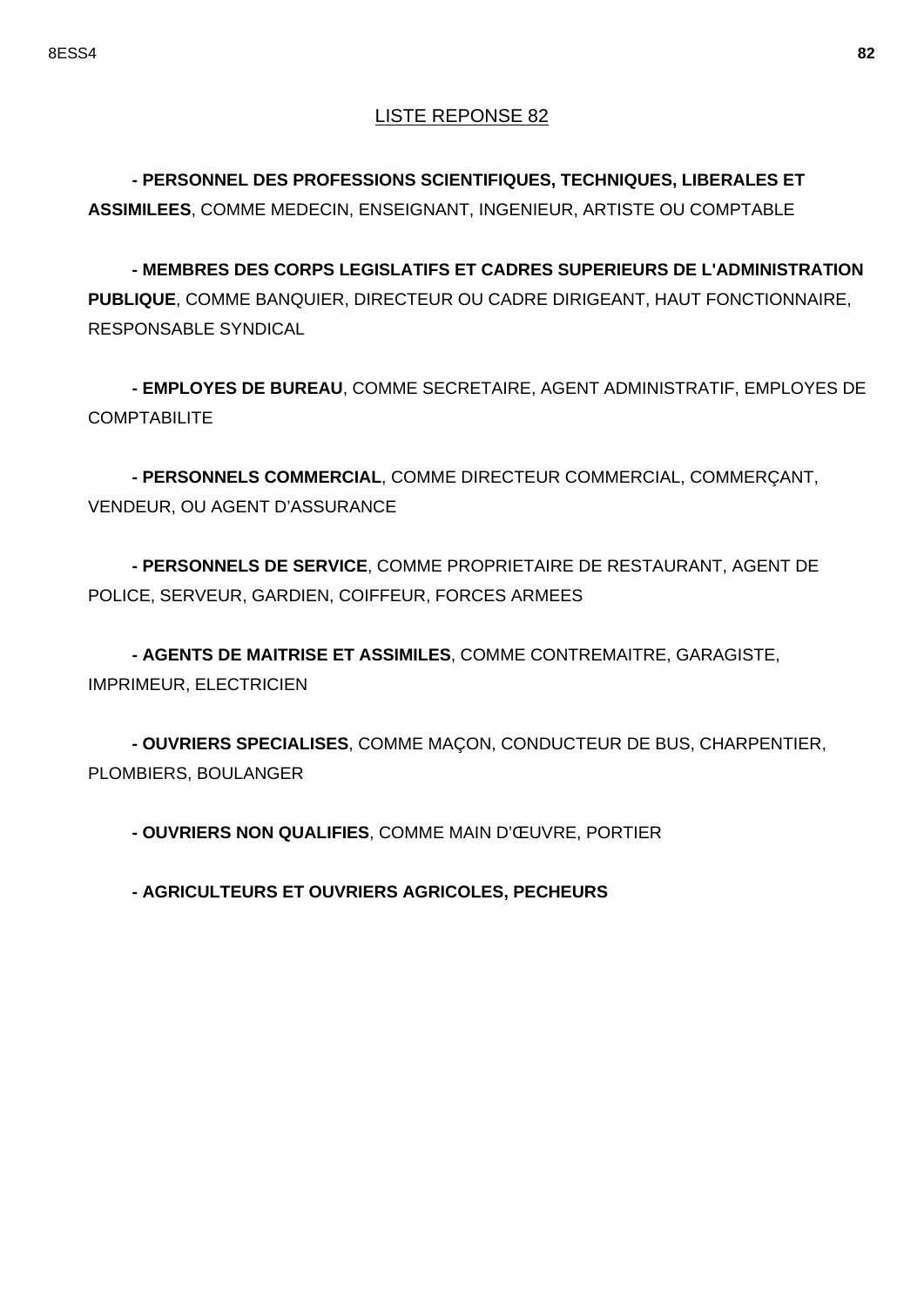LISTE REPONSE 82

**- PERSONNEL DES PROFESSIONS SCIENTIFIQUES, TECHNIQUES, LIBERALES ET ASSIMILEES**, COMME MEDECIN, ENSEIGNANT, INGENIEUR, ARTISTE OU COMPTABLE

**- MEMBRES DES CORPS LEGISLATIFS ET CADRES SUPERIEURS DE L'ADMINISTRATION PUBLIQUE**, COMME BANQUIER, DIRECTEUR OU CADRE DIRIGEANT, HAUT FONCTIONNAIRE, RESPONSABLE SYNDICAL

**- EMPLOYES DE BUREAU**, COMME SECRETAIRE, AGENT ADMINISTRATIF, EMPLOYES DE COMPTABILITE

**- PERSONNELS COMMERCIAL**, COMME DIRECTEUR COMMERCIAL, COMMERÇANT, VENDEUR, OU AGENT D'ASSURANCE

**- PERSONNELS DE SERVICE**, COMME PROPRIETAIRE DE RESTAURANT, AGENT DE POLICE, SERVEUR, GARDIEN, COIFFEUR, FORCES ARMEES

**- AGENTS DE MAITRISE ET ASSIMILES**, COMME CONTREMAITRE, GARAGISTE, IMPRIMEUR, ELECTRICIEN

**- OUVRIERS SPECIALISES**, COMME MAÇON, CONDUCTEUR DE BUS, CHARPENTIER, PLOMBIERS, BOULANGER

**- OUVRIERS NON QUALIFIES**, COMME MAIN D'ŒUVRE, PORTIER

**- AGRICULTEURS ET OUVRIERS AGRICOLES, PECHEURS**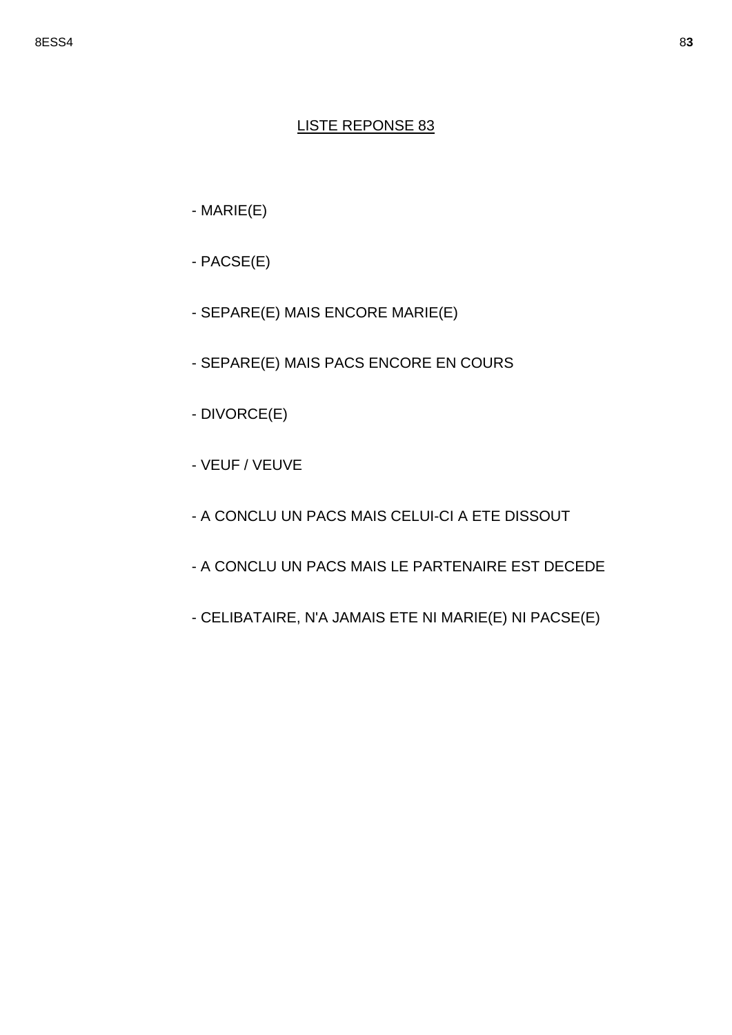## LISTE REPONSE 83

- MARIE(E)
- PACSE(E)
- SEPARE(E) MAIS ENCORE MARIE(E)
- SEPARE(E) MAIS PACS ENCORE EN COURS
- DIVORCE(E)
- VEUF / VEUVE
- A CONCLU UN PACS MAIS CELUI-CI A ETE DISSOUT
- A CONCLU UN PACS MAIS LE PARTENAIRE EST DECEDE
- CELIBATAIRE, N'A JAMAIS ETE NI MARIE(E) NI PACSE(E)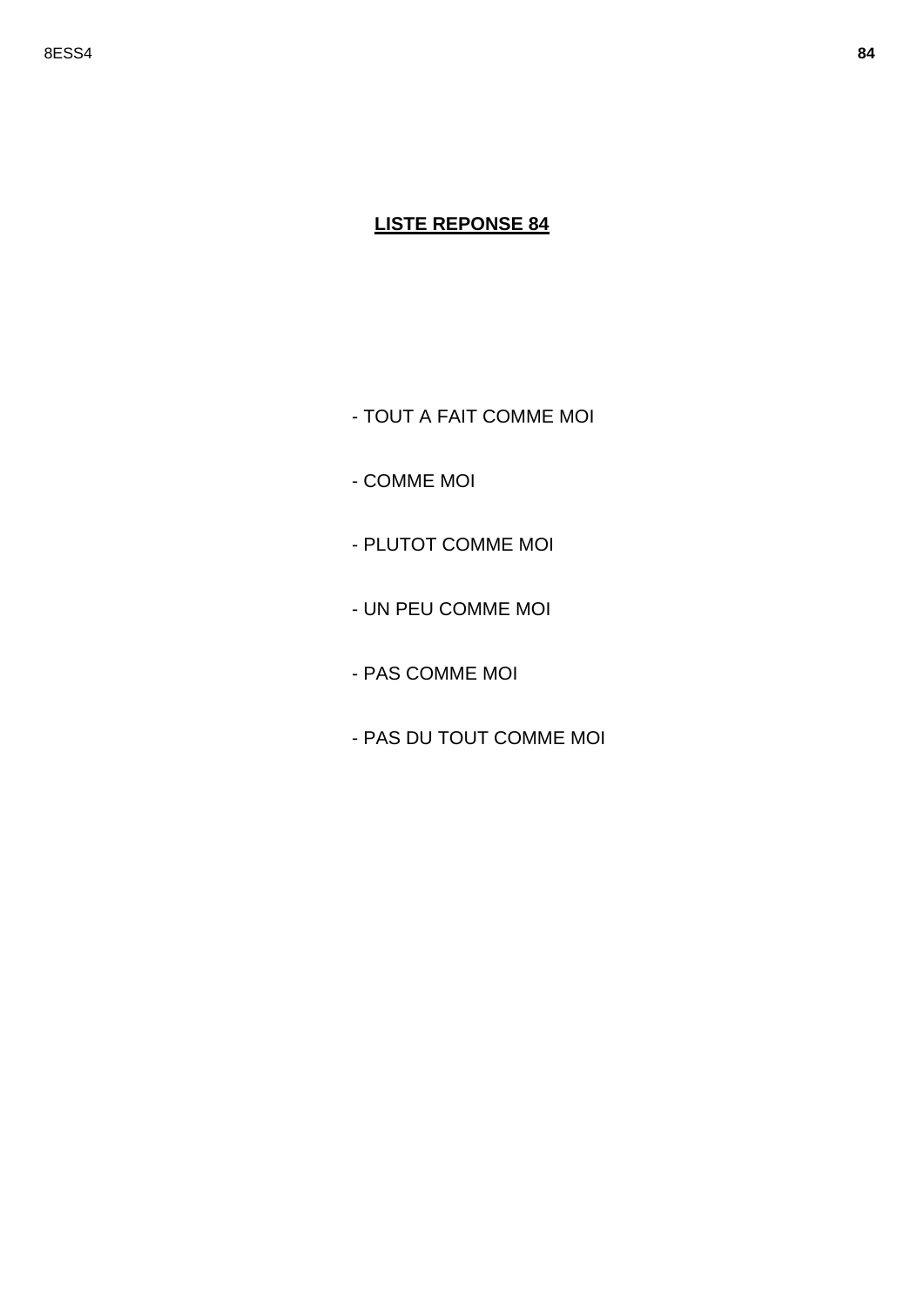**LISTE REPONSE 84**

- TOUT A FAIT COMME MOI
- COMME MOI
- PLUTOT COMME MOI
- UN PEU COMME MOI
- PAS COMME MOI
- PAS DU TOUT COMME MOI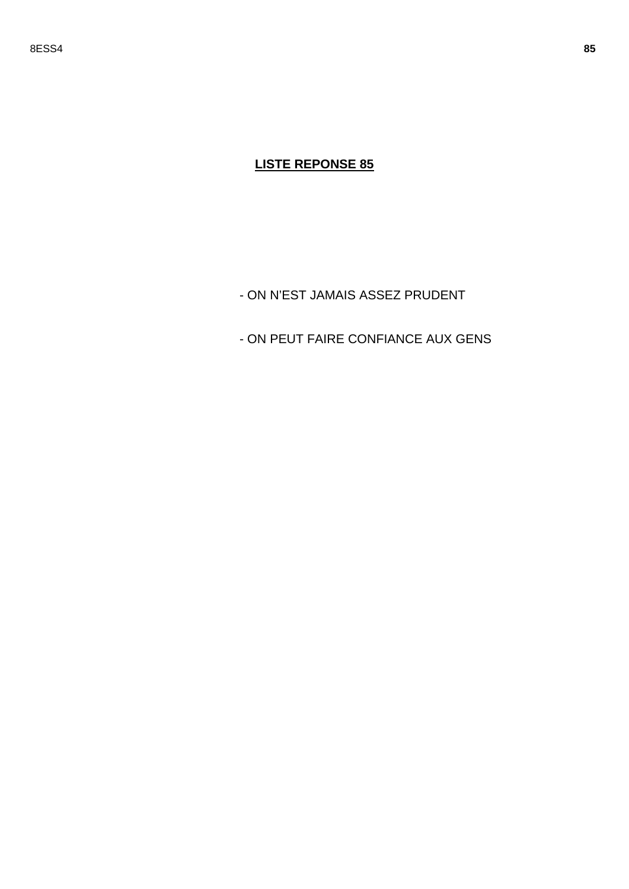**LISTE REPONSE 85**

- ON N'EST JAMAIS ASSEZ PRUDENT

- ON PEUT FAIRE CONFIANCE AUX GENS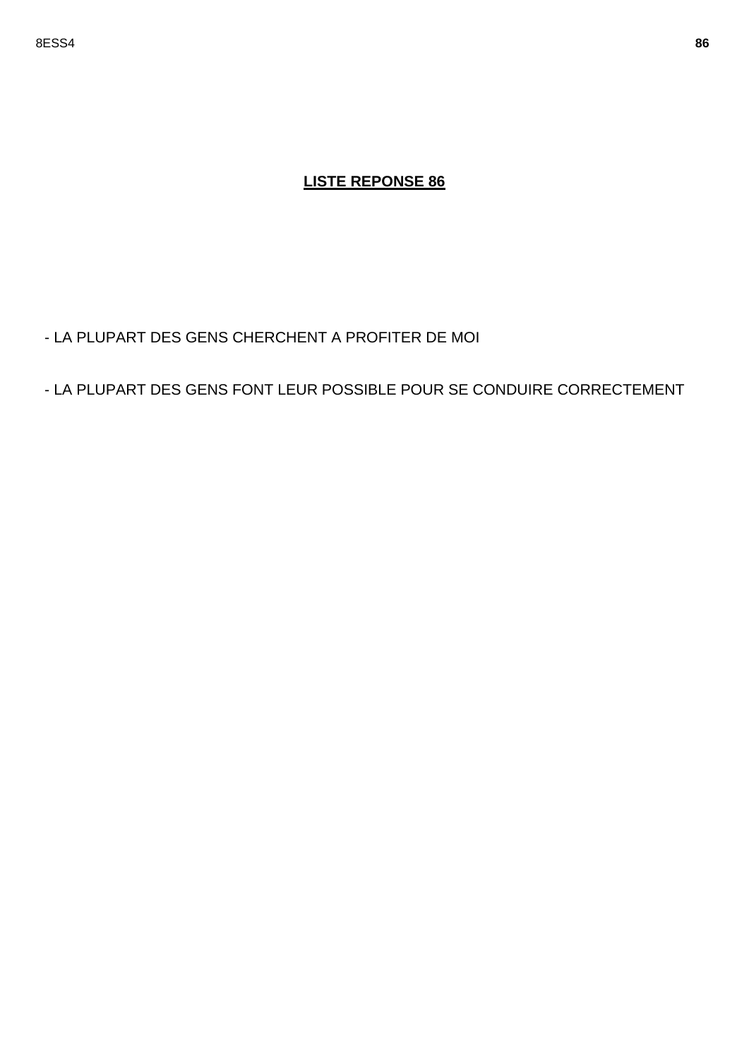## LISTE REPONSE 86

- LA PLUPART DES GENS CHERCHENT A PROFITER DE MOI

- LA PLUPART DES GENS FONT LEUR POSSIBLE POUR SE CONDUIRE CORRECTEMENT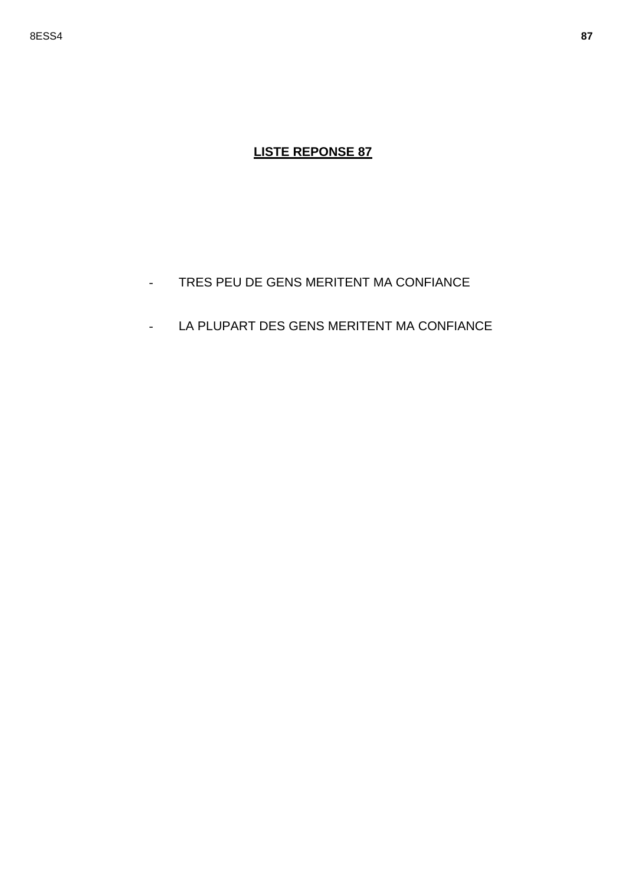**LISTE REPONSE 87**

- TRES PEU DE GENS MERITENT MA CONFIANCE

- LA PLUPART DES GENS MERITENT MA CONFIANCE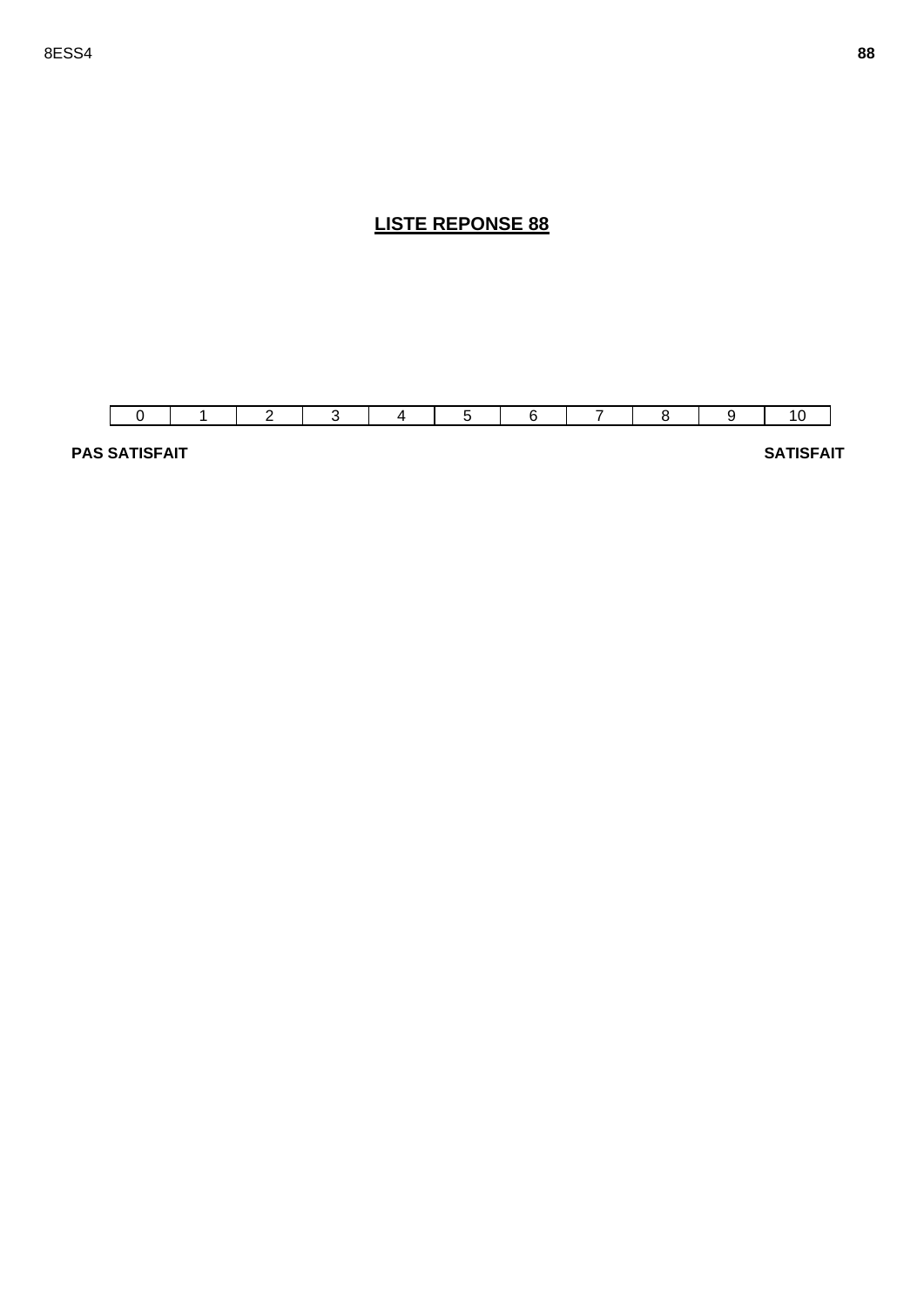## LISTE REPONSE 88

| 0 | 1 | 2 | 3 | 4 | 5 | 6 | 7 | 8 | 9 | 10 |
|---|---|---|---|---|---|---|---|---|---|---|

**PAS SATISFAIT** **SATISFAIT**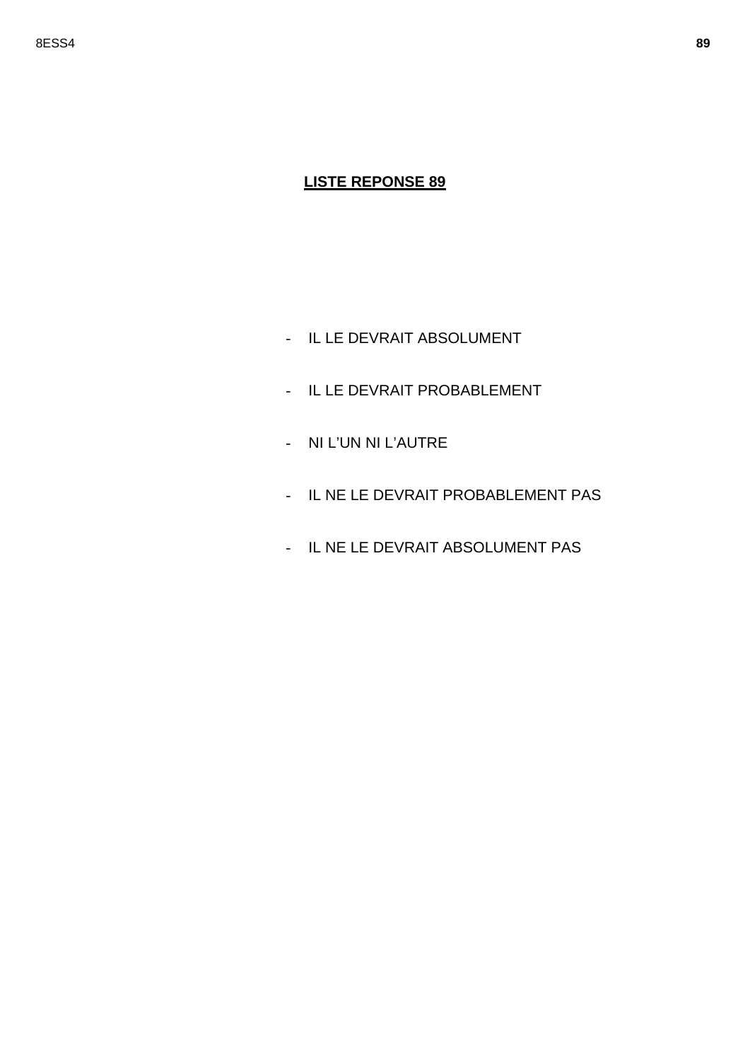**LISTE REPONSE 89**

- IL LE DEVRAIT ABSOLUMENT
- IL LE DEVRAIT PROBABLEMENT
- NI L'UN NI L'AUTRE
- IL NE LE DEVRAIT PROBABLEMENT PAS
- IL NE LE DEVRAIT ABSOLUMENT PAS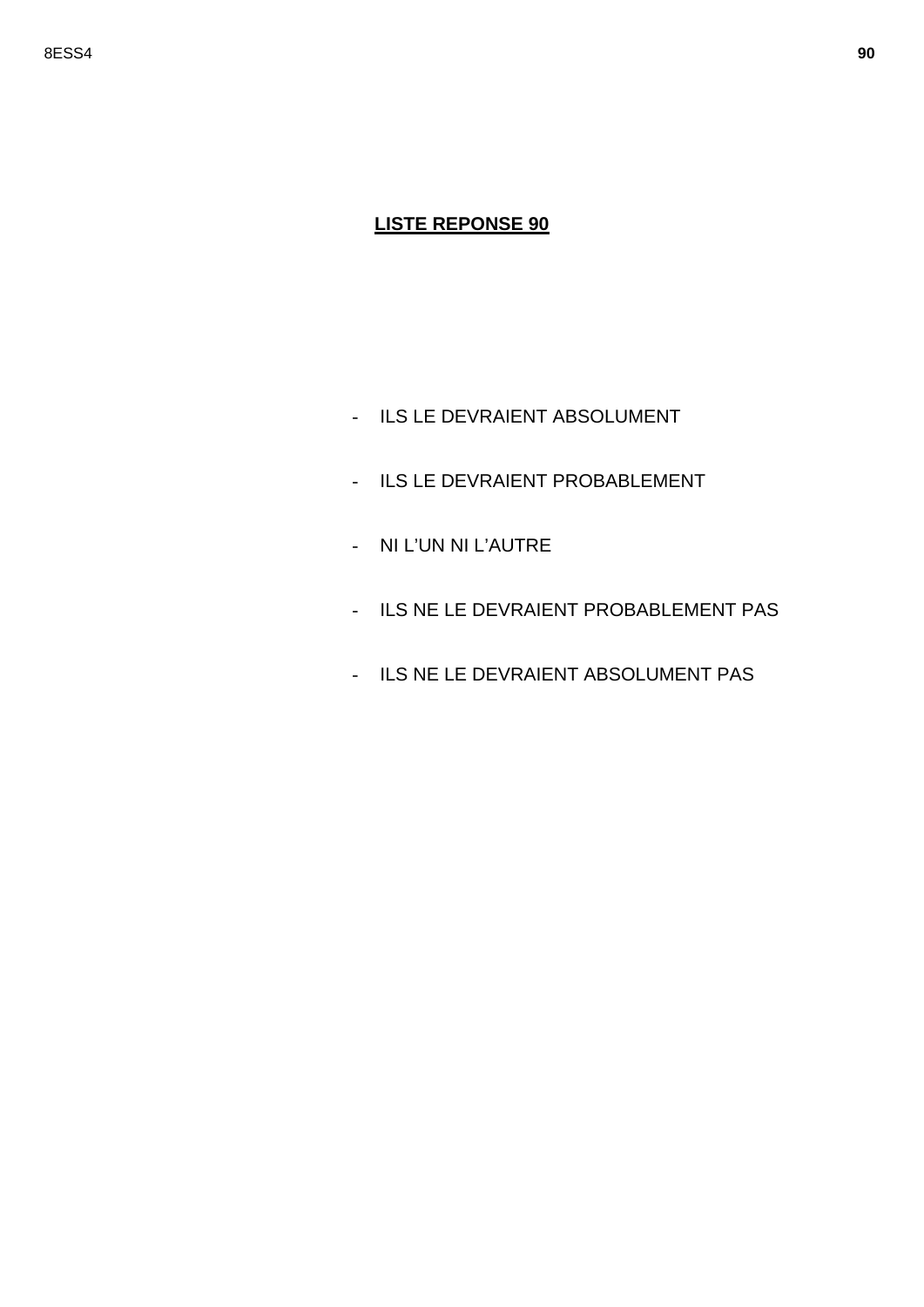**LISTE REPONSE 90**

- ILS LE DEVRAIENT ABSOLUMENT
- ILS LE DEVRAIENT PROBABLEMENT
- NI L'UN NI L'AUTRE
- ILS NE LE DEVRAIENT PROBABLEMENT PAS
- ILS NE LE DEVRAIENT ABSOLUMENT PAS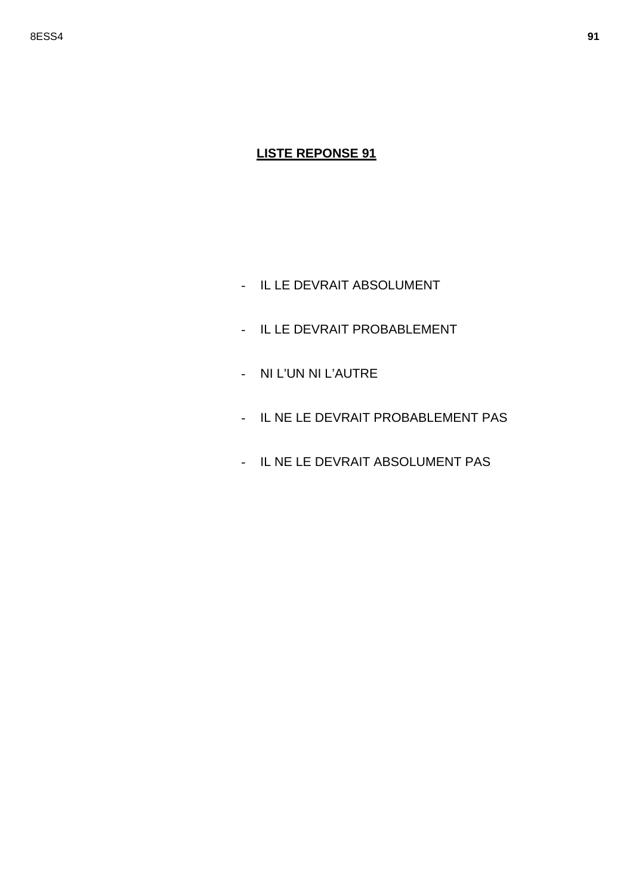**LISTE REPONSE 91**

- IL LE DEVRAIT ABSOLUMENT
- IL LE DEVRAIT PROBABLEMENT
- NI L'UN NI L'AUTRE
- IL NE LE DEVRAIT PROBABLEMENT PAS
- IL NE LE DEVRAIT ABSOLUMENT PAS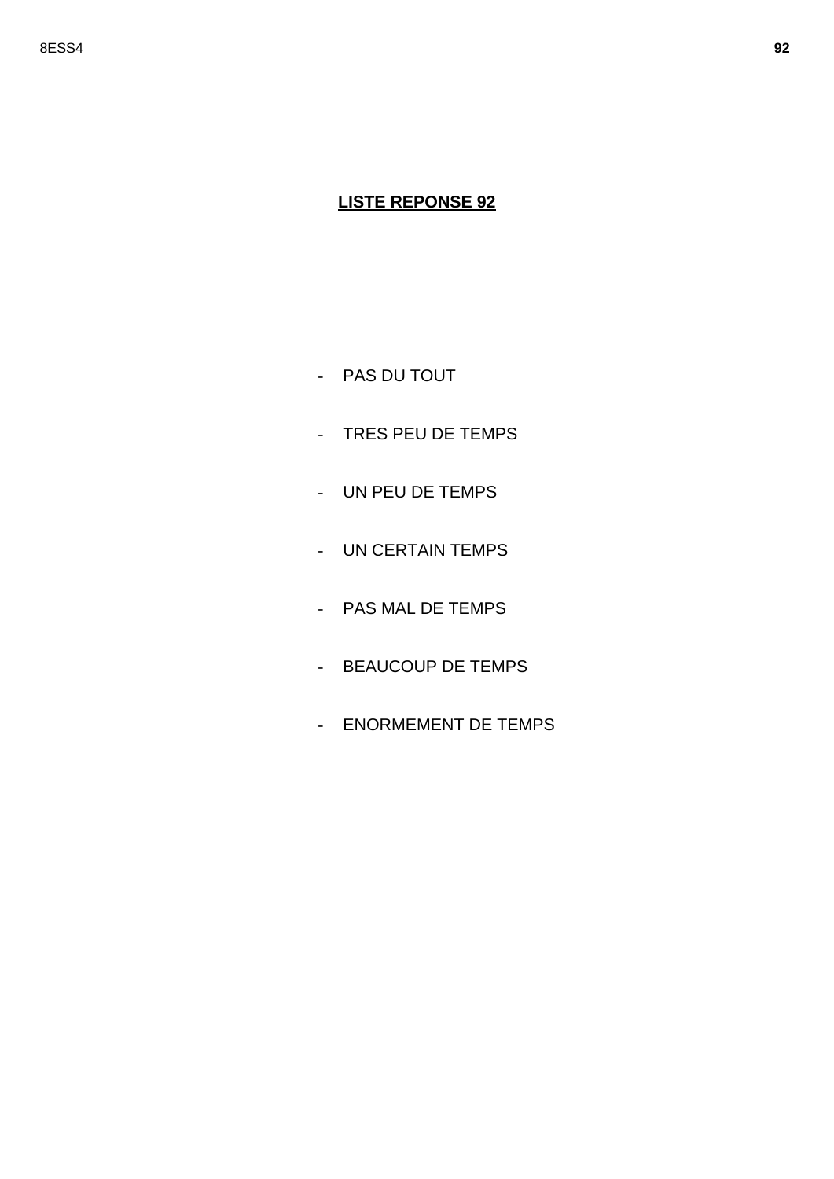## LISTE REPONSE 92

- PAS DU TOUT
- TRES PEU DE TEMPS
- UN PEU DE TEMPS
- UN CERTAIN TEMPS
- PAS MAL DE TEMPS
- BEAUCOUP DE TEMPS
- ENORMEMENT DE TEMPS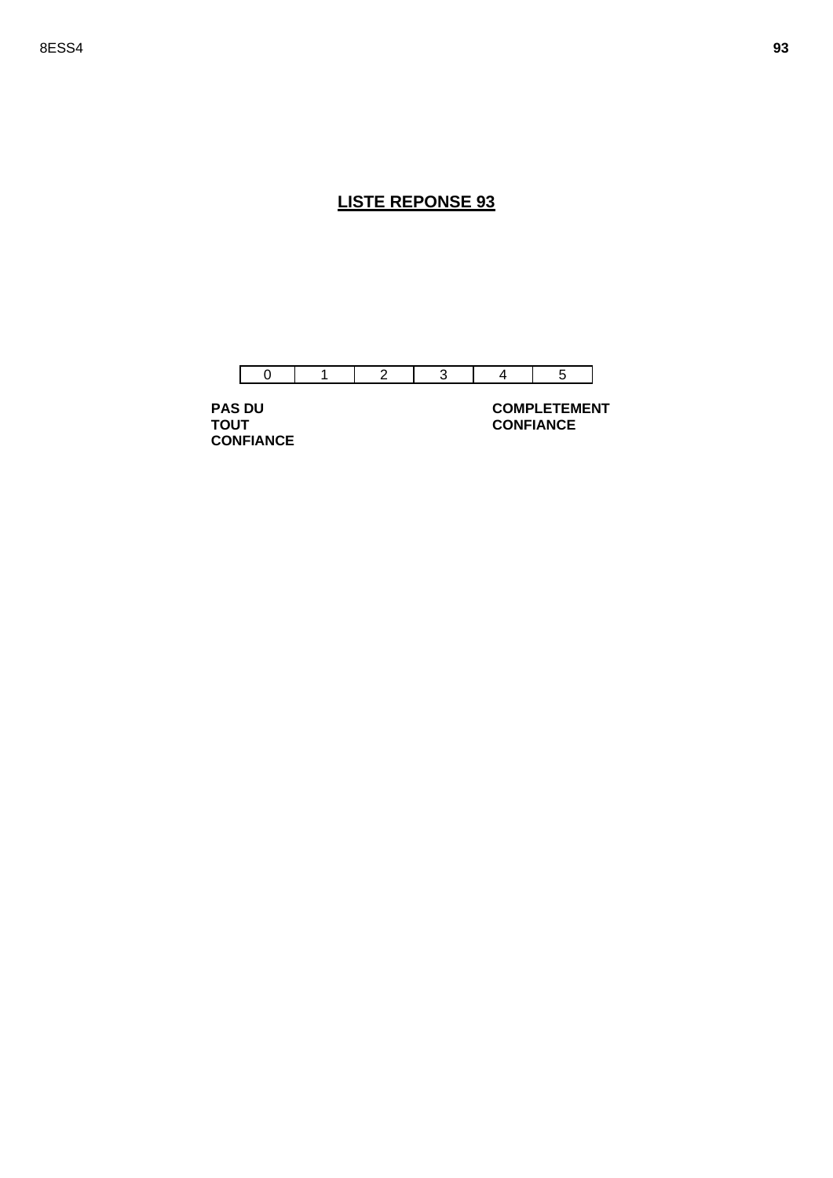## LISTE REPONSE 93

| 0 | 1 | 2 | 3 | 4 | 5 |
|---|---|---|---|---|---|

**PAS DU TOUT CONFIANCE** **COMPLETEMENT CONFIANCE**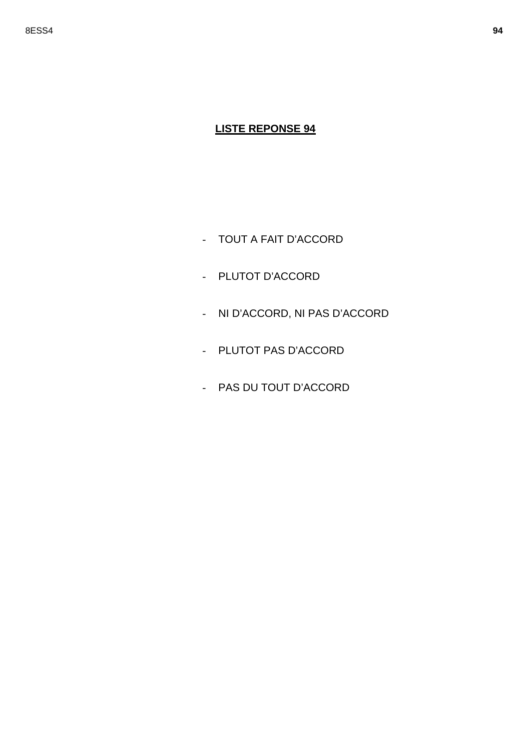**LISTE REPONSE 94**

- TOUT A FAIT D'ACCORD
- PLUTOT D'ACCORD
- NI D'ACCORD, NI PAS D'ACCORD
- PLUTOT PAS D'ACCORD
- PAS DU TOUT D'ACCORD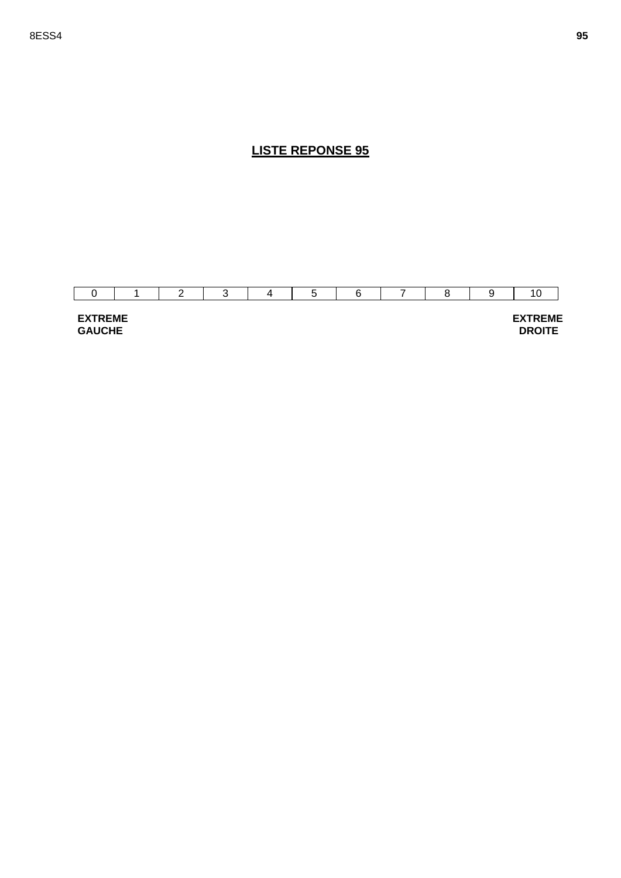## LISTE REPONSE 95

| 0 | 1 | 2 | 3 | 4 | 5 | 6 | 7 | 8 | 9 | 10 |
|---|---|---|---|---|---|---|---|---|---|---|

**EXTREME GAUCHE** **EXTREME DROITE**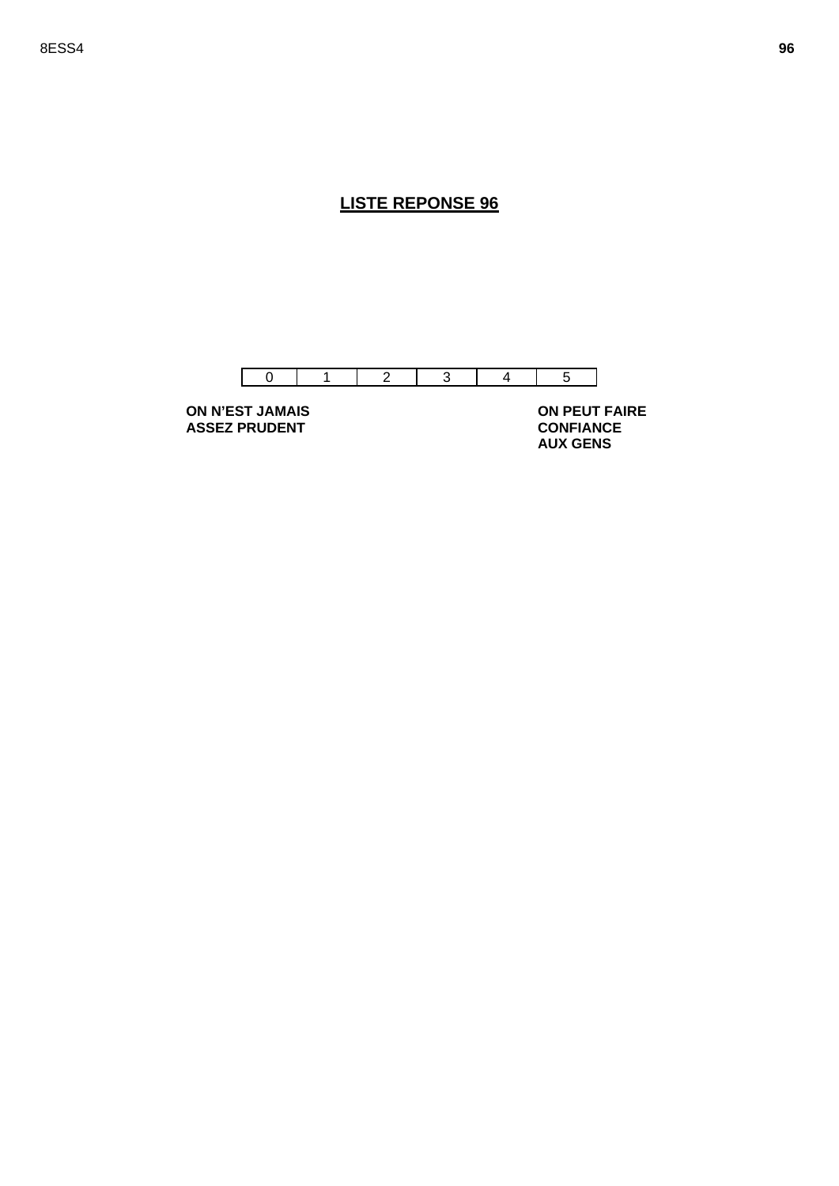## LISTE REPONSE 96

| 0 | 1 | 2 | 3 | 4 | 5 |
|---|---|---|---|---|---|

**ON N'EST JAMAIS ASSEZ PRUDENT**

**ON PEUT FAIRE CONFIANCE AUX GENS**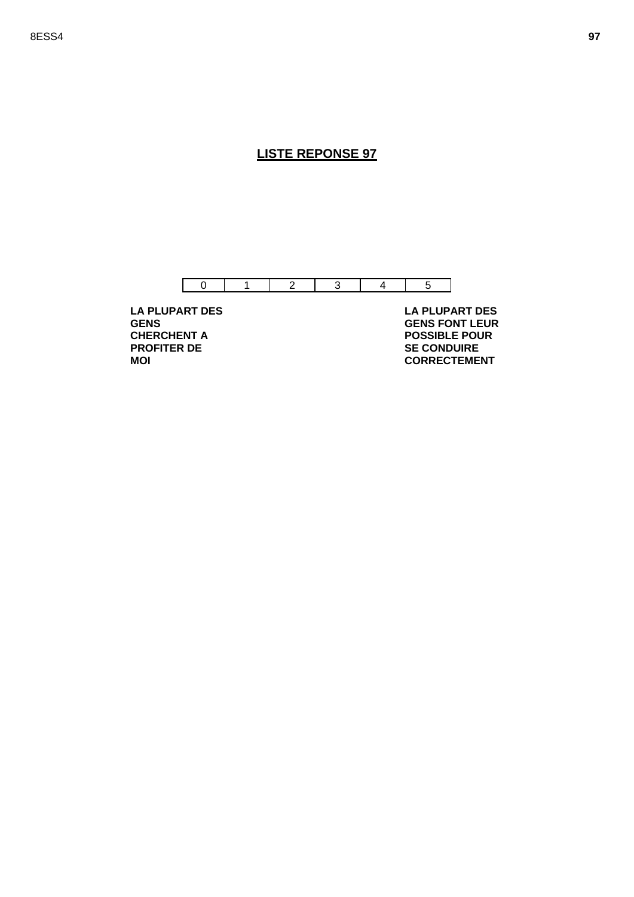## LISTE REPONSE 97

| 0 | 1 | 2 | 3 | 4 | 5 |
|---|---|---|---|---|---|

**LA PLUPART DES GENS CHERCHENT A PROFITER DE MOI**

**LA PLUPART DES GENS FONT LEUR POSSIBLE POUR SE CONDUIRE CORRECTEMENT**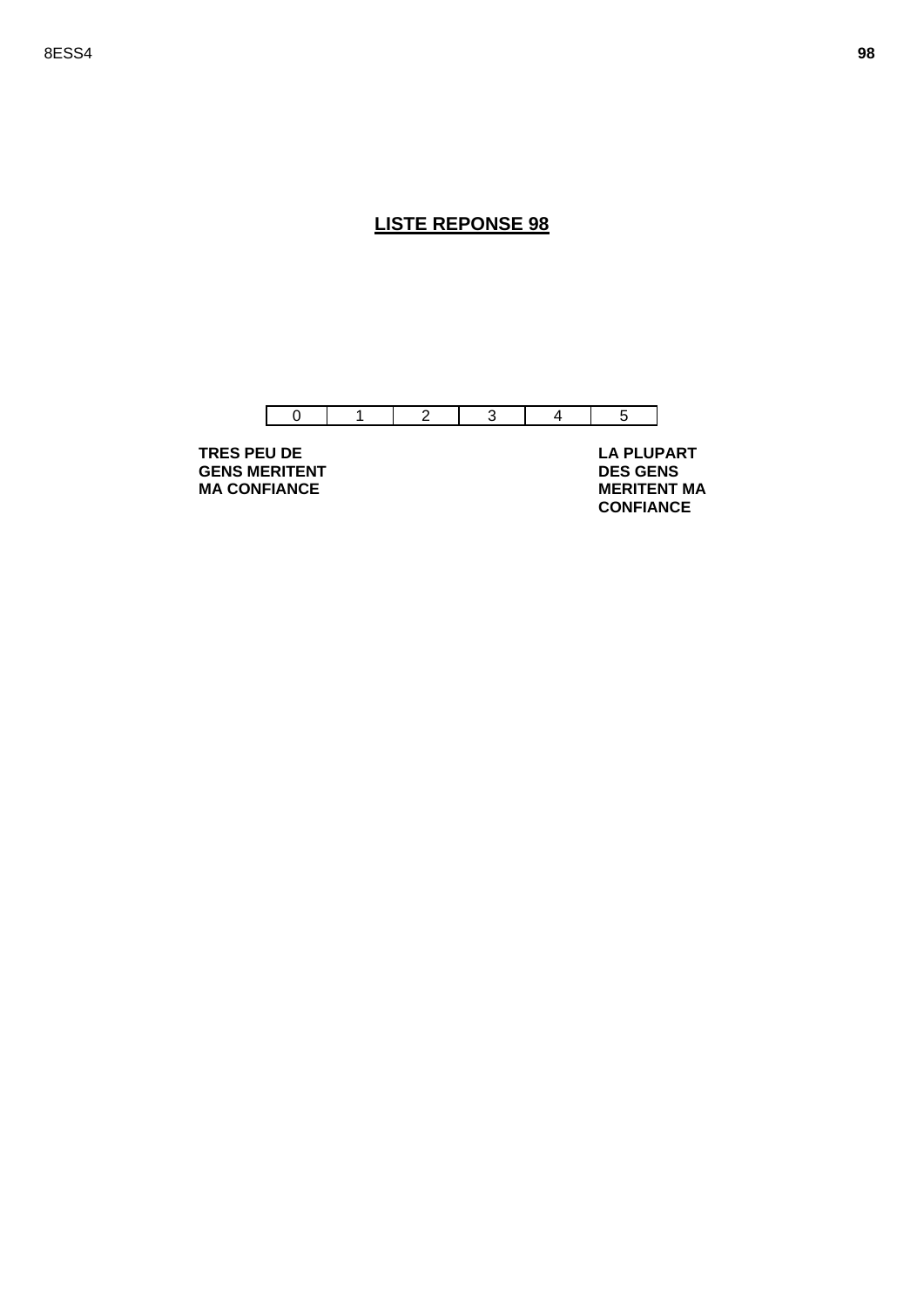## LISTE REPONSE 98

| 0 | 1 | 2 | 3 | 4 | 5 |
|---|---|---|---|---|---|

**TRES PEU DE GENS MERITENT MA CONFIANCE**

**LA PLUPART DES GENS MERITENT MA CONFIANCE**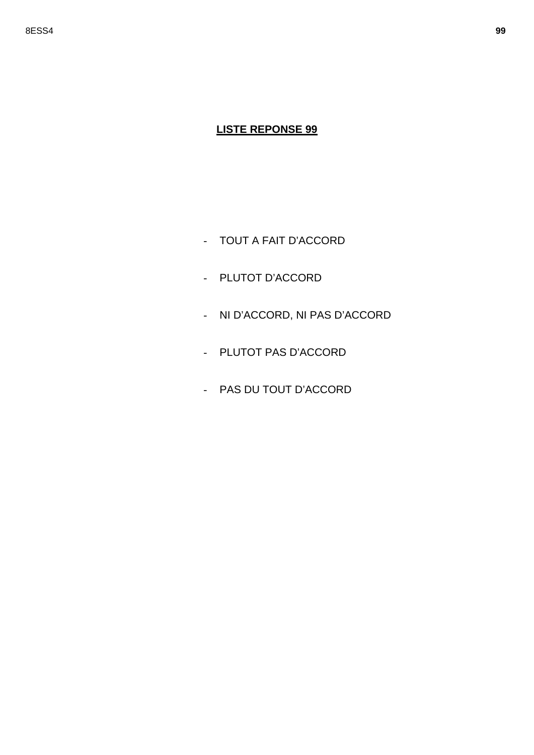**<u>LISTE REPONSE 99</u>**

- TOUT A FAIT D'ACCORD
- PLUTOT D'ACCORD
- NI D'ACCORD, NI PAS D'ACCORD
- PLUTOT PAS D'ACCORD
- PAS DU TOUT D'ACCORD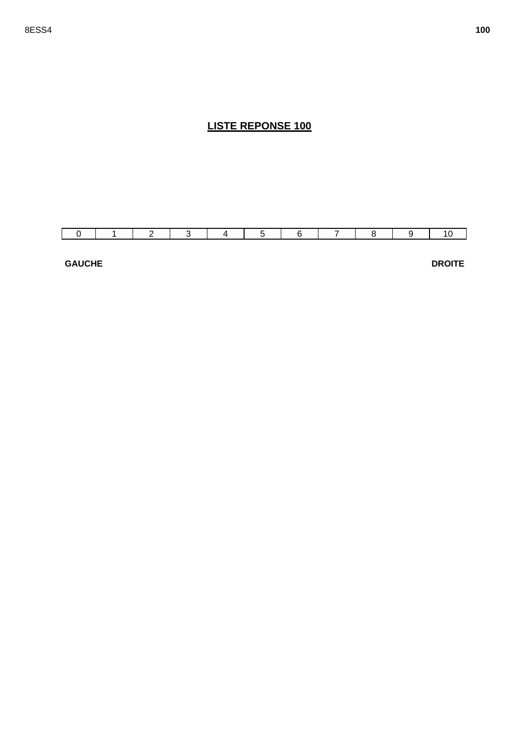## LISTE REPONSE 100

| 0 | 1 | 2 | 3 | 4 | 5 | 6 | 7 | 8 | 9 | 10 |
|---|---|---|---|---|---|---|---|---|---|---|

**GAUCHE** **DROITE**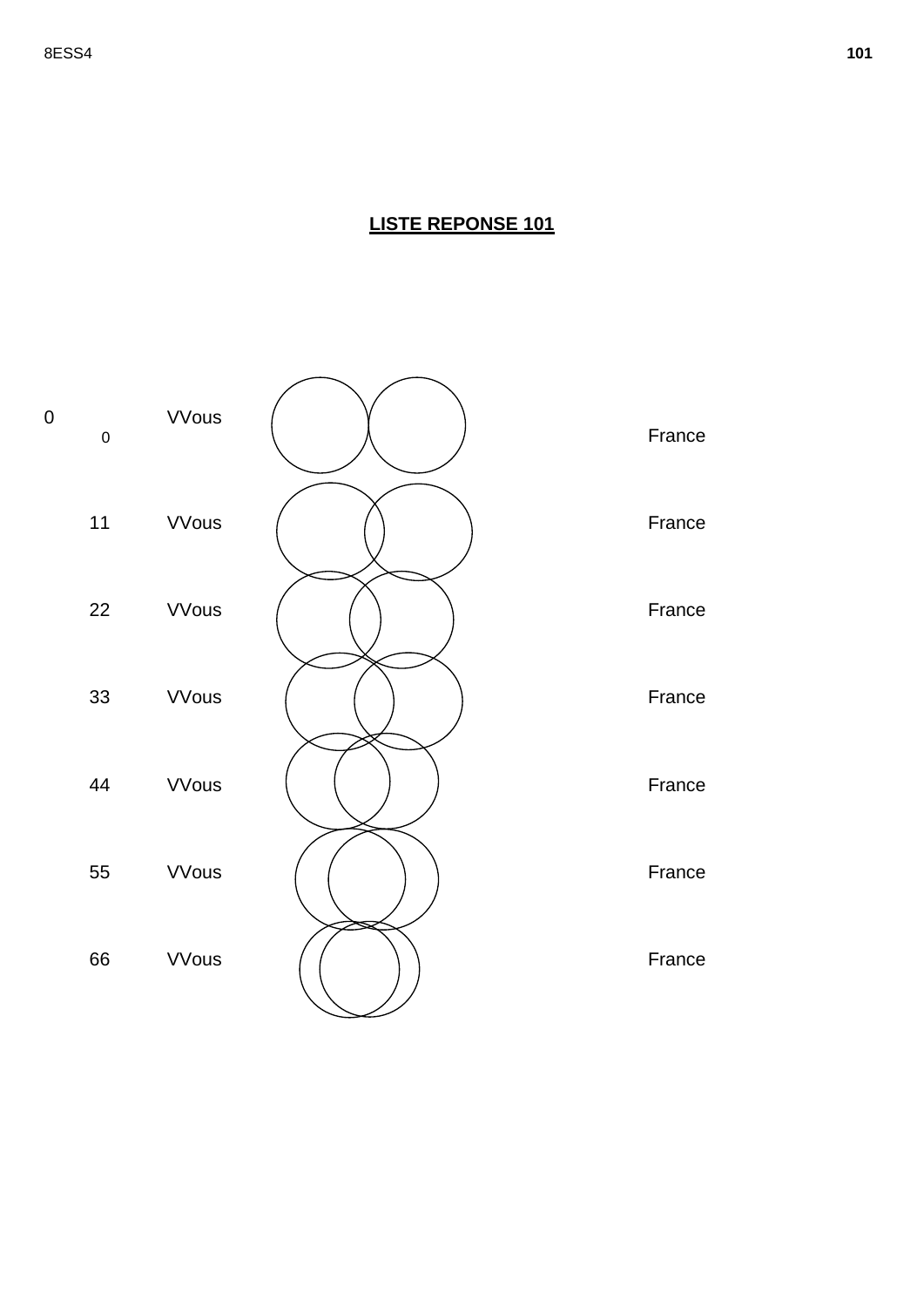## LISTE REPONSE 101

| | | |
|---|---|---|
| 0 0 | VVous | France |
| 11 | VVous | France |
| 22 | VVous | France |
| 33 | VVous | France |
| 44 | VVous | France |
| 55 | VVous | France |
| 66 | VVous | France |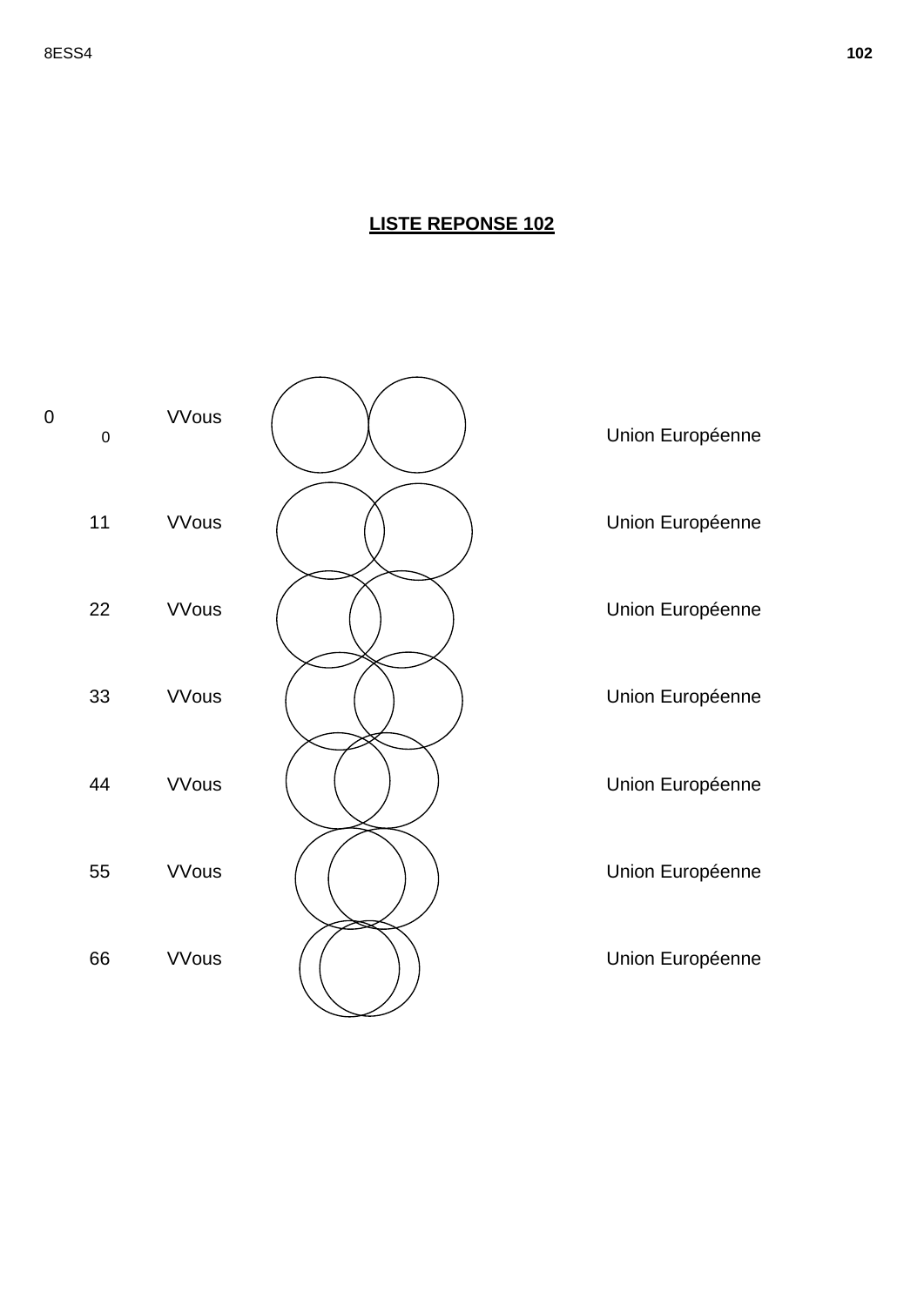## LISTE REPONSE 102

| | | | |
|---|---|---|---|
| 0 | 0 | VVous | Union Européenne |
| | 11 | VVous | Union Européenne |
| | 22 | VVous | Union Européenne |
| | 33 | VVous | Union Européenne |
| | 44 | VVous | Union Européenne |
| | 55 | VVous | Union Européenne |
| | 66 | VVous | Union Européenne |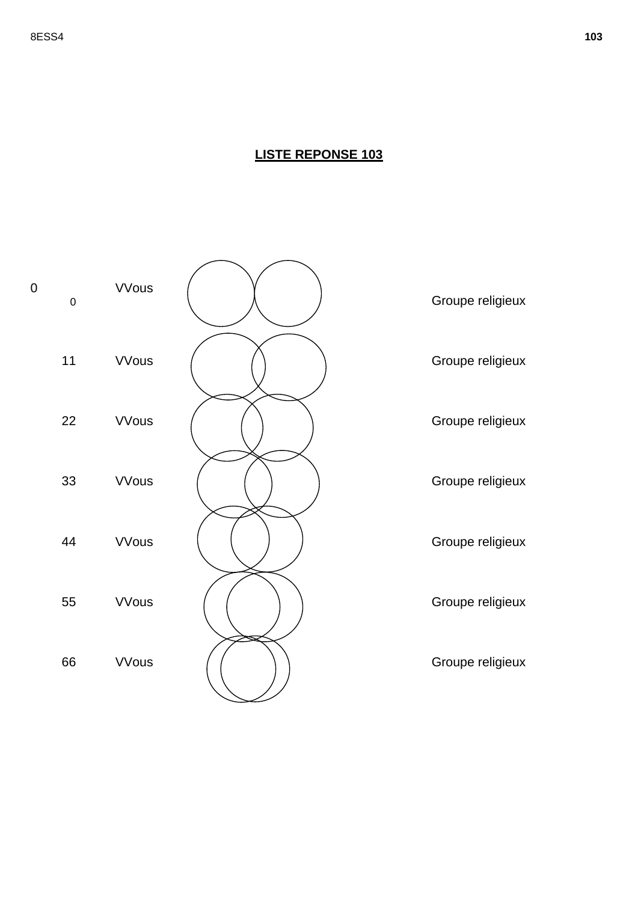# LISTE REPONSE 103

| | | | |
|---|---|---|---|
| 0 | Vous | | Groupe religieux |
| 1 | Vous | | Groupe religieux |
| 2 | Vous | | Groupe religieux |
| 3 | Vous | | Groupe religieux |
| 4 | Vous | | Groupe religieux |
| 5 | Vous | | Groupe religieux |
| 6 | Vous | | Groupe religieux |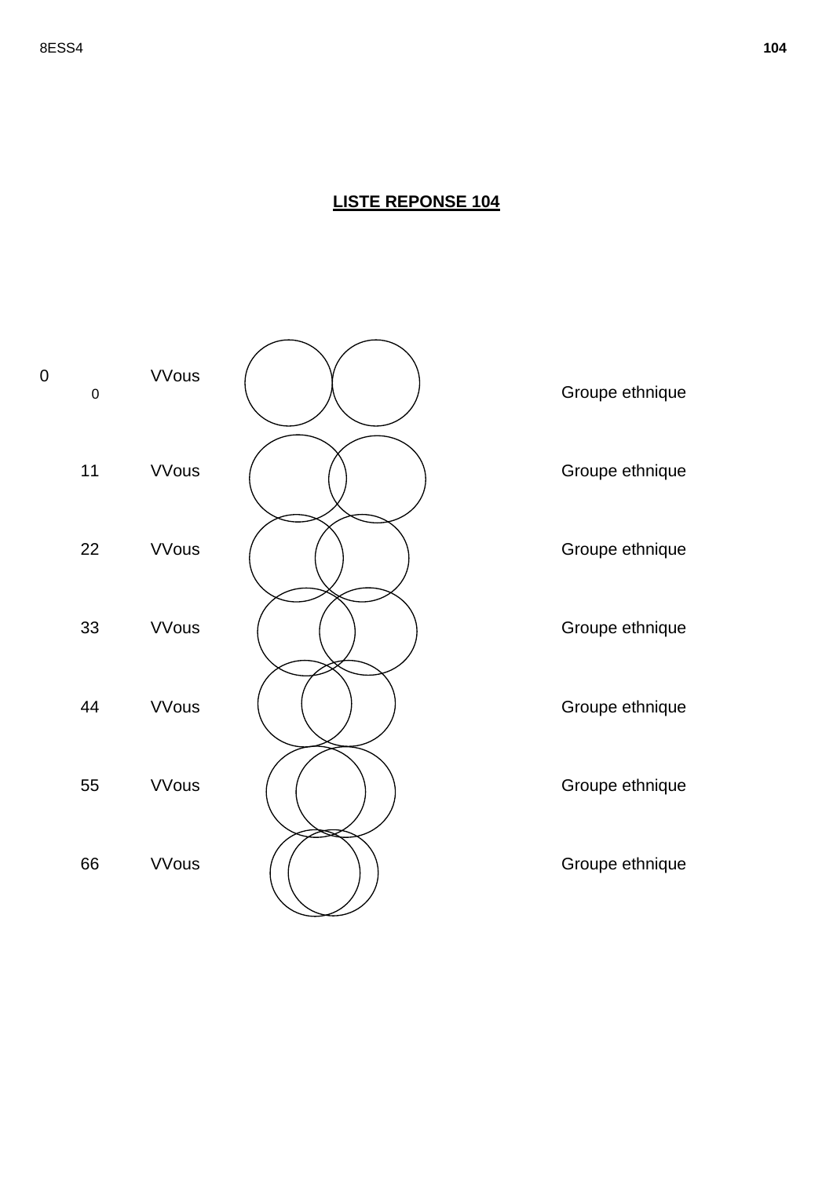## LISTE REPONSE 104

| | | |
|---|---|---|
| 0 | VVous | Groupe ethnique |
| 11 | VVous | Groupe ethnique |
| 22 | VVous | Groupe ethnique |
| 33 | VVous | Groupe ethnique |
| 44 | VVous | Groupe ethnique |
| 55 | VVous | Groupe ethnique |
| 66 | VVous | Groupe ethnique |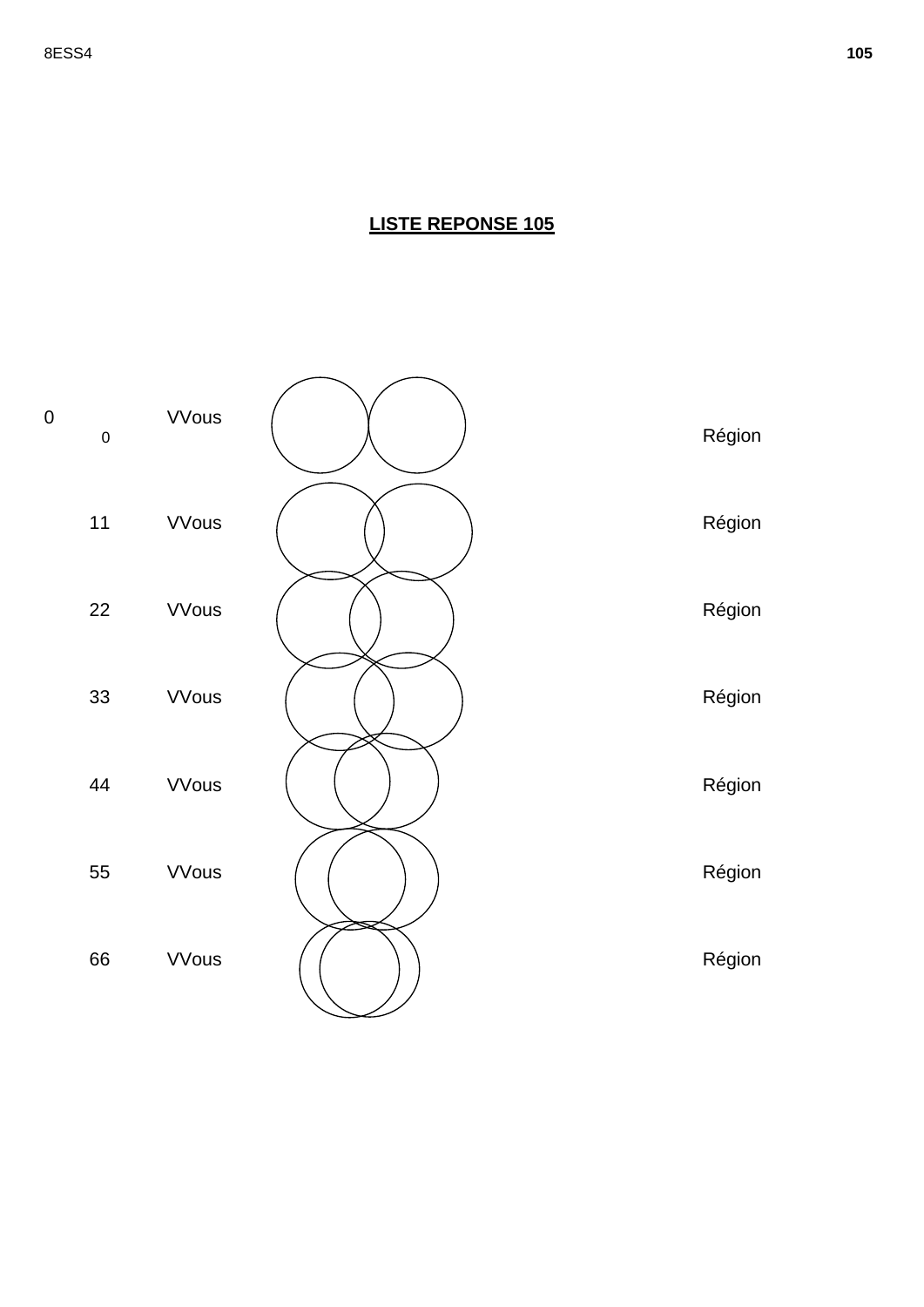# LISTE REPONSE 105

0 0 VVous Région

11 VVous Région

22 VVous Région

33 VVous Région

44 VVous Région

55 VVous Région

66 VVous Région